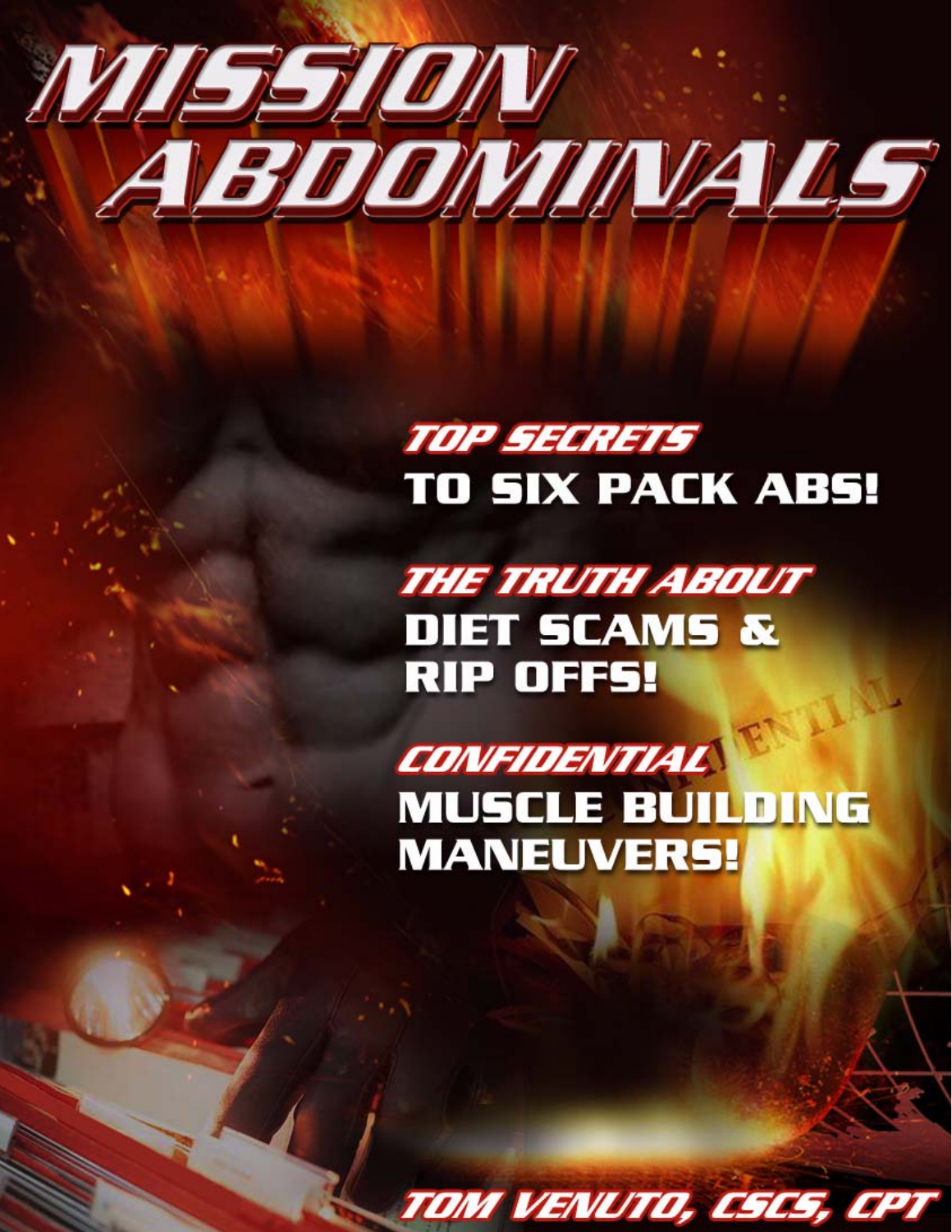# MISSION ABDOMINALS

**TOP SECRETS TO SIX PACK ABS!**

**THE TRUTH ABOUT DIET SCAMS & RIP OFFS!**

**CONFIDENTIAL MUSCLE BUILDING MANEUVERS!**

**TOM VENUTO, CSCS, CPT**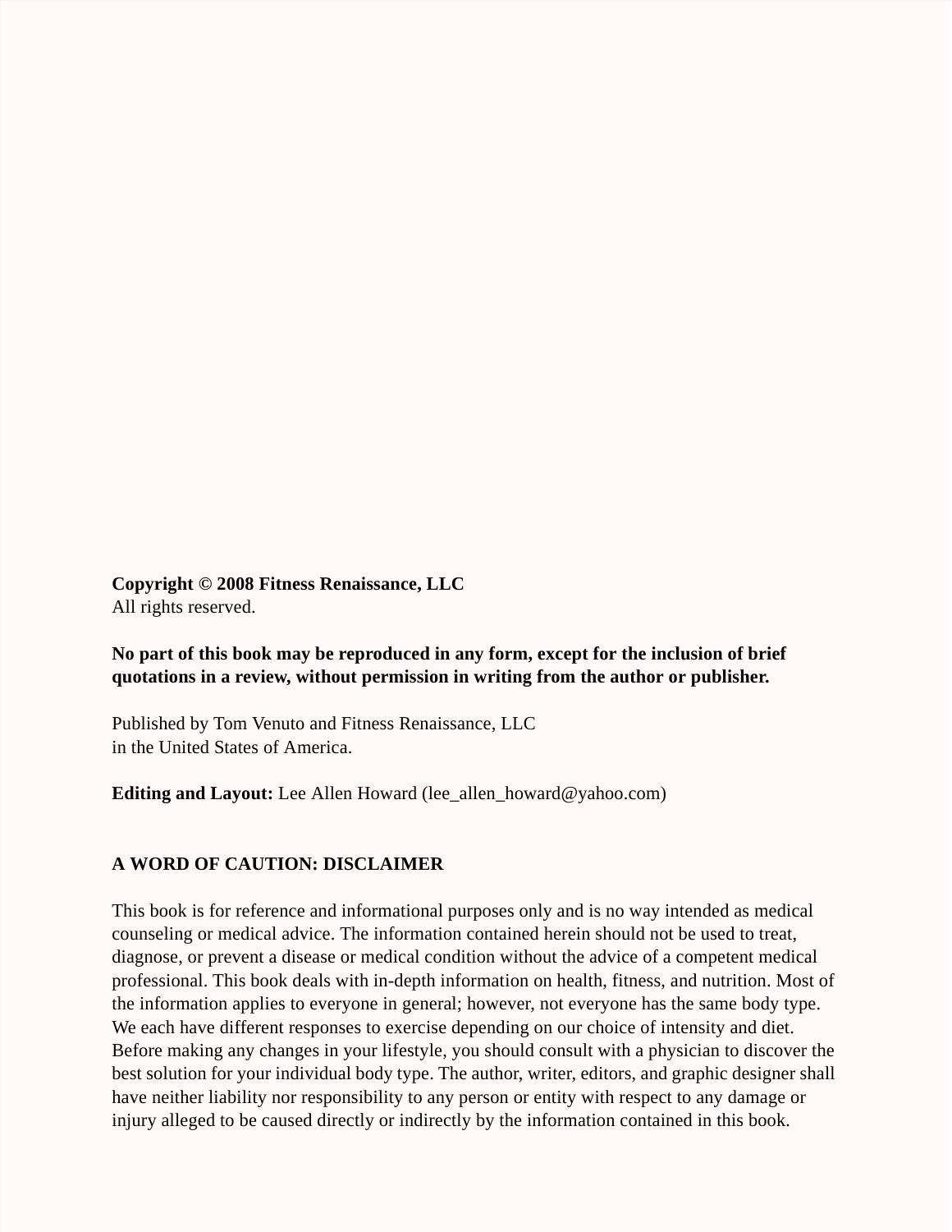**Copyright © 2008 Fitness Renaissance, LLC**
All rights reserved.

**No part of this book may be reproduced in any form, except for the inclusion of brief quotations in a review, without permission in writing from the author or publisher.**

Published by Tom Venuto and Fitness Renaissance, LLC
in the United States of America.

**Editing and Layout:** Lee Allen Howard (lee_allen_howard@yahoo.com)

**A WORD OF CAUTION: DISCLAIMER**

This book is for reference and informational purposes only and is no way intended as medical counseling or medical advice. The information contained herein should not be used to treat, diagnose, or prevent a disease or medical condition without the advice of a competent medical professional. This book deals with in-depth information on health, fitness, and nutrition. Most of the information applies to everyone in general; however, not everyone has the same body type. We each have different responses to exercise depending on our choice of intensity and diet. Before making any changes in your lifestyle, you should consult with a physician to discover the best solution for your individual body type. The author, writer, editors, and graphic designer shall have neither liability nor responsibility to any person or entity with respect to any damage or injury alleged to be caused directly or indirectly by the information contained in this book.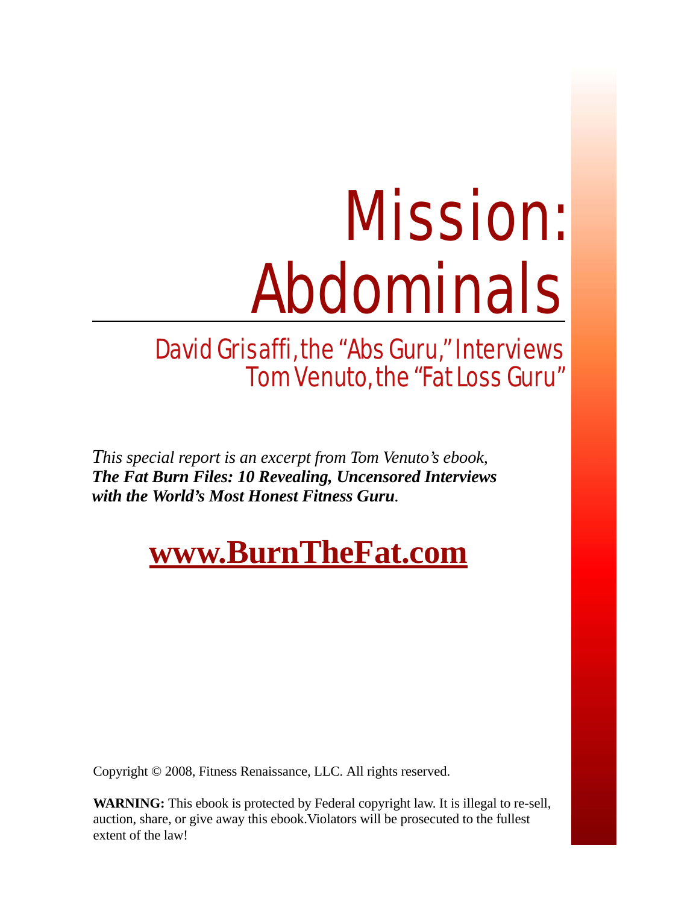# Mission: Abdominals

## David Grisaffi, the "Abs Guru," Interviews Tom Venuto, the "Fat Loss Guru"

*This special report is an excerpt from Tom Venuto's ebook,* ***The Fat Burn Files: 10 Revealing, Uncensored Interviews with the World's Most Honest Fitness Guru****.*

**www.BurnTheFat.com**

Copyright © 2008, Fitness Renaissance, LLC. All rights reserved.

**WARNING:** This ebook is protected by Federal copyright law. It is illegal to re-sell, auction, share, or give away this ebook.Violators will be prosecuted to the fullest extent of the law!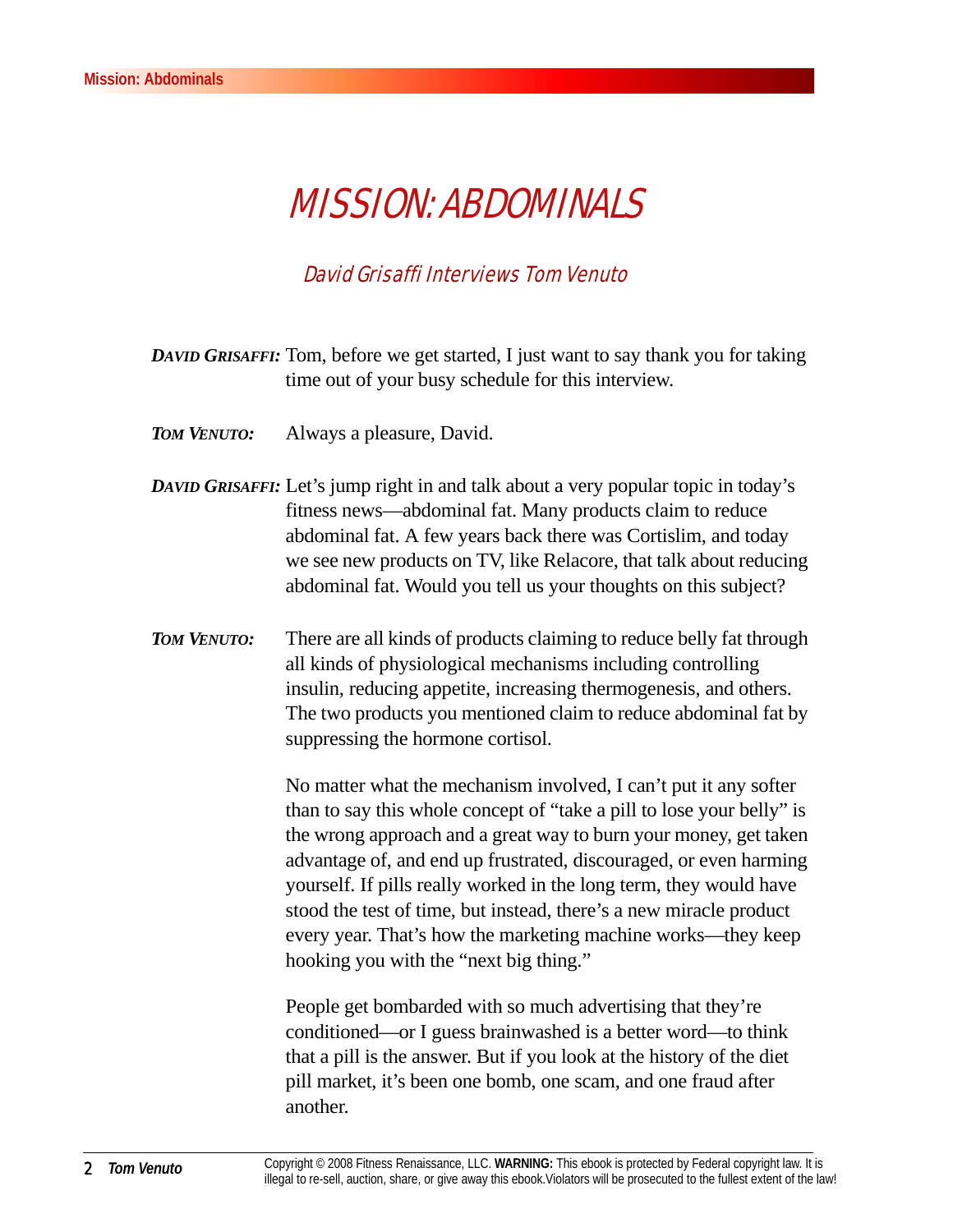# MISSION: ABDOMINALS

## David Grisaffi Interviews Tom Venuto

***DAVID GRISAFFI:*** Tom, before we get started, I just want to say thank you for taking time out of your busy schedule for this interview.

***TOM VENUTO:*** Always a pleasure, David.

***DAVID GRISAFFI:*** Let's jump right in and talk about a very popular topic in today's fitness news—abdominal fat. Many products claim to reduce abdominal fat. A few years back there was Cortislim, and today we see new products on TV, like Relacore, that talk about reducing abdominal fat. Would you tell us your thoughts on this subject?

***TOM VENUTO:*** There are all kinds of products claiming to reduce belly fat through all kinds of physiological mechanisms including controlling insulin, reducing appetite, increasing thermogenesis, and others. The two products you mentioned claim to reduce abdominal fat by suppressing the hormone cortisol.

No matter what the mechanism involved, I can't put it any softer than to say this whole concept of "take a pill to lose your belly" is the wrong approach and a great way to burn your money, get taken advantage of, and end up frustrated, discouraged, or even harming yourself. If pills really worked in the long term, they would have stood the test of time, but instead, there's a new miracle product every year. That's how the marketing machine works—they keep hooking you with the "next big thing."

People get bombarded with so much advertising that they're conditioned—or I guess brainwashed is a better word—to think that a pill is the answer. But if you look at the history of the diet pill market, it's been one bomb, one scam, and one fraud after another.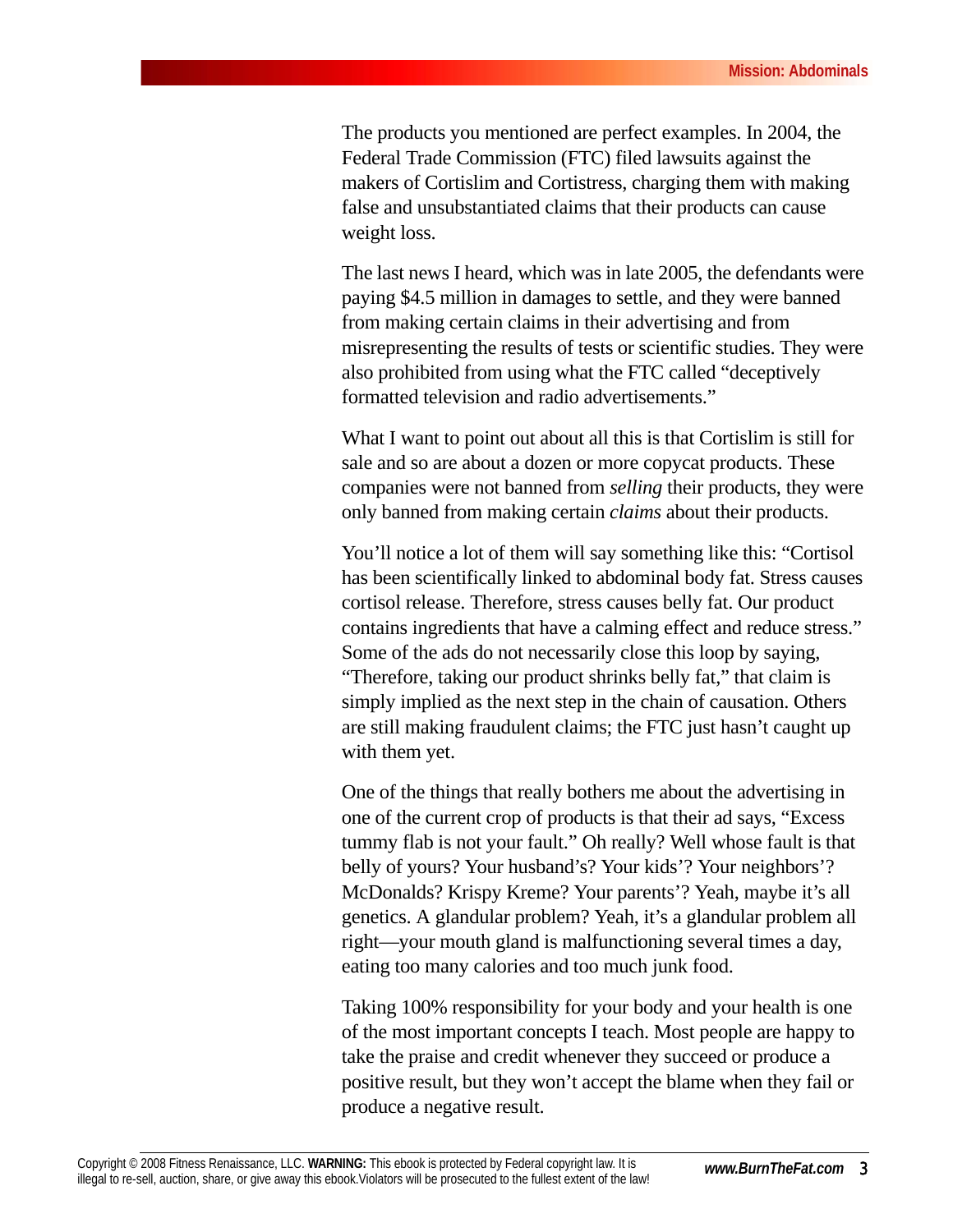The products you mentioned are perfect examples. In 2004, the Federal Trade Commission (FTC) filed lawsuits against the makers of Cortislim and Cortistress, charging them with making false and unsubstantiated claims that their products can cause weight loss.

The last news I heard, which was in late 2005, the defendants were paying $4.5 million in damages to settle, and they were banned from making certain claims in their advertising and from misrepresenting the results of tests or scientific studies. They were also prohibited from using what the FTC called "deceptively formatted television and radio advertisements."

What I want to point out about all this is that Cortislim is still for sale and so are about a dozen or more copycat products. These companies were not banned from *selling* their products, they were only banned from making certain *claims* about their products.

You'll notice a lot of them will say something like this: "Cortisol has been scientifically linked to abdominal body fat. Stress causes cortisol release. Therefore, stress causes belly fat. Our product contains ingredients that have a calming effect and reduce stress." Some of the ads do not necessarily close this loop by saying, "Therefore, taking our product shrinks belly fat," that claim is simply implied as the next step in the chain of causation. Others are still making fraudulent claims; the FTC just hasn't caught up with them yet.

One of the things that really bothers me about the advertising in one of the current crop of products is that their ad says, "Excess tummy flab is not your fault." Oh really? Well whose fault is that belly of yours? Your husband's? Your kids'? Your neighbors'? McDonalds? Krispy Kreme? Your parents'? Yeah, maybe it's all genetics. A glandular problem? Yeah, it's a glandular problem all right—your mouth gland is malfunctioning several times a day, eating too many calories and too much junk food.

Taking 100% responsibility for your body and your health is one of the most important concepts I teach. Most people are happy to take the praise and credit whenever they succeed or produce a positive result, but they won't accept the blame when they fail or produce a negative result.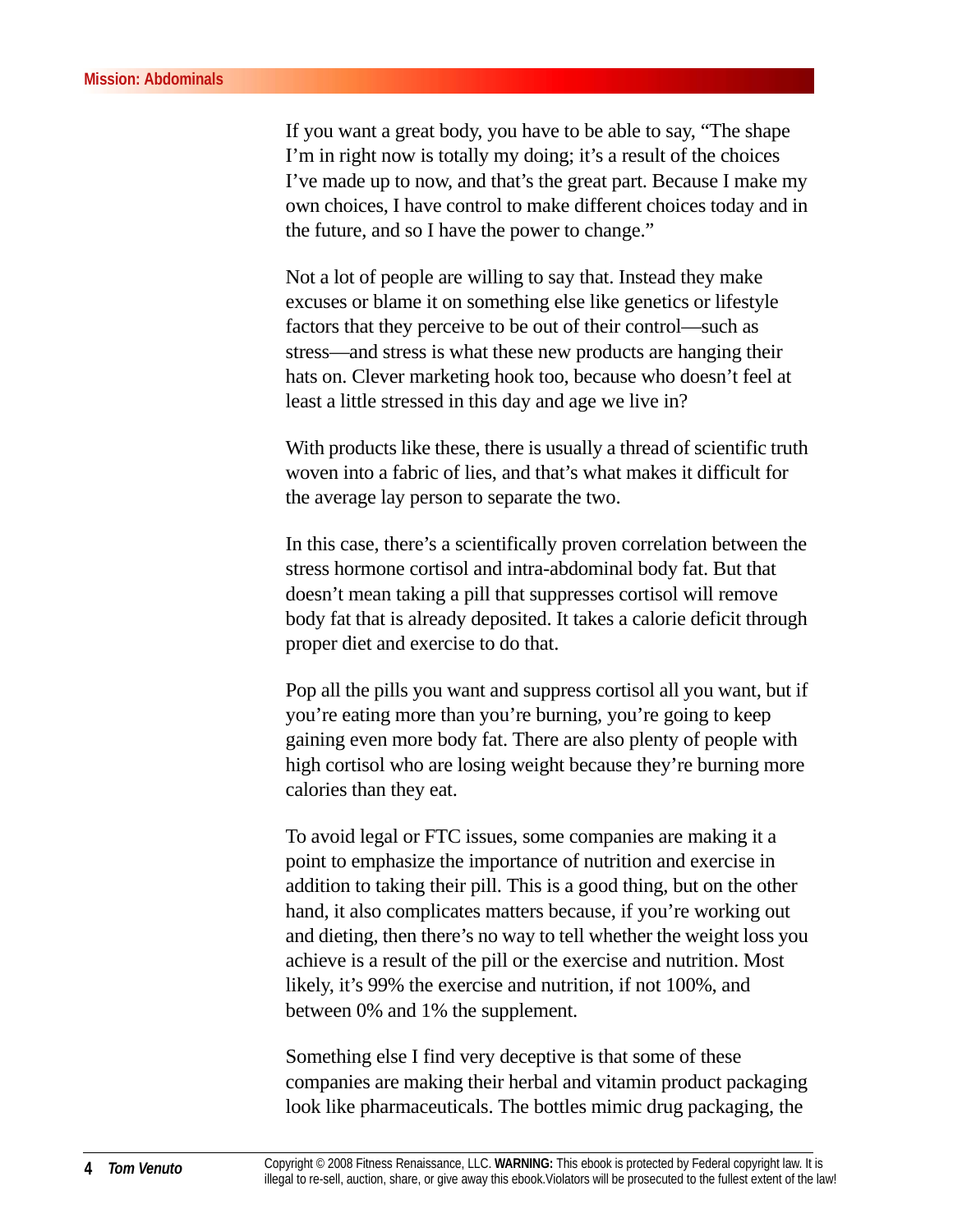If you want a great body, you have to be able to say, "The shape I'm in right now is totally my doing; it's a result of the choices I've made up to now, and that's the great part. Because I make my own choices, I have control to make different choices today and in the future, and so I have the power to change."

Not a lot of people are willing to say that. Instead they make excuses or blame it on something else like genetics or lifestyle factors that they perceive to be out of their control—such as stress—and stress is what these new products are hanging their hats on. Clever marketing hook too, because who doesn't feel at least a little stressed in this day and age we live in?

With products like these, there is usually a thread of scientific truth woven into a fabric of lies, and that's what makes it difficult for the average lay person to separate the two.

In this case, there's a scientifically proven correlation between the stress hormone cortisol and intra-abdominal body fat. But that doesn't mean taking a pill that suppresses cortisol will remove body fat that is already deposited. It takes a calorie deficit through proper diet and exercise to do that.

Pop all the pills you want and suppress cortisol all you want, but if you're eating more than you're burning, you're going to keep gaining even more body fat. There are also plenty of people with high cortisol who are losing weight because they're burning more calories than they eat.

To avoid legal or FTC issues, some companies are making it a point to emphasize the importance of nutrition and exercise in addition to taking their pill. This is a good thing, but on the other hand, it also complicates matters because, if you're working out and dieting, then there's no way to tell whether the weight loss you achieve is a result of the pill or the exercise and nutrition. Most likely, it's 99% the exercise and nutrition, if not 100%, and between 0% and 1% the supplement.

Something else I find very deceptive is that some of these companies are making their herbal and vitamin product packaging look like pharmaceuticals. The bottles mimic drug packaging, the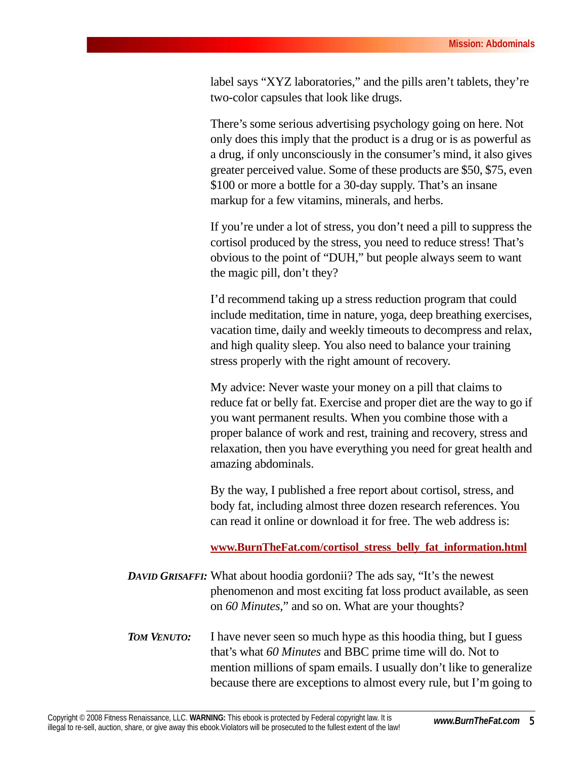label says "XYZ laboratories," and the pills aren't tablets, they're two-color capsules that look like drugs.

There's some serious advertising psychology going on here. Not only does this imply that the product is a drug or is as powerful as a drug, if only unconsciously in the consumer's mind, it also gives greater perceived value. Some of these products are $50, $75, even $100 or more a bottle for a 30-day supply. That's an insane markup for a few vitamins, minerals, and herbs.

If you're under a lot of stress, you don't need a pill to suppress the cortisol produced by the stress, you need to reduce stress! That's obvious to the point of "DUH," but people always seem to want the magic pill, don't they?

I'd recommend taking up a stress reduction program that could include meditation, time in nature, yoga, deep breathing exercises, vacation time, daily and weekly timeouts to decompress and relax, and high quality sleep. You also need to balance your training stress properly with the right amount of recovery.

My advice: Never waste your money on a pill that claims to reduce fat or belly fat. Exercise and proper diet are the way to go if you want permanent results. When you combine those with a proper balance of work and rest, training and recovery, stress and relaxation, then you have everything you need for great health and amazing abdominals.

By the way, I published a free report about cortisol, stress, and body fat, including almost three dozen research references. You can read it online or download it for free. The web address is:

**www.BurnTheFat.com/cortisol_stress_belly_fat_information.html**

***DAVID GRISAFFI:*** What about hoodia gordonii? The ads say, "It's the newest phenomenon and most exciting fat loss product available, as seen on *60 Minutes*," and so on. What are your thoughts?

***TOM VENUTO:*** I have never seen so much hype as this hoodia thing, but I guess that's what *60 Minutes* and BBC prime time will do. Not to mention millions of spam emails. I usually don't like to generalize because there are exceptions to almost every rule, but I'm going to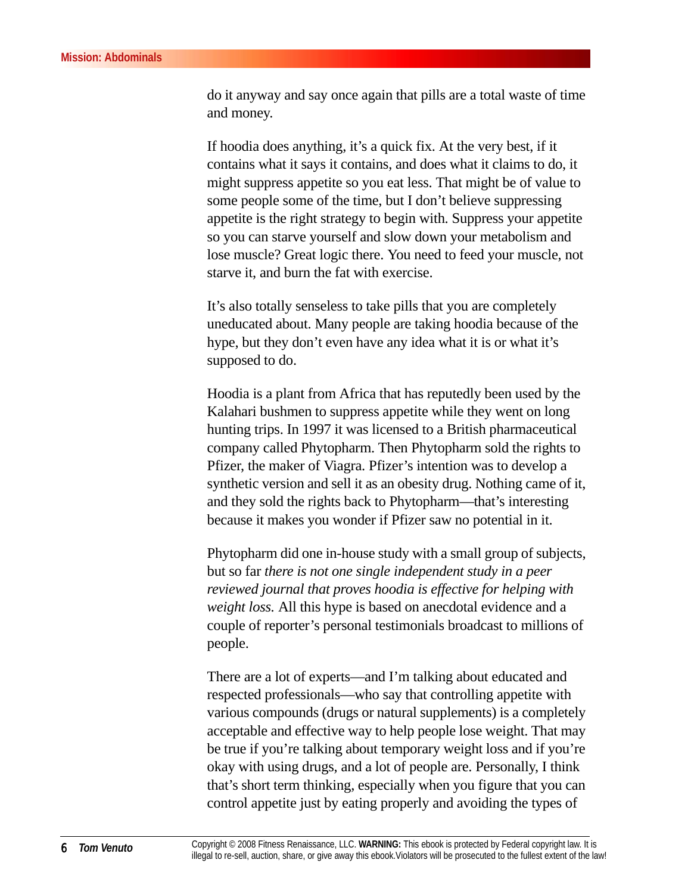do it anyway and say once again that pills are a total waste of time and money.

If hoodia does anything, it's a quick fix. At the very best, if it contains what it says it contains, and does what it claims to do, it might suppress appetite so you eat less. That might be of value to some people some of the time, but I don't believe suppressing appetite is the right strategy to begin with. Suppress your appetite so you can starve yourself and slow down your metabolism and lose muscle? Great logic there. You need to feed your muscle, not starve it, and burn the fat with exercise.

It's also totally senseless to take pills that you are completely uneducated about. Many people are taking hoodia because of the hype, but they don't even have any idea what it is or what it's supposed to do.

Hoodia is a plant from Africa that has reputedly been used by the Kalahari bushmen to suppress appetite while they went on long hunting trips. In 1997 it was licensed to a British pharmaceutical company called Phytopharm. Then Phytopharm sold the rights to Pfizer, the maker of Viagra. Pfizer's intention was to develop a synthetic version and sell it as an obesity drug. Nothing came of it, and they sold the rights back to Phytopharm—that's interesting because it makes you wonder if Pfizer saw no potential in it.

Phytopharm did one in-house study with a small group of subjects, but so far *there is not one single independent study in a peer reviewed journal that proves hoodia is effective for helping with weight loss.* All this hype is based on anecdotal evidence and a couple of reporter's personal testimonials broadcast to millions of people.

There are a lot of experts—and I'm talking about educated and respected professionals—who say that controlling appetite with various compounds (drugs or natural supplements) is a completely acceptable and effective way to help people lose weight. That may be true if you're talking about temporary weight loss and if you're okay with using drugs, and a lot of people are. Personally, I think that's short term thinking, especially when you figure that you can control appetite just by eating properly and avoiding the types of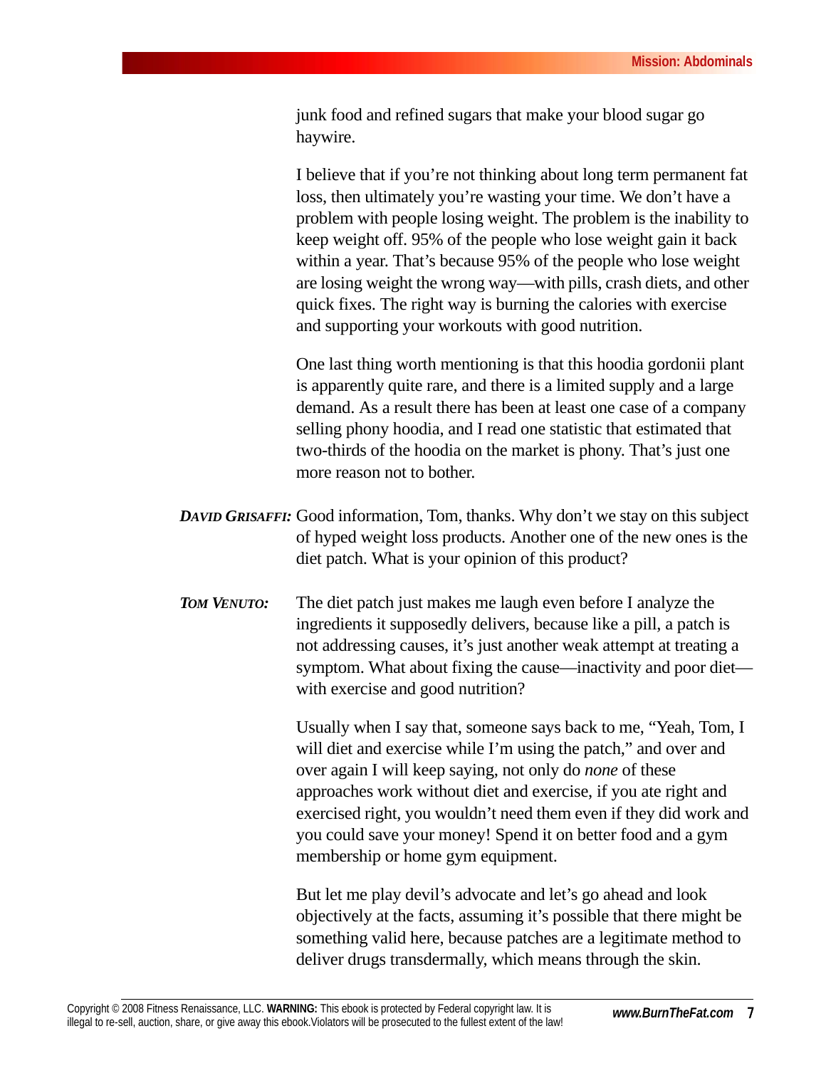junk food and refined sugars that make your blood sugar go haywire.

I believe that if you're not thinking about long term permanent fat loss, then ultimately you're wasting your time. We don't have a problem with people losing weight. The problem is the inability to keep weight off. 95% of the people who lose weight gain it back within a year. That's because 95% of the people who lose weight are losing weight the wrong way—with pills, crash diets, and other quick fixes. The right way is burning the calories with exercise and supporting your workouts with good nutrition.

One last thing worth mentioning is that this hoodia gordonii plant is apparently quite rare, and there is a limited supply and a large demand. As a result there has been at least one case of a company selling phony hoodia, and I read one statistic that estimated that two-thirds of the hoodia on the market is phony. That's just one more reason not to bother.

***DAVID GRISAFFI:*** Good information, Tom, thanks. Why don't we stay on this subject of hyped weight loss products. Another one of the new ones is the diet patch. What is your opinion of this product?

***TOM VENUTO:*** The diet patch just makes me laugh even before I analyze the ingredients it supposedly delivers, because like a pill, a patch is not addressing causes, it's just another weak attempt at treating a symptom. What about fixing the cause—inactivity and poor diet—with exercise and good nutrition?

Usually when I say that, someone says back to me, "Yeah, Tom, I will diet and exercise while I'm using the patch," and over and over again I will keep saying, not only do *none* of these approaches work without diet and exercise, if you ate right and exercised right, you wouldn't need them even if they did work and you could save your money! Spend it on better food and a gym membership or home gym equipment.

But let me play devil's advocate and let's go ahead and look objectively at the facts, assuming it's possible that there might be something valid here, because patches are a legitimate method to deliver drugs transdermally, which means through the skin.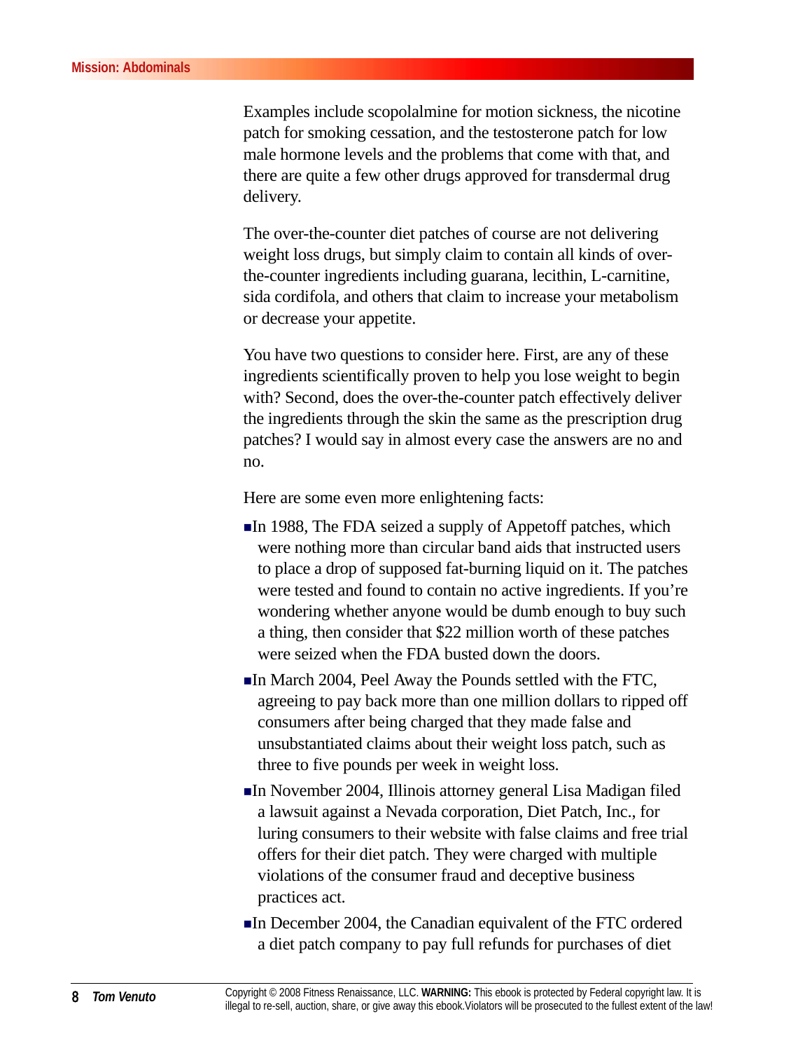Examples include scopolalmine for motion sickness, the nicotine patch for smoking cessation, and the testosterone patch for low male hormone levels and the problems that come with that, and there are quite a few other drugs approved for transdermal drug delivery.

The over-the-counter diet patches of course are not delivering weight loss drugs, but simply claim to contain all kinds of over-the-counter ingredients including guarana, lecithin, L-carnitine, sida cordifola, and others that claim to increase your metabolism or decrease your appetite.

You have two questions to consider here. First, are any of these ingredients scientifically proven to help you lose weight to begin with? Second, does the over-the-counter patch effectively deliver the ingredients through the skin the same as the prescription drug patches? I would say in almost every case the answers are no and no.

Here are some even more enlightening facts:

- In 1988, The FDA seized a supply of Appetoff patches, which were nothing more than circular band aids that instructed users to place a drop of supposed fat-burning liquid on it. The patches were tested and found to contain no active ingredients. If you're wondering whether anyone would be dumb enough to buy such a thing, then consider that $22 million worth of these patches were seized when the FDA busted down the doors.
- In March 2004, Peel Away the Pounds settled with the FTC, agreeing to pay back more than one million dollars to ripped off consumers after being charged that they made false and unsubstantiated claims about their weight loss patch, such as three to five pounds per week in weight loss.
- In November 2004, Illinois attorney general Lisa Madigan filed a lawsuit against a Nevada corporation, Diet Patch, Inc., for luring consumers to their website with false claims and free trial offers for their diet patch. They were charged with multiple violations of the consumer fraud and deceptive business practices act.
- In December 2004, the Canadian equivalent of the FTC ordered a diet patch company to pay full refunds for purchases of diet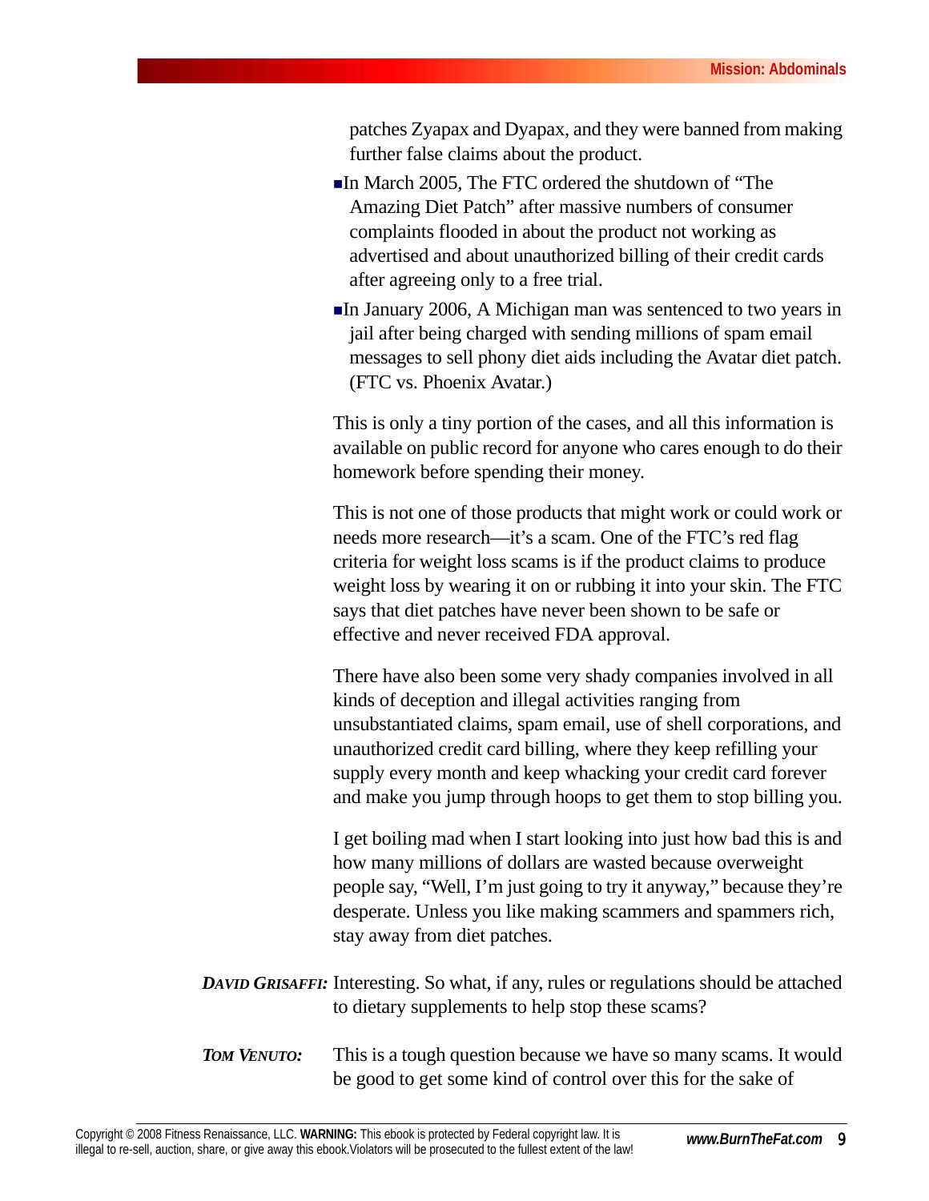patches Zyapax and Dyapax, and they were banned from making further false claims about the product.

- In March 2005, The FTC ordered the shutdown of "The Amazing Diet Patch" after massive numbers of consumer complaints flooded in about the product not working as advertised and about unauthorized billing of their credit cards after agreeing only to a free trial.
- In January 2006, A Michigan man was sentenced to two years in jail after being charged with sending millions of spam email messages to sell phony diet aids including the Avatar diet patch. (FTC vs. Phoenix Avatar.)

This is only a tiny portion of the cases, and all this information is available on public record for anyone who cares enough to do their homework before spending their money.

This is not one of those products that might work or could work or needs more research—it's a scam. One of the FTC's red flag criteria for weight loss scams is if the product claims to produce weight loss by wearing it on or rubbing it into your skin. The FTC says that diet patches have never been shown to be safe or effective and never received FDA approval.

There have also been some very shady companies involved in all kinds of deception and illegal activities ranging from unsubstantiated claims, spam email, use of shell corporations, and unauthorized credit card billing, where they keep refilling your supply every month and keep whacking your credit card forever and make you jump through hoops to get them to stop billing you.

I get boiling mad when I start looking into just how bad this is and how many millions of dollars are wasted because overweight people say, "Well, I'm just going to try it anyway," because they're desperate. Unless you like making scammers and spammers rich, stay away from diet patches.

***DAVID GRISAFFI:*** Interesting. So what, if any, rules or regulations should be attached to dietary supplements to help stop these scams?

***TOM VENUTO:*** This is a tough question because we have so many scams. It would be good to get some kind of control over this for the sake of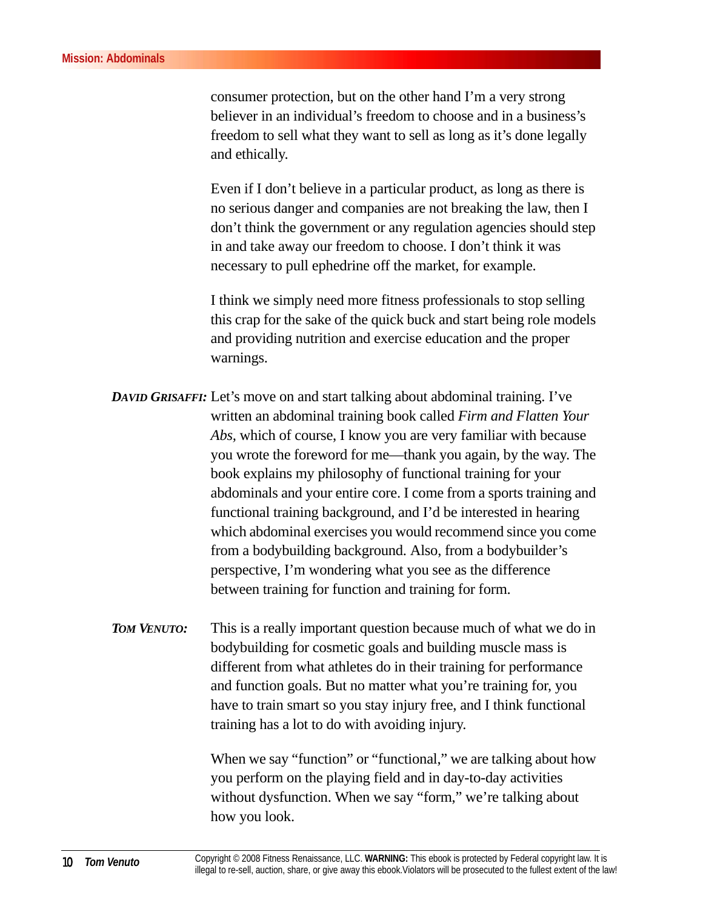consumer protection, but on the other hand I'm a very strong believer in an individual's freedom to choose and in a business's freedom to sell what they want to sell as long as it's done legally and ethically.

Even if I don't believe in a particular product, as long as there is no serious danger and companies are not breaking the law, then I don't think the government or any regulation agencies should step in and take away our freedom to choose. I don't think it was necessary to pull ephedrine off the market, for example.

I think we simply need more fitness professionals to stop selling this crap for the sake of the quick buck and start being role models and providing nutrition and exercise education and the proper warnings.

***DAVID GRISAFFI:*** Let's move on and start talking about abdominal training. I've written an abdominal training book called *Firm and Flatten Your Abs*, which of course, I know you are very familiar with because you wrote the foreword for me—thank you again, by the way. The book explains my philosophy of functional training for your abdominals and your entire core. I come from a sports training and functional training background, and I'd be interested in hearing which abdominal exercises you would recommend since you come from a bodybuilding background. Also, from a bodybuilder's perspective, I'm wondering what you see as the difference between training for function and training for form.

***TOM VENUTO:*** This is a really important question because much of what we do in bodybuilding for cosmetic goals and building muscle mass is different from what athletes do in their training for performance and function goals. But no matter what you're training for, you have to train smart so you stay injury free, and I think functional training has a lot to do with avoiding injury.

When we say "function" or "functional," we are talking about how you perform on the playing field and in day-to-day activities without dysfunction. When we say "form," we're talking about how you look.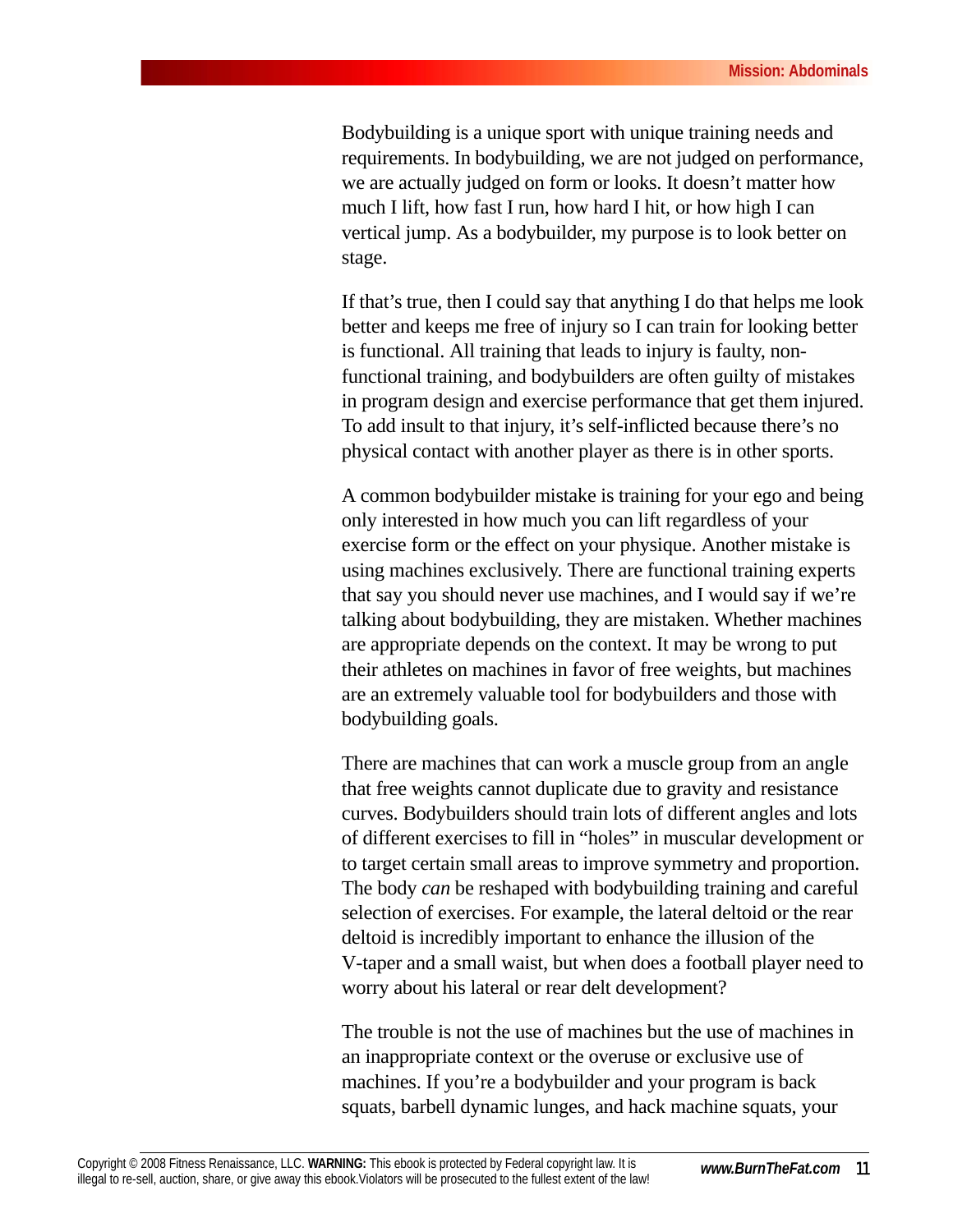Bodybuilding is a unique sport with unique training needs and requirements. In bodybuilding, we are not judged on performance, we are actually judged on form or looks. It doesn't matter how much I lift, how fast I run, how hard I hit, or how high I can vertical jump. As a bodybuilder, my purpose is to look better on stage.

If that's true, then I could say that anything I do that helps me look better and keeps me free of injury so I can train for looking better is functional. All training that leads to injury is faulty, non-functional training, and bodybuilders are often guilty of mistakes in program design and exercise performance that get them injured. To add insult to that injury, it's self-inflicted because there's no physical contact with another player as there is in other sports.

A common bodybuilder mistake is training for your ego and being only interested in how much you can lift regardless of your exercise form or the effect on your physique. Another mistake is using machines exclusively. There are functional training experts that say you should never use machines, and I would say if we're talking about bodybuilding, they are mistaken. Whether machines are appropriate depends on the context. It may be wrong to put their athletes on machines in favor of free weights, but machines are an extremely valuable tool for bodybuilders and those with bodybuilding goals.

There are machines that can work a muscle group from an angle that free weights cannot duplicate due to gravity and resistance curves. Bodybuilders should train lots of different angles and lots of different exercises to fill in "holes" in muscular development or to target certain small areas to improve symmetry and proportion. The body *can* be reshaped with bodybuilding training and careful selection of exercises. For example, the lateral deltoid or the rear deltoid is incredibly important to enhance the illusion of the V-taper and a small waist, but when does a football player need to worry about his lateral or rear delt development?

The trouble is not the use of machines but the use of machines in an inappropriate context or the overuse or exclusive use of machines. If you're a bodybuilder and your program is back squats, barbell dynamic lunges, and hack machine squats, your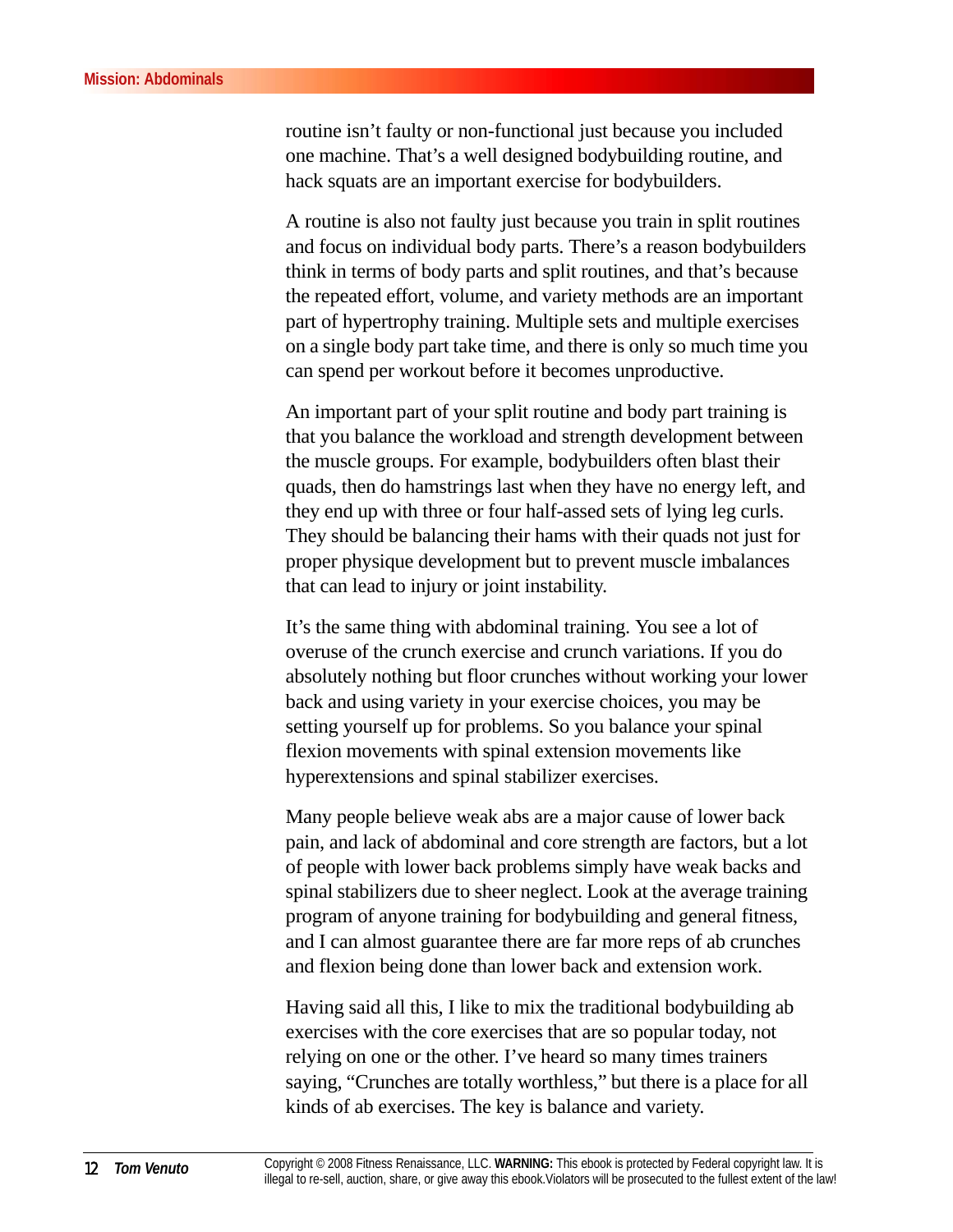routine isn't faulty or non-functional just because you included one machine. That's a well designed bodybuilding routine, and hack squats are an important exercise for bodybuilders.

A routine is also not faulty just because you train in split routines and focus on individual body parts. There's a reason bodybuilders think in terms of body parts and split routines, and that's because the repeated effort, volume, and variety methods are an important part of hypertrophy training. Multiple sets and multiple exercises on a single body part take time, and there is only so much time you can spend per workout before it becomes unproductive.

An important part of your split routine and body part training is that you balance the workload and strength development between the muscle groups. For example, bodybuilders often blast their quads, then do hamstrings last when they have no energy left, and they end up with three or four half-assed sets of lying leg curls. They should be balancing their hams with their quads not just for proper physique development but to prevent muscle imbalances that can lead to injury or joint instability.

It's the same thing with abdominal training. You see a lot of overuse of the crunch exercise and crunch variations. If you do absolutely nothing but floor crunches without working your lower back and using variety in your exercise choices, you may be setting yourself up for problems. So you balance your spinal flexion movements with spinal extension movements like hyperextensions and spinal stabilizer exercises.

Many people believe weak abs are a major cause of lower back pain, and lack of abdominal and core strength are factors, but a lot of people with lower back problems simply have weak backs and spinal stabilizers due to sheer neglect. Look at the average training program of anyone training for bodybuilding and general fitness, and I can almost guarantee there are far more reps of ab crunches and flexion being done than lower back and extension work.

Having said all this, I like to mix the traditional bodybuilding ab exercises with the core exercises that are so popular today, not relying on one or the other. I've heard so many times trainers saying, "Crunches are totally worthless," but there is a place for all kinds of ab exercises. The key is balance and variety.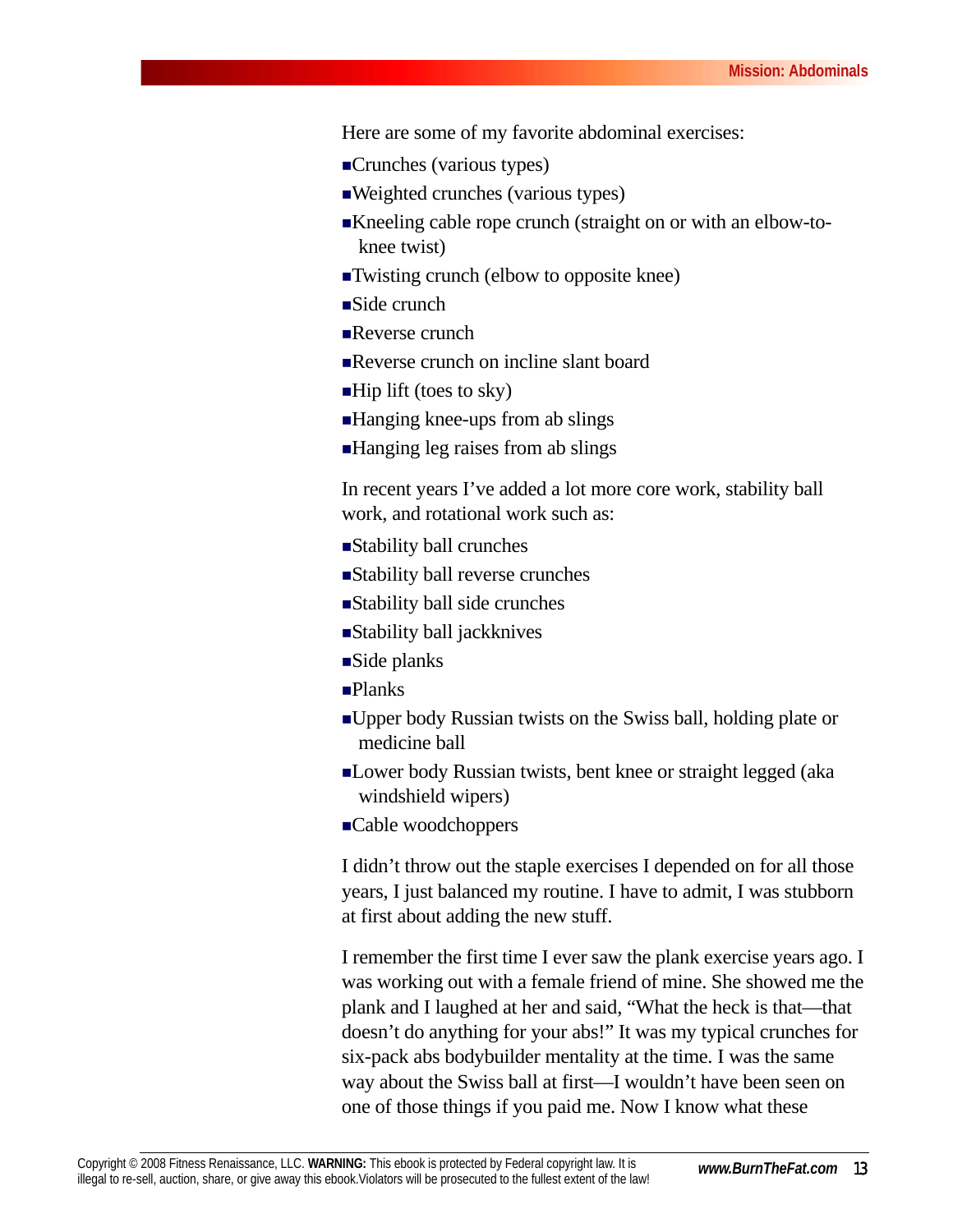Here are some of my favorite abdominal exercises:

- Crunches (various types)
- Weighted crunches (various types)
- Kneeling cable rope crunch (straight on or with an elbow-to-knee twist)
- Twisting crunch (elbow to opposite knee)
- Side crunch
- Reverse crunch
- Reverse crunch on incline slant board
- Hip lift (toes to sky)
- Hanging knee-ups from ab slings
- Hanging leg raises from ab slings

In recent years I've added a lot more core work, stability ball work, and rotational work such as:

- Stability ball crunches
- Stability ball reverse crunches
- Stability ball side crunches
- Stability ball jackknives
- Side planks
- Planks
- Upper body Russian twists on the Swiss ball, holding plate or medicine ball
- Lower body Russian twists, bent knee or straight legged (aka windshield wipers)
- Cable woodchoppers

I didn't throw out the staple exercises I depended on for all those years, I just balanced my routine. I have to admit, I was stubborn at first about adding the new stuff.

I remember the first time I ever saw the plank exercise years ago. I was working out with a female friend of mine. She showed me the plank and I laughed at her and said, "What the heck is that—that doesn't do anything for your abs!" It was my typical crunches for six-pack abs bodybuilder mentality at the time. I was the same way about the Swiss ball at first—I wouldn't have been seen on one of those things if you paid me. Now I know what these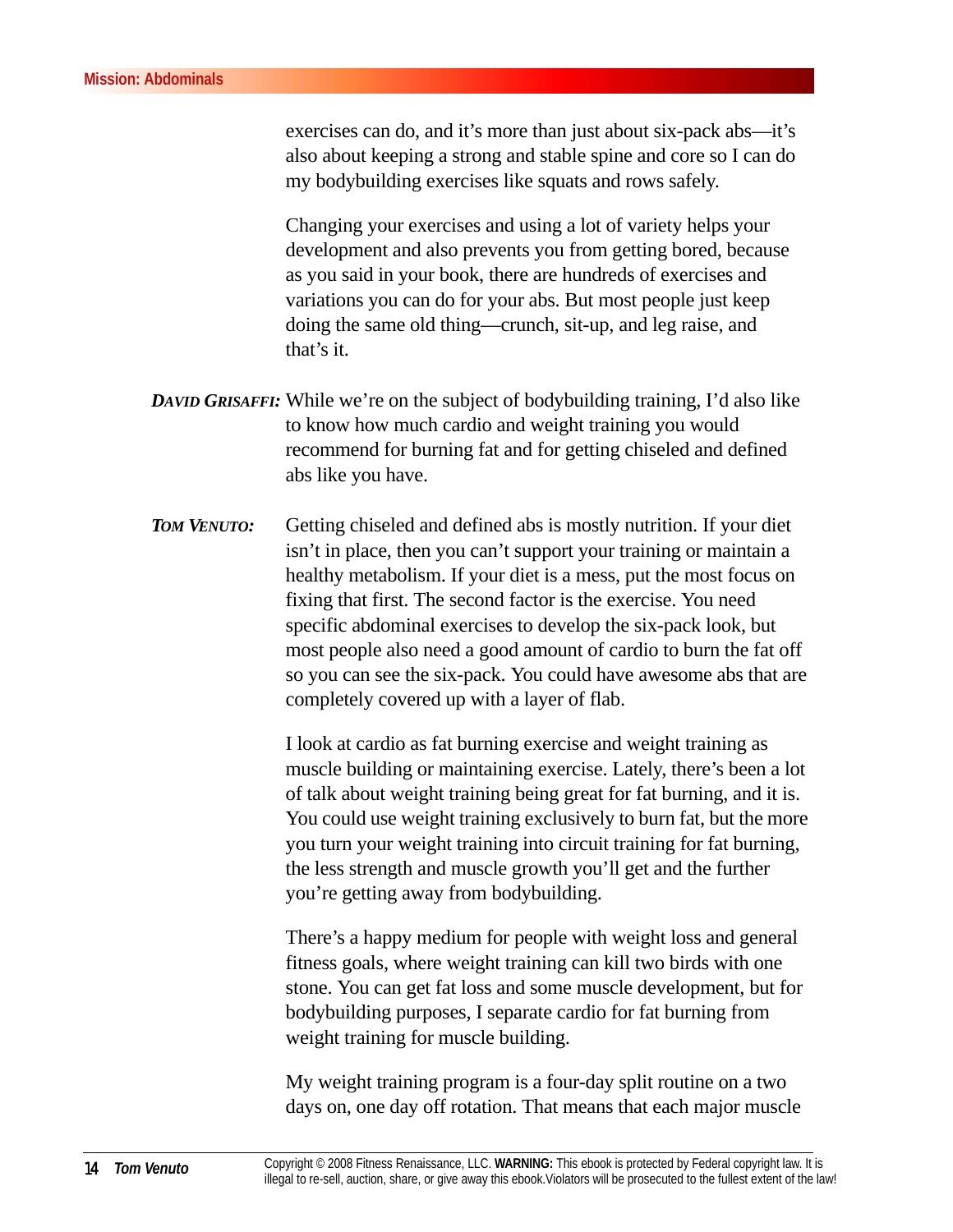exercises can do, and it's more than just about six-pack abs—it's also about keeping a strong and stable spine and core so I can do my bodybuilding exercises like squats and rows safely.

Changing your exercises and using a lot of variety helps your development and also prevents you from getting bored, because as you said in your book, there are hundreds of exercises and variations you can do for your abs. But most people just keep doing the same old thing—crunch, sit-up, and leg raise, and that's it.

***DAVID GRISAFFI:*** While we're on the subject of bodybuilding training, I'd also like to know how much cardio and weight training you would recommend for burning fat and for getting chiseled and defined abs like you have.

***TOM VENUTO:*** Getting chiseled and defined abs is mostly nutrition. If your diet isn't in place, then you can't support your training or maintain a healthy metabolism. If your diet is a mess, put the most focus on fixing that first. The second factor is the exercise. You need specific abdominal exercises to develop the six-pack look, but most people also need a good amount of cardio to burn the fat off so you can see the six-pack. You could have awesome abs that are completely covered up with a layer of flab.

I look at cardio as fat burning exercise and weight training as muscle building or maintaining exercise. Lately, there's been a lot of talk about weight training being great for fat burning, and it is. You could use weight training exclusively to burn fat, but the more you turn your weight training into circuit training for fat burning, the less strength and muscle growth you'll get and the further you're getting away from bodybuilding.

There's a happy medium for people with weight loss and general fitness goals, where weight training can kill two birds with one stone. You can get fat loss and some muscle development, but for bodybuilding purposes, I separate cardio for fat burning from weight training for muscle building.

My weight training program is a four-day split routine on a two days on, one day off rotation. That means that each major muscle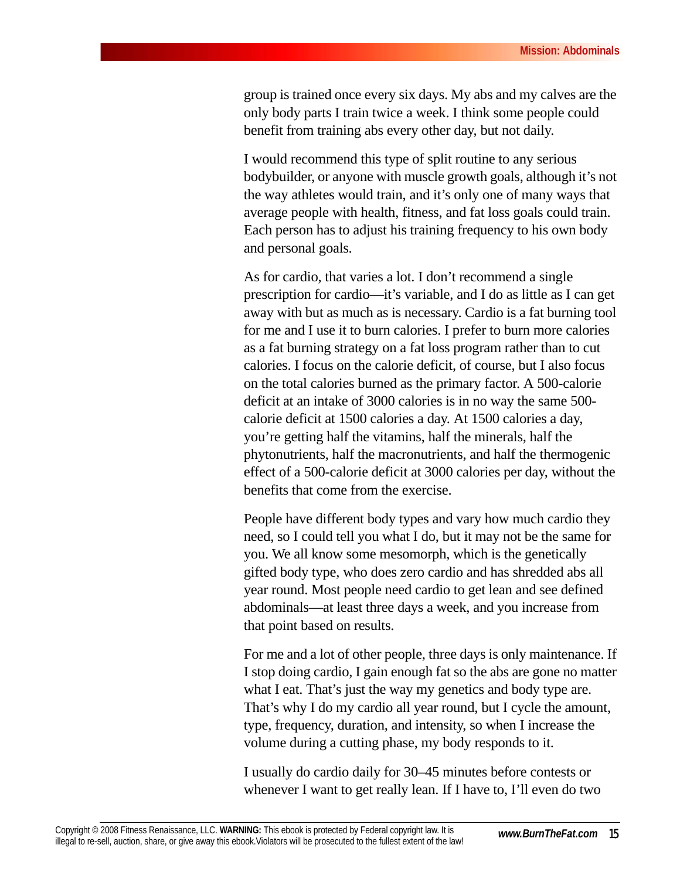group is trained once every six days. My abs and my calves are the only body parts I train twice a week. I think some people could benefit from training abs every other day, but not daily.

I would recommend this type of split routine to any serious bodybuilder, or anyone with muscle growth goals, although it's not the way athletes would train, and it's only one of many ways that average people with health, fitness, and fat loss goals could train. Each person has to adjust his training frequency to his own body and personal goals.

As for cardio, that varies a lot. I don't recommend a single prescription for cardio—it's variable, and I do as little as I can get away with but as much as is necessary. Cardio is a fat burning tool for me and I use it to burn calories. I prefer to burn more calories as a fat burning strategy on a fat loss program rather than to cut calories. I focus on the calorie deficit, of course, but I also focus on the total calories burned as the primary factor. A 500-calorie deficit at an intake of 3000 calories is in no way the same 500-calorie deficit at 1500 calories a day. At 1500 calories a day, you're getting half the vitamins, half the minerals, half the phytonutrients, half the macronutrients, and half the thermogenic effect of a 500-calorie deficit at 3000 calories per day, without the benefits that come from the exercise.

People have different body types and vary how much cardio they need, so I could tell you what I do, but it may not be the same for you. We all know some mesomorph, which is the genetically gifted body type, who does zero cardio and has shredded abs all year round. Most people need cardio to get lean and see defined abdominals—at least three days a week, and you increase from that point based on results.

For me and a lot of other people, three days is only maintenance. If I stop doing cardio, I gain enough fat so the abs are gone no matter what I eat. That's just the way my genetics and body type are. That's why I do my cardio all year round, but I cycle the amount, type, frequency, duration, and intensity, so when I increase the volume during a cutting phase, my body responds to it.

I usually do cardio daily for 30–45 minutes before contests or whenever I want to get really lean. If I have to, I'll even do two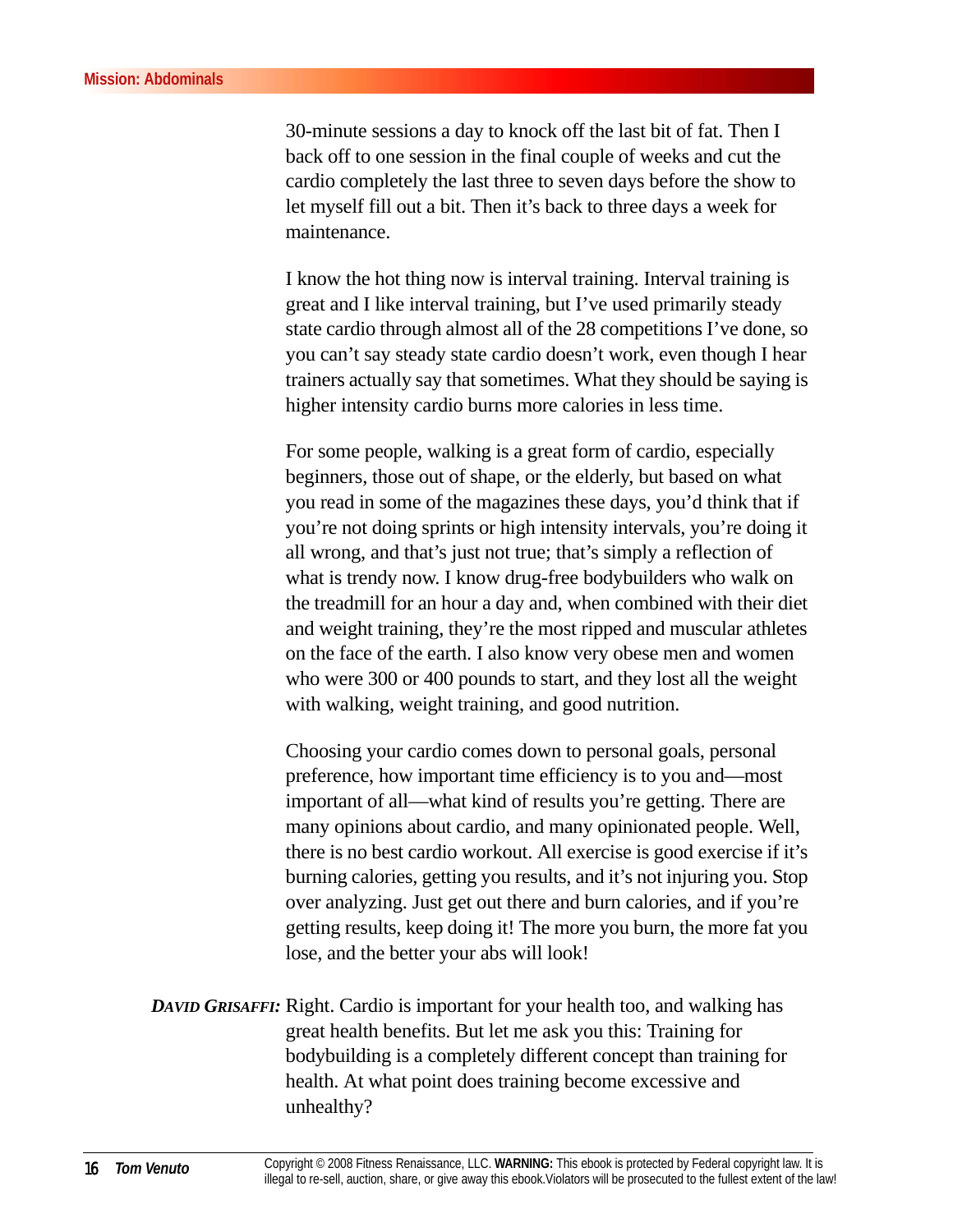30-minute sessions a day to knock off the last bit of fat. Then I back off to one session in the final couple of weeks and cut the cardio completely the last three to seven days before the show to let myself fill out a bit. Then it's back to three days a week for maintenance.

I know the hot thing now is interval training. Interval training is great and I like interval training, but I've used primarily steady state cardio through almost all of the 28 competitions I've done, so you can't say steady state cardio doesn't work, even though I hear trainers actually say that sometimes. What they should be saying is higher intensity cardio burns more calories in less time.

For some people, walking is a great form of cardio, especially beginners, those out of shape, or the elderly, but based on what you read in some of the magazines these days, you'd think that if you're not doing sprints or high intensity intervals, you're doing it all wrong, and that's just not true; that's simply a reflection of what is trendy now. I know drug-free bodybuilders who walk on the treadmill for an hour a day and, when combined with their diet and weight training, they're the most ripped and muscular athletes on the face of the earth. I also know very obese men and women who were 300 or 400 pounds to start, and they lost all the weight with walking, weight training, and good nutrition.

Choosing your cardio comes down to personal goals, personal preference, how important time efficiency is to you and—most important of all—what kind of results you're getting. There are many opinions about cardio, and many opinionated people. Well, there is no best cardio workout. All exercise is good exercise if it's burning calories, getting you results, and it's not injuring you. Stop over analyzing. Just get out there and burn calories, and if you're getting results, keep doing it! The more you burn, the more fat you lose, and the better your abs will look!

***DAVID GRISAFFI:*** Right. Cardio is important for your health too, and walking has great health benefits. But let me ask you this: Training for bodybuilding is a completely different concept than training for health. At what point does training become excessive and unhealthy?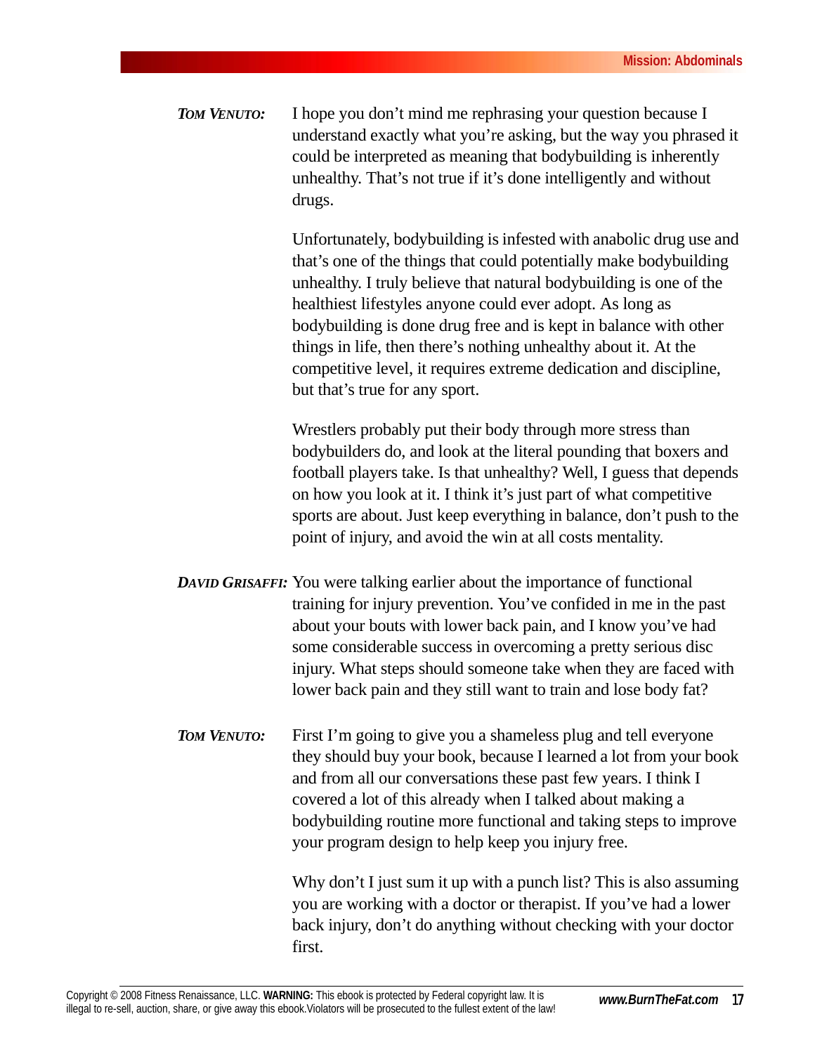***Tom Venuto:*** I hope you don't mind me rephrasing your question because I understand exactly what you're asking, but the way you phrased it could be interpreted as meaning that bodybuilding is inherently unhealthy. That's not true if it's done intelligently and without drugs.

Unfortunately, bodybuilding is infested with anabolic drug use and that's one of the things that could potentially make bodybuilding unhealthy. I truly believe that natural bodybuilding is one of the healthiest lifestyles anyone could ever adopt. As long as bodybuilding is done drug free and is kept in balance with other things in life, then there's nothing unhealthy about it. At the competitive level, it requires extreme dedication and discipline, but that's true for any sport.

Wrestlers probably put their body through more stress than bodybuilders do, and look at the literal pounding that boxers and football players take. Is that unhealthy? Well, I guess that depends on how you look at it. I think it's just part of what competitive sports are about. Just keep everything in balance, don't push to the point of injury, and avoid the win at all costs mentality.

***David Grisaffi:*** You were talking earlier about the importance of functional training for injury prevention. You've confided in me in the past about your bouts with lower back pain, and I know you've had some considerable success in overcoming a pretty serious disc injury. What steps should someone take when they are faced with lower back pain and they still want to train and lose body fat?

***Tom Venuto:*** First I'm going to give you a shameless plug and tell everyone they should buy your book, because I learned a lot from your book and from all our conversations these past few years. I think I covered a lot of this already when I talked about making a bodybuilding routine more functional and taking steps to improve your program design to help keep you injury free.

Why don't I just sum it up with a punch list? This is also assuming you are working with a doctor or therapist. If you've had a lower back injury, don't do anything without checking with your doctor first.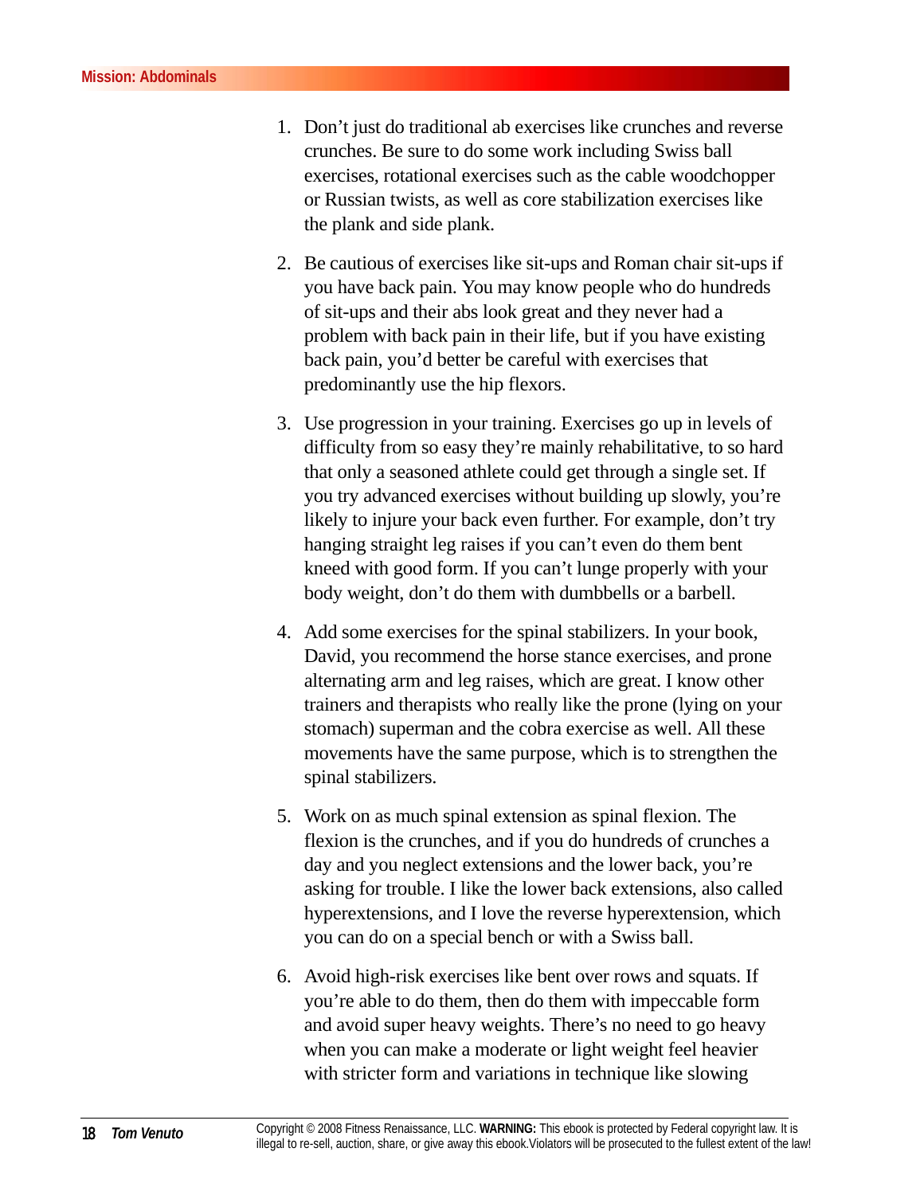1. Don't just do traditional ab exercises like crunches and reverse crunches. Be sure to do some work including Swiss ball exercises, rotational exercises such as the cable woodchopper or Russian twists, as well as core stabilization exercises like the plank and side plank.

2. Be cautious of exercises like sit-ups and Roman chair sit-ups if you have back pain. You may know people who do hundreds of sit-ups and their abs look great and they never had a problem with back pain in their life, but if you have existing back pain, you'd better be careful with exercises that predominantly use the hip flexors.

3. Use progression in your training. Exercises go up in levels of difficulty from so easy they're mainly rehabilitative, to so hard that only a seasoned athlete could get through a single set. If you try advanced exercises without building up slowly, you're likely to injure your back even further. For example, don't try hanging straight leg raises if you can't even do them bent kneed with good form. If you can't lunge properly with your body weight, don't do them with dumbbells or a barbell.

4. Add some exercises for the spinal stabilizers. In your book, David, you recommend the horse stance exercises, and prone alternating arm and leg raises, which are great. I know other trainers and therapists who really like the prone (lying on your stomach) superman and the cobra exercise as well. All these movements have the same purpose, which is to strengthen the spinal stabilizers.

5. Work on as much spinal extension as spinal flexion. The flexion is the crunches, and if you do hundreds of crunches a day and you neglect extensions and the lower back, you're asking for trouble. I like the lower back extensions, also called hyperextensions, and I love the reverse hyperextension, which you can do on a special bench or with a Swiss ball.

6. Avoid high-risk exercises like bent over rows and squats. If you're able to do them, then do them with impeccable form and avoid super heavy weights. There's no need to go heavy when you can make a moderate or light weight feel heavier with stricter form and variations in technique like slowing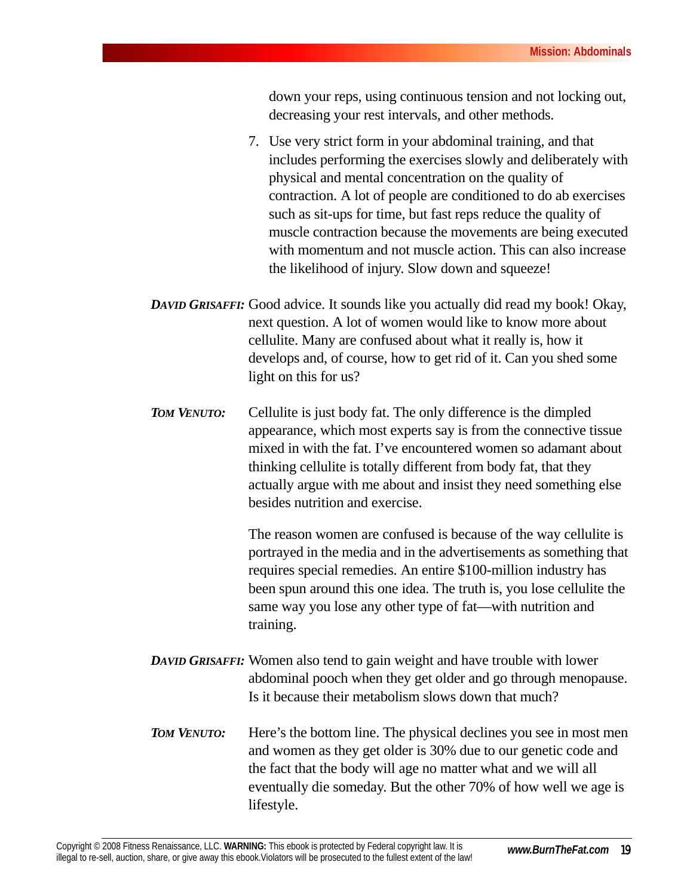down your reps, using continuous tension and not locking out, decreasing your rest intervals, and other methods.

7. Use very strict form in your abdominal training, and that includes performing the exercises slowly and deliberately with physical and mental concentration on the quality of contraction. A lot of people are conditioned to do ab exercises such as sit-ups for time, but fast reps reduce the quality of muscle contraction because the movements are being executed with momentum and not muscle action. This can also increase the likelihood of injury. Slow down and squeeze!

***DAVID GRISAFFI:*** Good advice. It sounds like you actually did read my book! Okay, next question. A lot of women would like to know more about cellulite. Many are confused about what it really is, how it develops and, of course, how to get rid of it. Can you shed some light on this for us?

***TOM VENUTO:*** Cellulite is just body fat. The only difference is the dimpled appearance, which most experts say is from the connective tissue mixed in with the fat. I've encountered women so adamant about thinking cellulite is totally different from body fat, that they actually argue with me about and insist they need something else besides nutrition and exercise.

The reason women are confused is because of the way cellulite is portrayed in the media and in the advertisements as something that requires special remedies. An entire $100-million industry has been spun around this one idea. The truth is, you lose cellulite the same way you lose any other type of fat—with nutrition and training.

***DAVID GRISAFFI:*** Women also tend to gain weight and have trouble with lower abdominal pooch when they get older and go through menopause. Is it because their metabolism slows down that much?

***TOM VENUTO:*** Here's the bottom line. The physical declines you see in most men and women as they get older is 30% due to our genetic code and the fact that the body will age no matter what and we will all eventually die someday. But the other 70% of how well we age is lifestyle.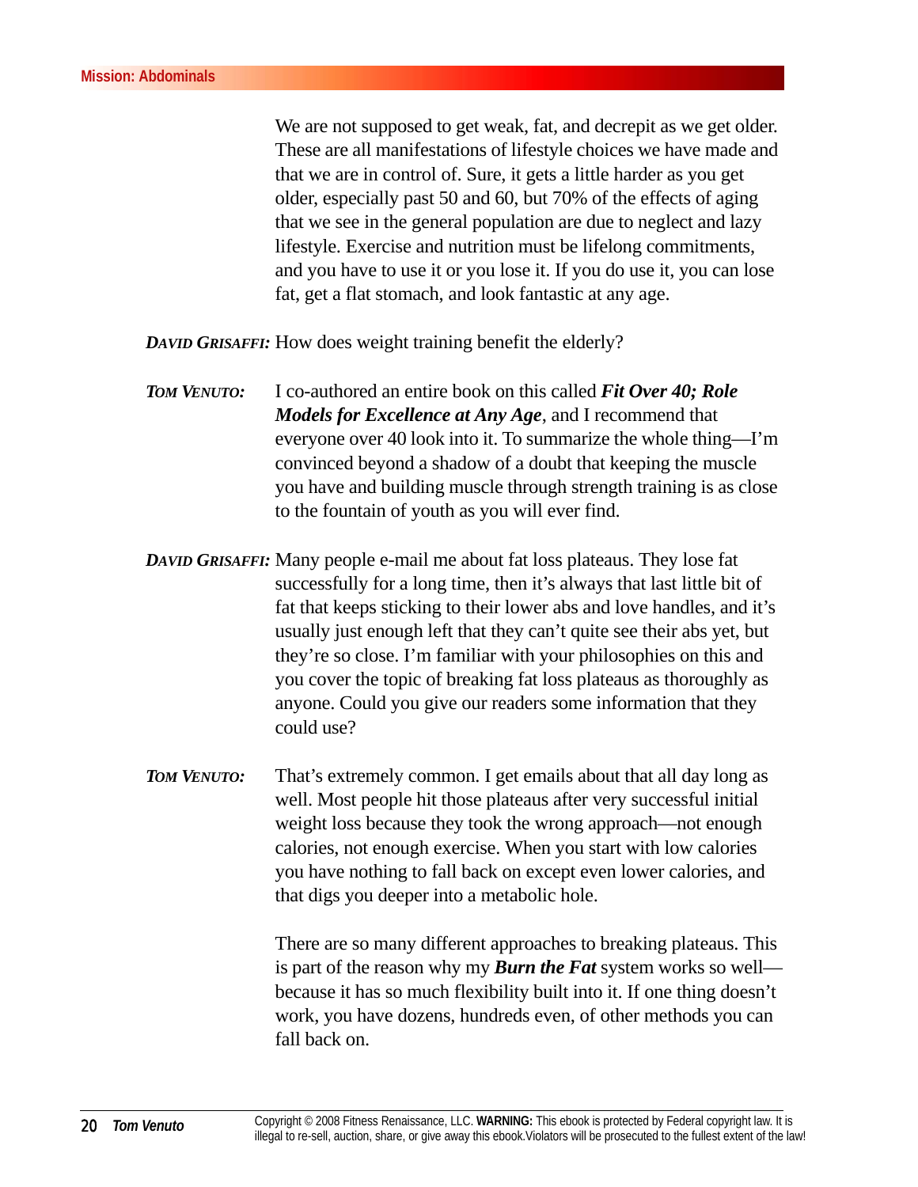We are not supposed to get weak, fat, and decrepit as we get older. These are all manifestations of lifestyle choices we have made and that we are in control of. Sure, it gets a little harder as you get older, especially past 50 and 60, but 70% of the effects of aging that we see in the general population are due to neglect and lazy lifestyle. Exercise and nutrition must be lifelong commitments, and you have to use it or you lose it. If you do use it, you can lose fat, get a flat stomach, and look fantastic at any age.

***DAVID GRISAFFI:*** How does weight training benefit the elderly?

***TOM VENUTO:*** I co-authored an entire book on this called ***Fit Over 40; Role Models for Excellence at Any Age***, and I recommend that everyone over 40 look into it. To summarize the whole thing—I'm convinced beyond a shadow of a doubt that keeping the muscle you have and building muscle through strength training is as close to the fountain of youth as you will ever find.

***DAVID GRISAFFI:*** Many people e-mail me about fat loss plateaus. They lose fat successfully for a long time, then it's always that last little bit of fat that keeps sticking to their lower abs and love handles, and it's usually just enough left that they can't quite see their abs yet, but they're so close. I'm familiar with your philosophies on this and you cover the topic of breaking fat loss plateaus as thoroughly as anyone. Could you give our readers some information that they could use?

***TOM VENUTO:*** That's extremely common. I get emails about that all day long as well. Most people hit those plateaus after very successful initial weight loss because they took the wrong approach—not enough calories, not enough exercise. When you start with low calories you have nothing to fall back on except even lower calories, and that digs you deeper into a metabolic hole.

There are so many different approaches to breaking plateaus. This is part of the reason why my ***Burn the Fat*** system works so well—because it has so much flexibility built into it. If one thing doesn't work, you have dozens, hundreds even, of other methods you can fall back on.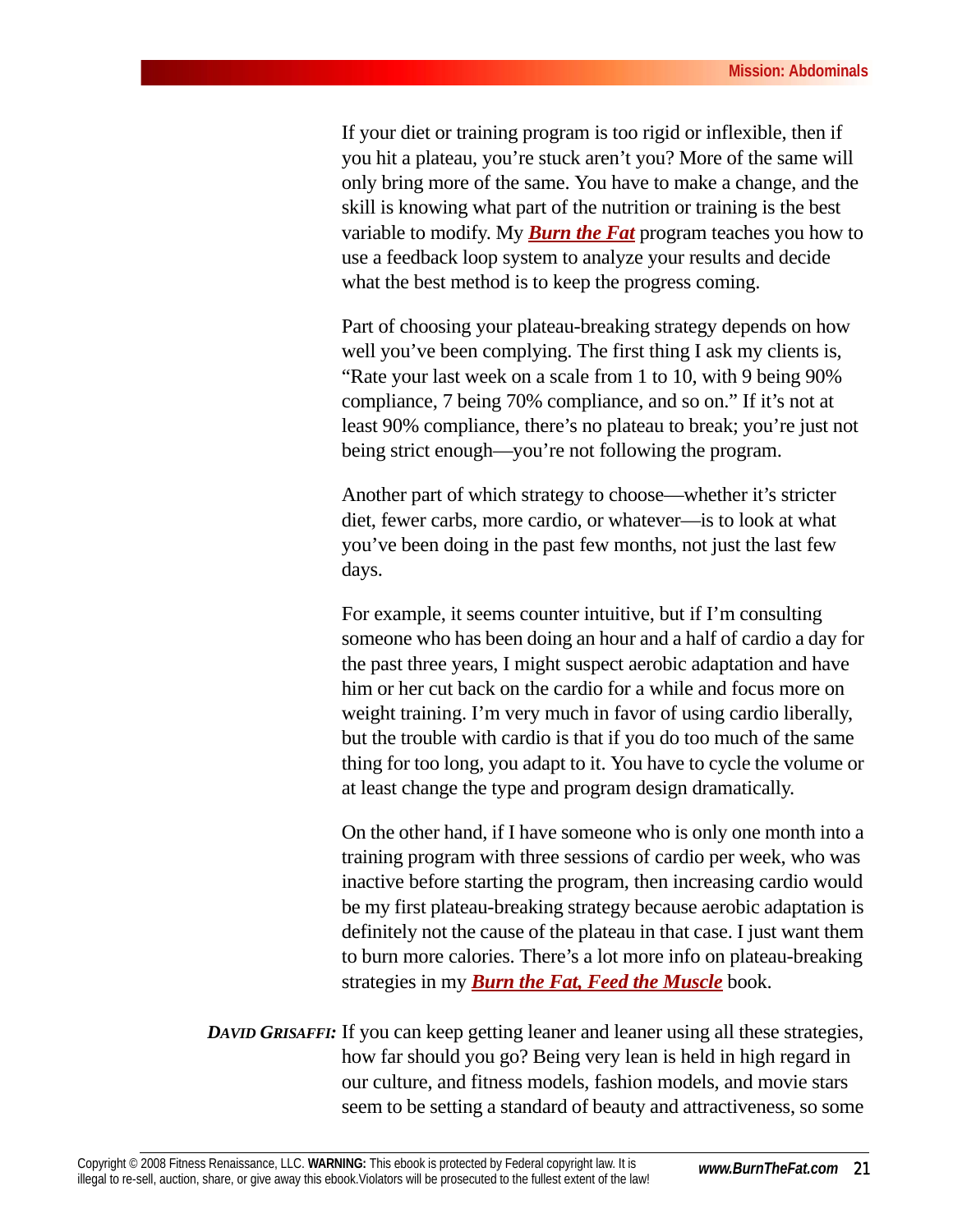If your diet or training program is too rigid or inflexible, then if you hit a plateau, you're stuck aren't you? More of the same will only bring more of the same. You have to make a change, and the skill is knowing what part of the nutrition or training is the best variable to modify. My ***Burn the Fat*** program teaches you how to use a feedback loop system to analyze your results and decide what the best method is to keep the progress coming.

Part of choosing your plateau-breaking strategy depends on how well you've been complying. The first thing I ask my clients is, "Rate your last week on a scale from 1 to 10, with 9 being 90% compliance, 7 being 70% compliance, and so on." If it's not at least 90% compliance, there's no plateau to break; you're just not being strict enough—you're not following the program.

Another part of which strategy to choose—whether it's stricter diet, fewer carbs, more cardio, or whatever—is to look at what you've been doing in the past few months, not just the last few days.

For example, it seems counter intuitive, but if I'm consulting someone who has been doing an hour and a half of cardio a day for the past three years, I might suspect aerobic adaptation and have him or her cut back on the cardio for a while and focus more on weight training. I'm very much in favor of using cardio liberally, but the trouble with cardio is that if you do too much of the same thing for too long, you adapt to it. You have to cycle the volume or at least change the type and program design dramatically.

On the other hand, if I have someone who is only one month into a training program with three sessions of cardio per week, who was inactive before starting the program, then increasing cardio would be my first plateau-breaking strategy because aerobic adaptation is definitely not the cause of the plateau in that case. I just want them to burn more calories. There's a lot more info on plateau-breaking strategies in my ***Burn the Fat, Feed the Muscle*** book.

***DAVID GRISAFFI:*** If you can keep getting leaner and leaner using all these strategies, how far should you go? Being very lean is held in high regard in our culture, and fitness models, fashion models, and movie stars seem to be setting a standard of beauty and attractiveness, so some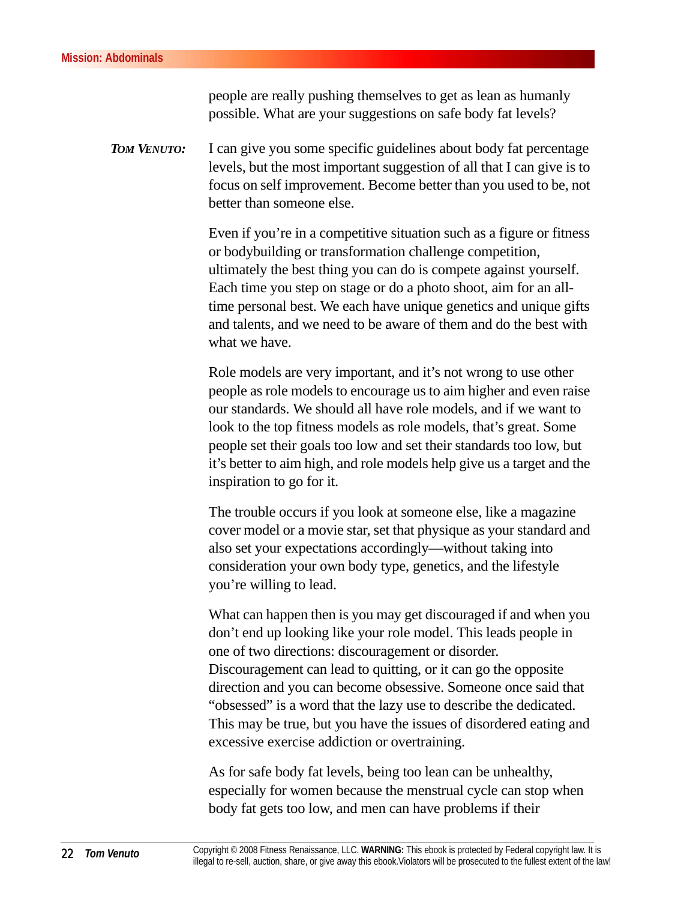people are really pushing themselves to get as lean as humanly possible. What are your suggestions on safe body fat levels?

***TOM VENUTO:*** I can give you some specific guidelines about body fat percentage levels, but the most important suggestion of all that I can give is to focus on self improvement. Become better than you used to be, not better than someone else.

Even if you're in a competitive situation such as a figure or fitness or bodybuilding or transformation challenge competition, ultimately the best thing you can do is compete against yourself. Each time you step on stage or do a photo shoot, aim for an all-time personal best. We each have unique genetics and unique gifts and talents, and we need to be aware of them and do the best with what we have.

Role models are very important, and it's not wrong to use other people as role models to encourage us to aim higher and even raise our standards. We should all have role models, and if we want to look to the top fitness models as role models, that's great. Some people set their goals too low and set their standards too low, but it's better to aim high, and role models help give us a target and the inspiration to go for it.

The trouble occurs if you look at someone else, like a magazine cover model or a movie star, set that physique as your standard and also set your expectations accordingly—without taking into consideration your own body type, genetics, and the lifestyle you're willing to lead.

What can happen then is you may get discouraged if and when you don't end up looking like your role model. This leads people in one of two directions: discouragement or disorder. Discouragement can lead to quitting, or it can go the opposite direction and you can become obsessive. Someone once said that "obsessed" is a word that the lazy use to describe the dedicated. This may be true, but you have the issues of disordered eating and excessive exercise addiction or overtraining.

As for safe body fat levels, being too lean can be unhealthy, especially for women because the menstrual cycle can stop when body fat gets too low, and men can have problems if their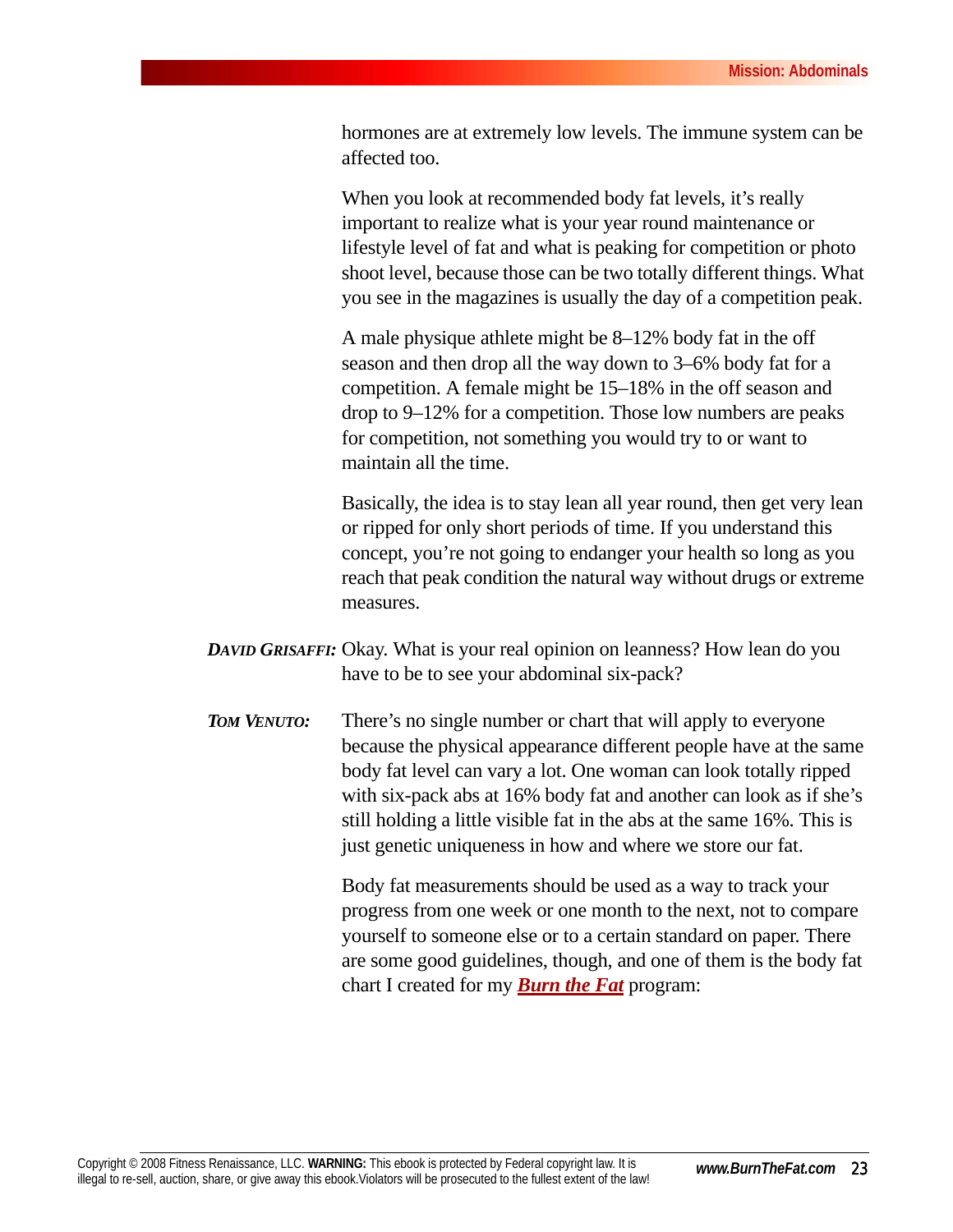hormones are at extremely low levels. The immune system can be affected too.

When you look at recommended body fat levels, it's really important to realize what is your year round maintenance or lifestyle level of fat and what is peaking for competition or photo shoot level, because those can be two totally different things. What you see in the magazines is usually the day of a competition peak.

A male physique athlete might be 8–12% body fat in the off season and then drop all the way down to 3–6% body fat for a competition. A female might be 15–18% in the off season and drop to 9–12% for a competition. Those low numbers are peaks for competition, not something you would try to or want to maintain all the time.

Basically, the idea is to stay lean all year round, then get very lean or ripped for only short periods of time. If you understand this concept, you're not going to endanger your health so long as you reach that peak condition the natural way without drugs or extreme measures.

***DAVID GRISAFFI:*** Okay. What is your real opinion on leanness? How lean do you have to be to see your abdominal six-pack?

***TOM VENUTO:*** There's no single number or chart that will apply to everyone because the physical appearance different people have at the same body fat level can vary a lot. One woman can look totally ripped with six-pack abs at 16% body fat and another can look as if she's still holding a little visible fat in the abs at the same 16%. This is just genetic uniqueness in how and where we store our fat.

Body fat measurements should be used as a way to track your progress from one week or one month to the next, not to compare yourself to someone else or to a certain standard on paper. There are some good guidelines, though, and one of them is the body fat chart I created for my ***Burn the Fat*** program: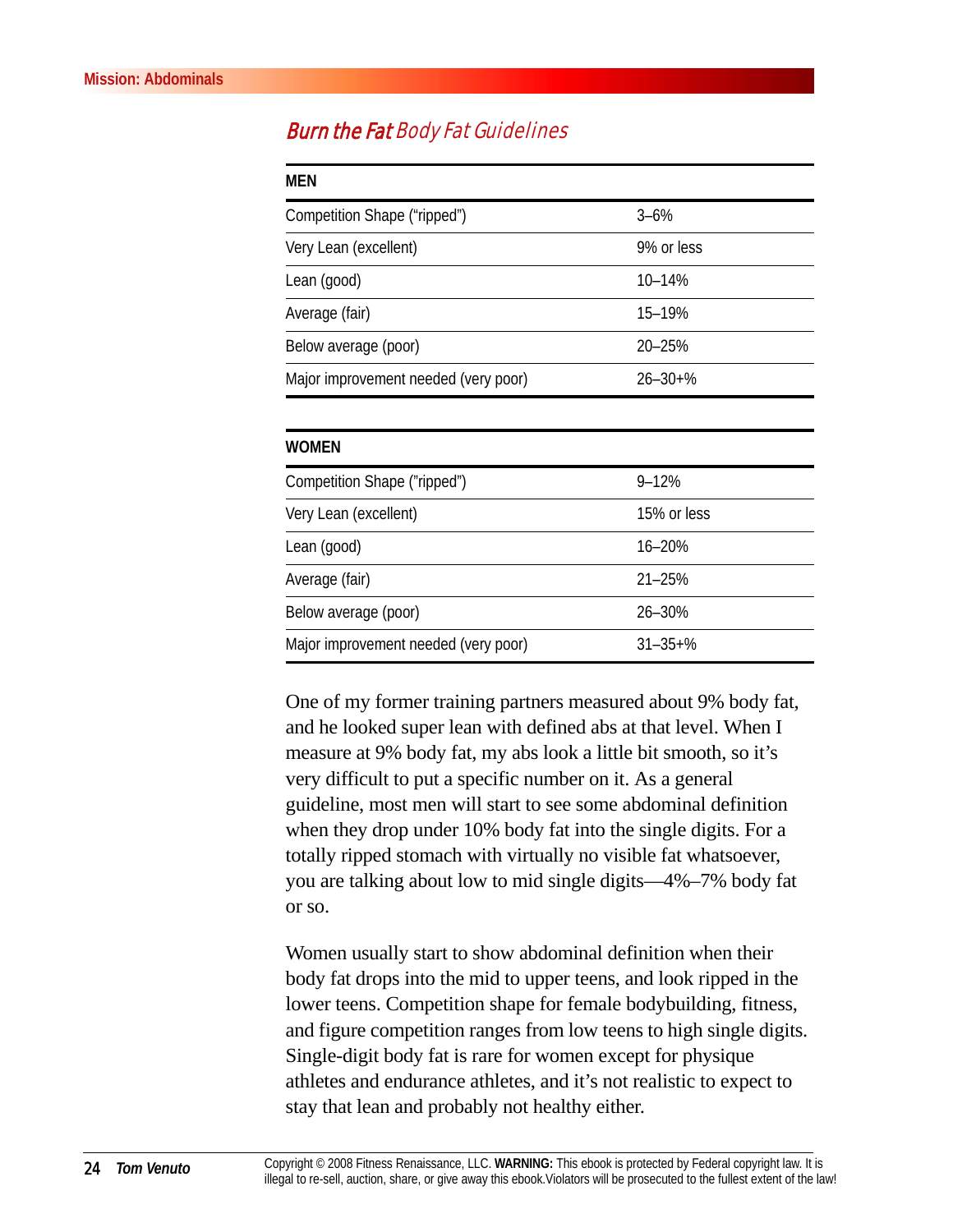## *Burn the Fat* Body Fat Guidelines

| MEN | |
|---|---|
| Competition Shape (“ripped”) | 3–6% |
| Very Lean (excellent) | 9% or less |
| Lean (good) | 10–14% |
| Average (fair) | 15–19% |
| Below average (poor) | 20–25% |
| Major improvement needed (very poor) | 26–30+% |

| WOMEN | |
|---|---|
| Competition Shape (”ripped”) | 9–12% |
| Very Lean (excellent) | 15% or less |
| Lean (good) | 16–20% |
| Average (fair) | 21–25% |
| Below average (poor) | 26–30% |
| Major improvement needed (very poor) | 31–35+% |

One of my former training partners measured about 9% body fat, and he looked super lean with defined abs at that level. When I measure at 9% body fat, my abs look a little bit smooth, so it’s very difficult to put a specific number on it. As a general guideline, most men will start to see some abdominal definition when they drop under 10% body fat into the single digits. For a totally ripped stomach with virtually no visible fat whatsoever, you are talking about low to mid single digits—4%–7% body fat or so.

Women usually start to show abdominal definition when their body fat drops into the mid to upper teens, and look ripped in the lower teens. Competition shape for female bodybuilding, fitness, and figure competition ranges from low teens to high single digits. Single-digit body fat is rare for women except for physique athletes and endurance athletes, and it’s not realistic to expect to stay that lean and probably not healthy either.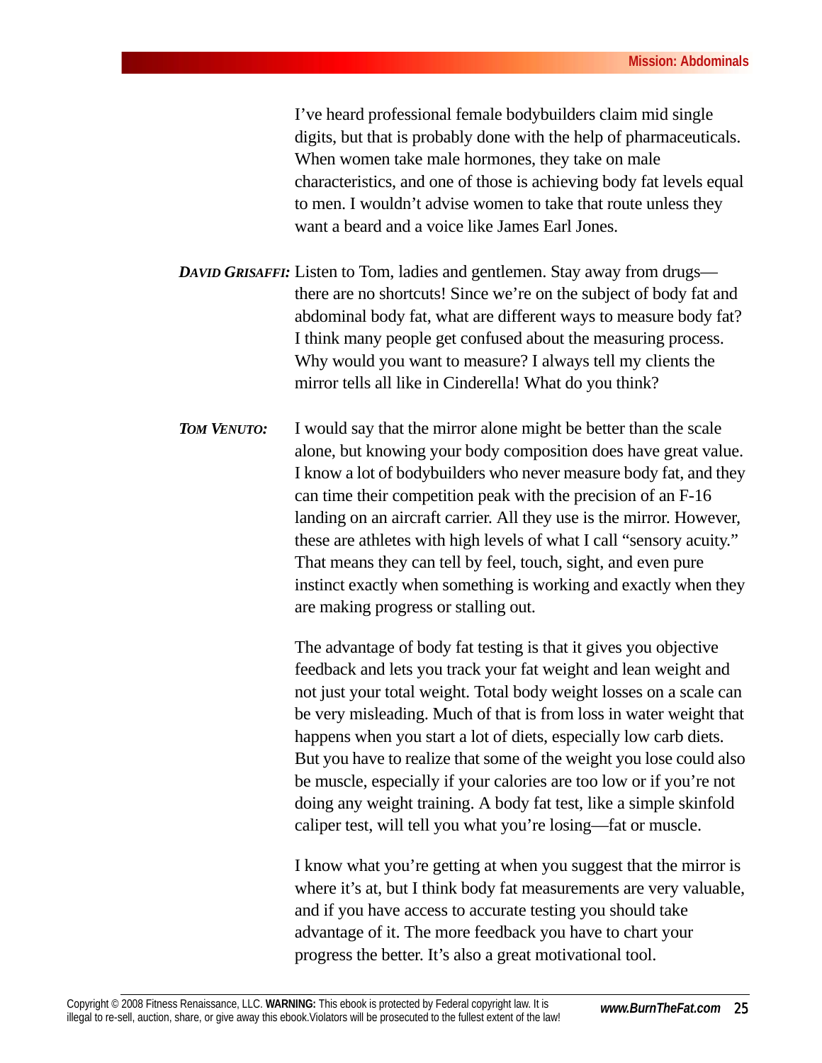I've heard professional female bodybuilders claim mid single digits, but that is probably done with the help of pharmaceuticals. When women take male hormones, they take on male characteristics, and one of those is achieving body fat levels equal to men. I wouldn't advise women to take that route unless they want a beard and a voice like James Earl Jones.

***DAVID GRISAFFI:*** Listen to Tom, ladies and gentlemen. Stay away from drugs—there are no shortcuts! Since we're on the subject of body fat and abdominal body fat, what are different ways to measure body fat? I think many people get confused about the measuring process. Why would you want to measure? I always tell my clients the mirror tells all like in Cinderella! What do you think?

***TOM VENUTO:*** I would say that the mirror alone might be better than the scale alone, but knowing your body composition does have great value. I know a lot of bodybuilders who never measure body fat, and they can time their competition peak with the precision of an F-16 landing on an aircraft carrier. All they use is the mirror. However, these are athletes with high levels of what I call "sensory acuity." That means they can tell by feel, touch, sight, and even pure instinct exactly when something is working and exactly when they are making progress or stalling out.

The advantage of body fat testing is that it gives you objective feedback and lets you track your fat weight and lean weight and not just your total weight. Total body weight losses on a scale can be very misleading. Much of that is from loss in water weight that happens when you start a lot of diets, especially low carb diets. But you have to realize that some of the weight you lose could also be muscle, especially if your calories are too low or if you're not doing any weight training. A body fat test, like a simple skinfold caliper test, will tell you what you're losing—fat or muscle.

I know what you're getting at when you suggest that the mirror is where it's at, but I think body fat measurements are very valuable, and if you have access to accurate testing you should take advantage of it. The more feedback you have to chart your progress the better. It's also a great motivational tool.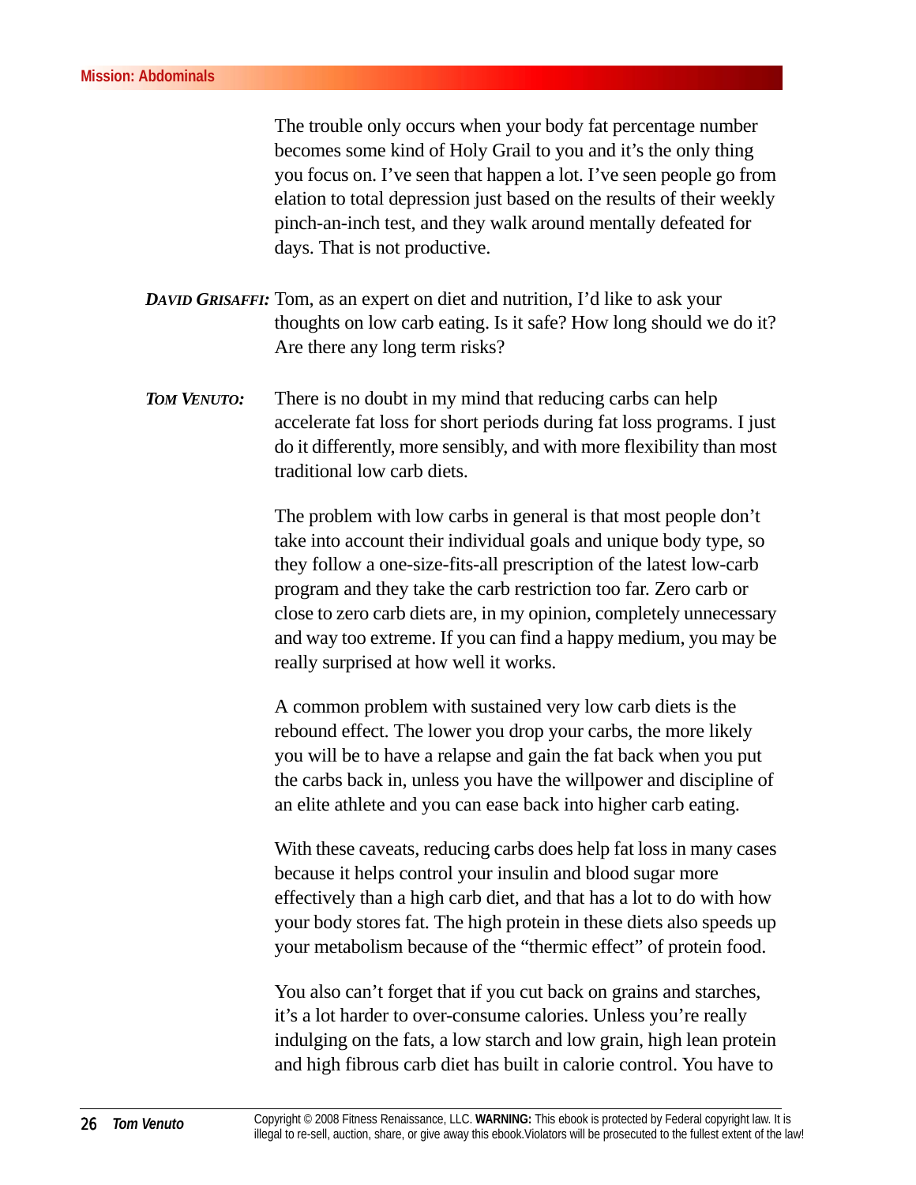The trouble only occurs when your body fat percentage number becomes some kind of Holy Grail to you and it's the only thing you focus on. I've seen that happen a lot. I've seen people go from elation to total depression just based on the results of their weekly pinch-an-inch test, and they walk around mentally defeated for days. That is not productive.

***DAVID GRISAFFI:*** Tom, as an expert on diet and nutrition, I'd like to ask your thoughts on low carb eating. Is it safe? How long should we do it? Are there any long term risks?

***TOM VENUTO:*** There is no doubt in my mind that reducing carbs can help accelerate fat loss for short periods during fat loss programs. I just do it differently, more sensibly, and with more flexibility than most traditional low carb diets.

The problem with low carbs in general is that most people don't take into account their individual goals and unique body type, so they follow a one-size-fits-all prescription of the latest low-carb program and they take the carb restriction too far. Zero carb or close to zero carb diets are, in my opinion, completely unnecessary and way too extreme. If you can find a happy medium, you may be really surprised at how well it works.

A common problem with sustained very low carb diets is the rebound effect. The lower you drop your carbs, the more likely you will be to have a relapse and gain the fat back when you put the carbs back in, unless you have the willpower and discipline of an elite athlete and you can ease back into higher carb eating.

With these caveats, reducing carbs does help fat loss in many cases because it helps control your insulin and blood sugar more effectively than a high carb diet, and that has a lot to do with how your body stores fat. The high protein in these diets also speeds up your metabolism because of the "thermic effect" of protein food.

You also can't forget that if you cut back on grains and starches, it's a lot harder to over-consume calories. Unless you're really indulging on the fats, a low starch and low grain, high lean protein and high fibrous carb diet has built in calorie control. You have to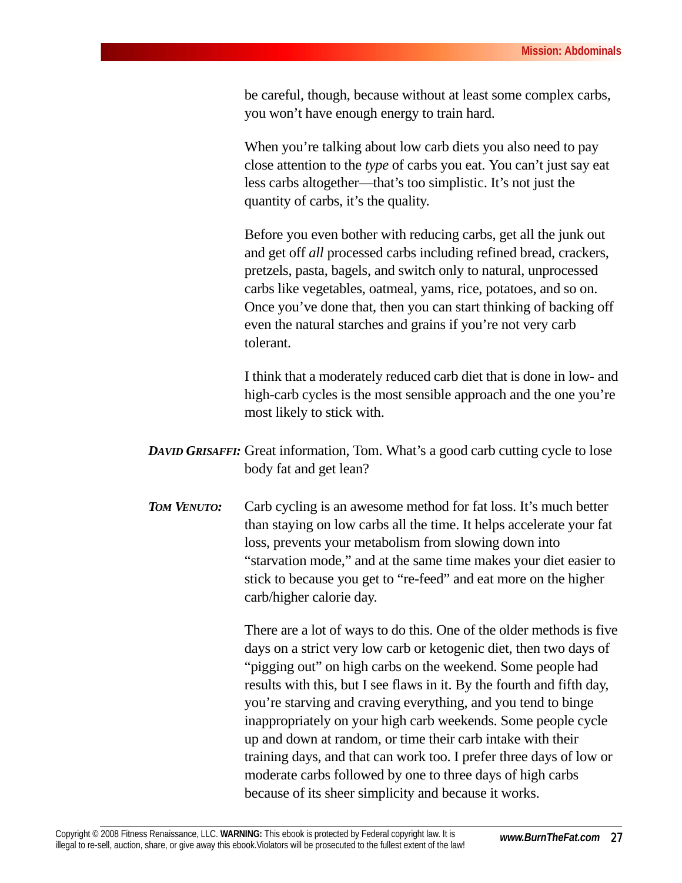be careful, though, because without at least some complex carbs, you won't have enough energy to train hard.

When you're talking about low carb diets you also need to pay close attention to the *type* of carbs you eat. You can't just say eat less carbs altogether—that's too simplistic. It's not just the quantity of carbs, it's the quality.

Before you even bother with reducing carbs, get all the junk out and get off *all* processed carbs including refined bread, crackers, pretzels, pasta, bagels, and switch only to natural, unprocessed carbs like vegetables, oatmeal, yams, rice, potatoes, and so on. Once you've done that, then you can start thinking of backing off even the natural starches and grains if you're not very carb tolerant.

I think that a moderately reduced carb diet that is done in low- and high-carb cycles is the most sensible approach and the one you're most likely to stick with.

***David Grisaffi:*** Great information, Tom. What's a good carb cutting cycle to lose body fat and get lean?

***Tom Venuto:*** Carb cycling is an awesome method for fat loss. It's much better than staying on low carbs all the time. It helps accelerate your fat loss, prevents your metabolism from slowing down into "starvation mode," and at the same time makes your diet easier to stick to because you get to "re-feed" and eat more on the higher carb/higher calorie day.

There are a lot of ways to do this. One of the older methods is five days on a strict very low carb or ketogenic diet, then two days of "pigging out" on high carbs on the weekend. Some people had results with this, but I see flaws in it. By the fourth and fifth day, you're starving and craving everything, and you tend to binge inappropriately on your high carb weekends. Some people cycle up and down at random, or time their carb intake with their training days, and that can work too. I prefer three days of low or moderate carbs followed by one to three days of high carbs because of its sheer simplicity and because it works.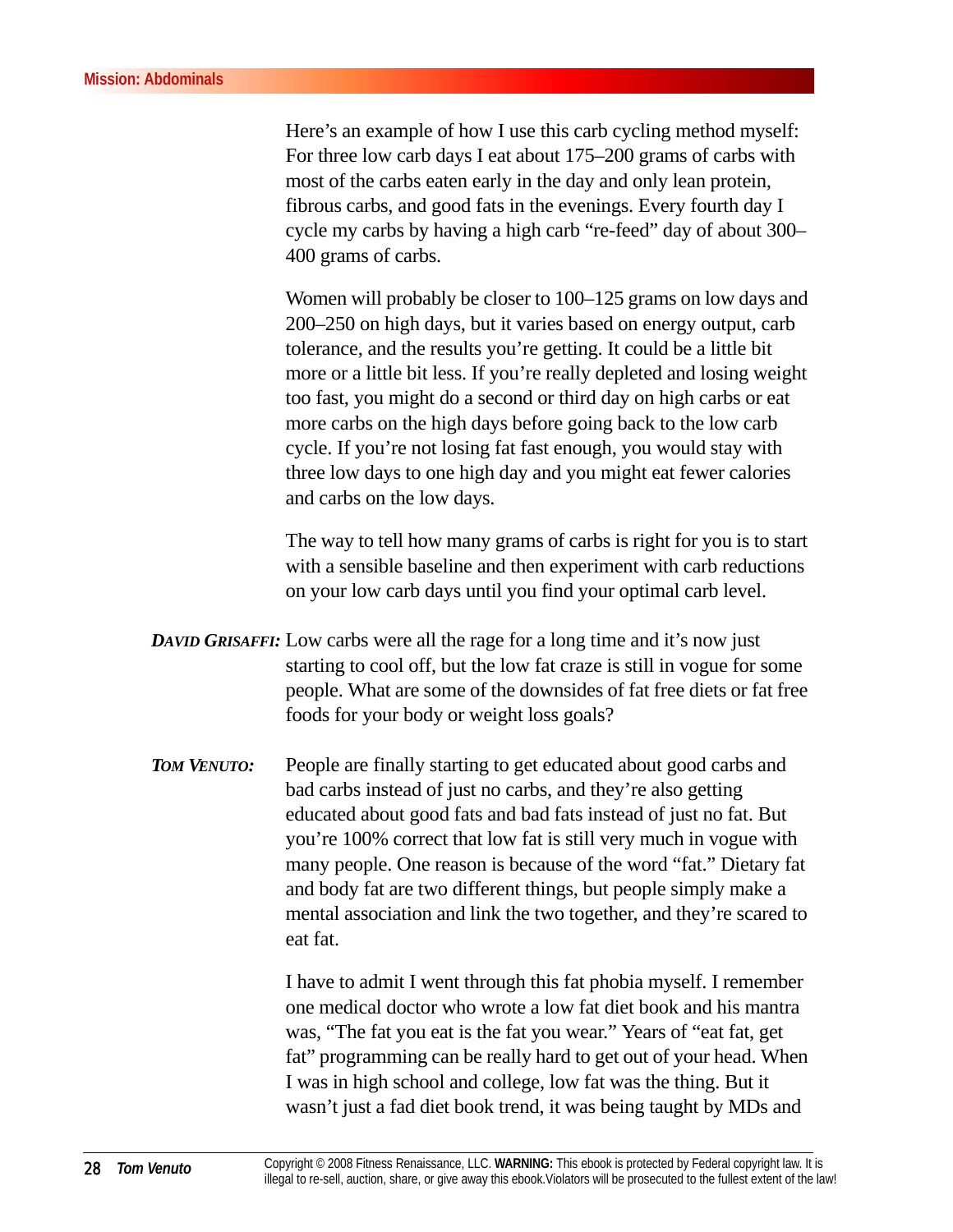Here's an example of how I use this carb cycling method myself: For three low carb days I eat about 175–200 grams of carbs with most of the carbs eaten early in the day and only lean protein, fibrous carbs, and good fats in the evenings. Every fourth day I cycle my carbs by having a high carb "re-feed" day of about 300–400 grams of carbs.

Women will probably be closer to 100–125 grams on low days and 200–250 on high days, but it varies based on energy output, carb tolerance, and the results you're getting. It could be a little bit more or a little bit less. If you're really depleted and losing weight too fast, you might do a second or third day on high carbs or eat more carbs on the high days before going back to the low carb cycle. If you're not losing fat fast enough, you would stay with three low days to one high day and you might eat fewer calories and carbs on the low days.

The way to tell how many grams of carbs is right for you is to start with a sensible baseline and then experiment with carb reductions on your low carb days until you find your optimal carb level.

***DAVID GRISAFFI:*** Low carbs were all the rage for a long time and it's now just starting to cool off, but the low fat craze is still in vogue for some people. What are some of the downsides of fat free diets or fat free foods for your body or weight loss goals?

***TOM VENUTO:*** People are finally starting to get educated about good carbs and bad carbs instead of just no carbs, and they're also getting educated about good fats and bad fats instead of just no fat. But you're 100% correct that low fat is still very much in vogue with many people. One reason is because of the word "fat." Dietary fat and body fat are two different things, but people simply make a mental association and link the two together, and they're scared to eat fat.

I have to admit I went through this fat phobia myself. I remember one medical doctor who wrote a low fat diet book and his mantra was, "The fat you eat is the fat you wear." Years of "eat fat, get fat" programming can be really hard to get out of your head. When I was in high school and college, low fat was the thing. But it wasn't just a fad diet book trend, it was being taught by MDs and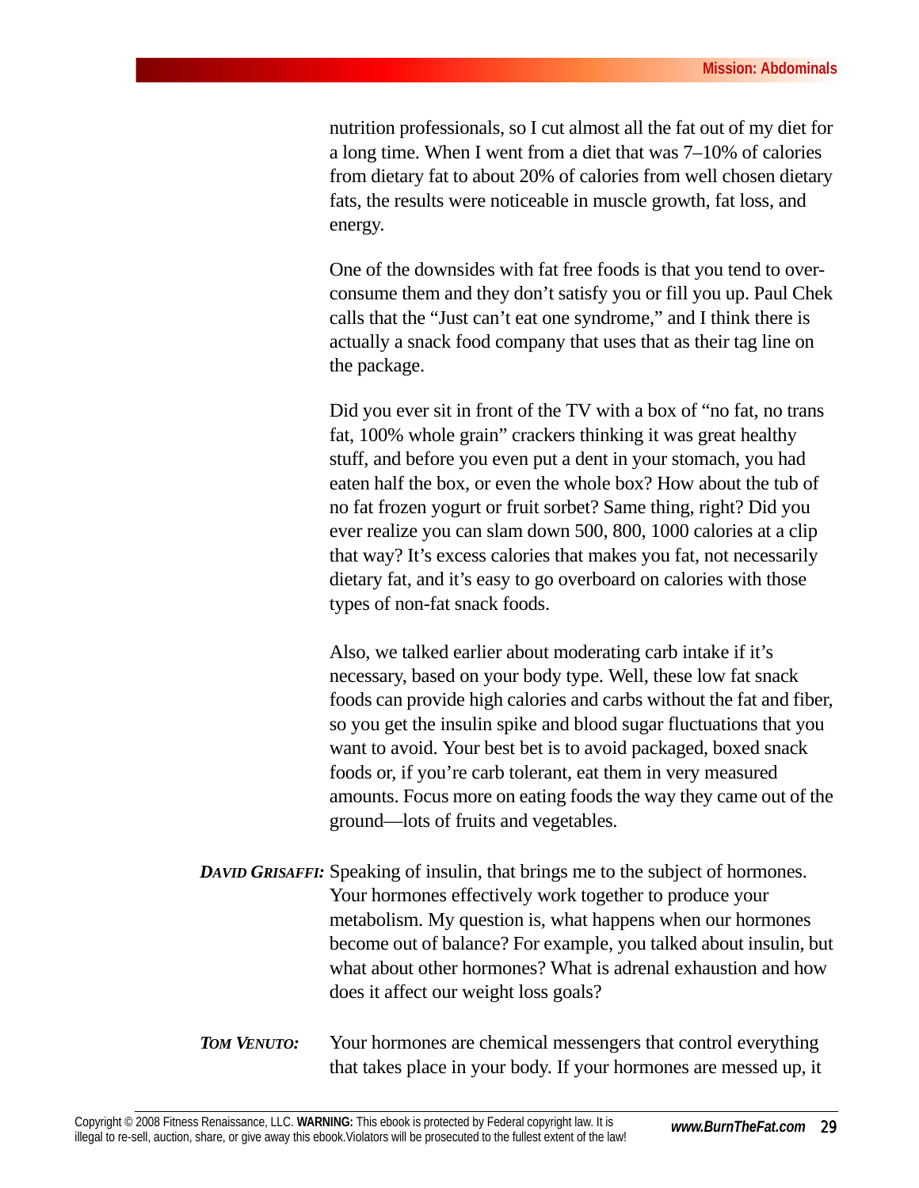nutrition professionals, so I cut almost all the fat out of my diet for a long time. When I went from a diet that was 7–10% of calories from dietary fat to about 20% of calories from well chosen dietary fats, the results were noticeable in muscle growth, fat loss, and energy.

One of the downsides with fat free foods is that you tend to over-consume them and they don't satisfy you or fill you up. Paul Chek calls that the "Just can't eat one syndrome," and I think there is actually a snack food company that uses that as their tag line on the package.

Did you ever sit in front of the TV with a box of "no fat, no trans fat, 100% whole grain" crackers thinking it was great healthy stuff, and before you even put a dent in your stomach, you had eaten half the box, or even the whole box? How about the tub of no fat frozen yogurt or fruit sorbet? Same thing, right? Did you ever realize you can slam down 500, 800, 1000 calories at a clip that way? It's excess calories that makes you fat, not necessarily dietary fat, and it's easy to go overboard on calories with those types of non-fat snack foods.

Also, we talked earlier about moderating carb intake if it's necessary, based on your body type. Well, these low fat snack foods can provide high calories and carbs without the fat and fiber, so you get the insulin spike and blood sugar fluctuations that you want to avoid. Your best bet is to avoid packaged, boxed snack foods or, if you're carb tolerant, eat them in very measured amounts. Focus more on eating foods the way they came out of the ground—lots of fruits and vegetables.

***DAVID GRISAFFI:*** Speaking of insulin, that brings me to the subject of hormones. Your hormones effectively work together to produce your metabolism. My question is, what happens when our hormones become out of balance? For example, you talked about insulin, but what about other hormones? What is adrenal exhaustion and how does it affect our weight loss goals?

***TOM VENUTO:*** Your hormones are chemical messengers that control everything that takes place in your body. If your hormones are messed up, it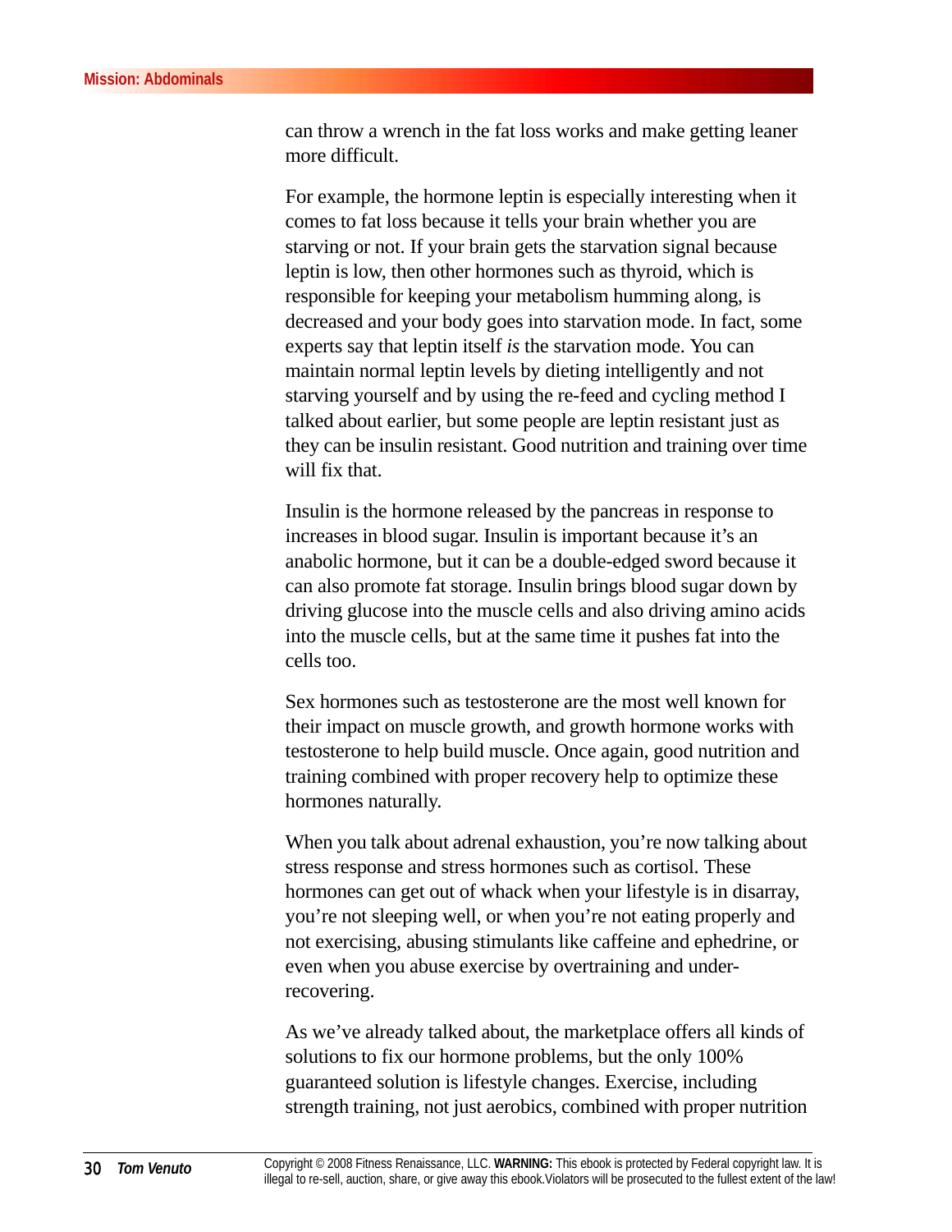can throw a wrench in the fat loss works and make getting leaner more difficult.

For example, the hormone leptin is especially interesting when it comes to fat loss because it tells your brain whether you are starving or not. If your brain gets the starvation signal because leptin is low, then other hormones such as thyroid, which is responsible for keeping your metabolism humming along, is decreased and your body goes into starvation mode. In fact, some experts say that leptin itself *is* the starvation mode. You can maintain normal leptin levels by dieting intelligently and not starving yourself and by using the re-feed and cycling method I talked about earlier, but some people are leptin resistant just as they can be insulin resistant. Good nutrition and training over time will fix that.

Insulin is the hormone released by the pancreas in response to increases in blood sugar. Insulin is important because it's an anabolic hormone, but it can be a double-edged sword because it can also promote fat storage. Insulin brings blood sugar down by driving glucose into the muscle cells and also driving amino acids into the muscle cells, but at the same time it pushes fat into the cells too.

Sex hormones such as testosterone are the most well known for their impact on muscle growth, and growth hormone works with testosterone to help build muscle. Once again, good nutrition and training combined with proper recovery help to optimize these hormones naturally.

When you talk about adrenal exhaustion, you're now talking about stress response and stress hormones such as cortisol. These hormones can get out of whack when your lifestyle is in disarray, you're not sleeping well, or when you're not eating properly and not exercising, abusing stimulants like caffeine and ephedrine, or even when you abuse exercise by overtraining and under-recovering.

As we've already talked about, the marketplace offers all kinds of solutions to fix our hormone problems, but the only 100% guaranteed solution is lifestyle changes. Exercise, including strength training, not just aerobics, combined with proper nutrition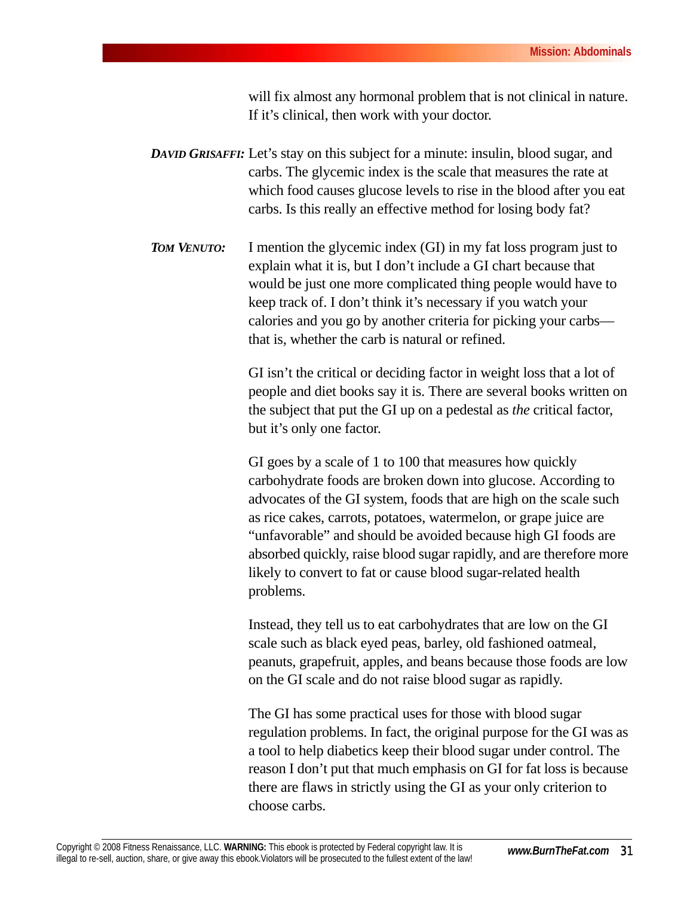will fix almost any hormonal problem that is not clinical in nature. If it's clinical, then work with your doctor.

***DAVID GRISAFFI:*** Let's stay on this subject for a minute: insulin, blood sugar, and carbs. The glycemic index is the scale that measures the rate at which food causes glucose levels to rise in the blood after you eat carbs. Is this really an effective method for losing body fat?

***TOM VENUTO:*** I mention the glycemic index (GI) in my fat loss program just to explain what it is, but I don't include a GI chart because that would be just one more complicated thing people would have to keep track of. I don't think it's necessary if you watch your calories and you go by another criteria for picking your carbs—that is, whether the carb is natural or refined.

GI isn't the critical or deciding factor in weight loss that a lot of people and diet books say it is. There are several books written on the subject that put the GI up on a pedestal as *the* critical factor, but it's only one factor.

GI goes by a scale of 1 to 100 that measures how quickly carbohydrate foods are broken down into glucose. According to advocates of the GI system, foods that are high on the scale such as rice cakes, carrots, potatoes, watermelon, or grape juice are "unfavorable" and should be avoided because high GI foods are absorbed quickly, raise blood sugar rapidly, and are therefore more likely to convert to fat or cause blood sugar-related health problems.

Instead, they tell us to eat carbohydrates that are low on the GI scale such as black eyed peas, barley, old fashioned oatmeal, peanuts, grapefruit, apples, and beans because those foods are low on the GI scale and do not raise blood sugar as rapidly.

The GI has some practical uses for those with blood sugar regulation problems. In fact, the original purpose for the GI was as a tool to help diabetics keep their blood sugar under control. The reason I don't put that much emphasis on GI for fat loss is because there are flaws in strictly using the GI as your only criterion to choose carbs.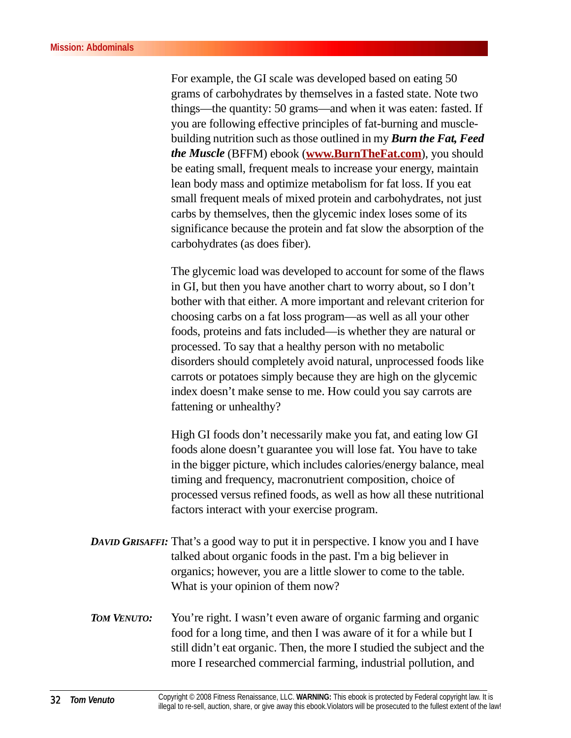For example, the GI scale was developed based on eating 50 grams of carbohydrates by themselves in a fasted state. Note two things—the quantity: 50 grams—and when it was eaten: fasted. If you are following effective principles of fat-burning and muscle-building nutrition such as those outlined in my ***Burn the Fat, Feed the Muscle*** (BFFM) ebook (**www.BurnTheFat.com**), you should be eating small, frequent meals to increase your energy, maintain lean body mass and optimize metabolism for fat loss. If you eat small frequent meals of mixed protein and carbohydrates, not just carbs by themselves, then the glycemic index loses some of its significance because the protein and fat slow the absorption of the carbohydrates (as does fiber).

The glycemic load was developed to account for some of the flaws in GI, but then you have another chart to worry about, so I don't bother with that either. A more important and relevant criterion for choosing carbs on a fat loss program—as well as all your other foods, proteins and fats included—is whether they are natural or processed. To say that a healthy person with no metabolic disorders should completely avoid natural, unprocessed foods like carrots or potatoes simply because they are high on the glycemic index doesn't make sense to me. How could you say carrots are fattening or unhealthy?

High GI foods don't necessarily make you fat, and eating low GI foods alone doesn't guarantee you will lose fat. You have to take in the bigger picture, which includes calories/energy balance, meal timing and frequency, macronutrient composition, choice of processed versus refined foods, as well as how all these nutritional factors interact with your exercise program.

***DAVID GRISAFFI:*** That's a good way to put it in perspective. I know you and I have talked about organic foods in the past. I'm a big believer in organics; however, you are a little slower to come to the table. What is your opinion of them now?

***TOM VENUTO:*** You're right. I wasn't even aware of organic farming and organic food for a long time, and then I was aware of it for a while but I still didn't eat organic. Then, the more I studied the subject and the more I researched commercial farming, industrial pollution, and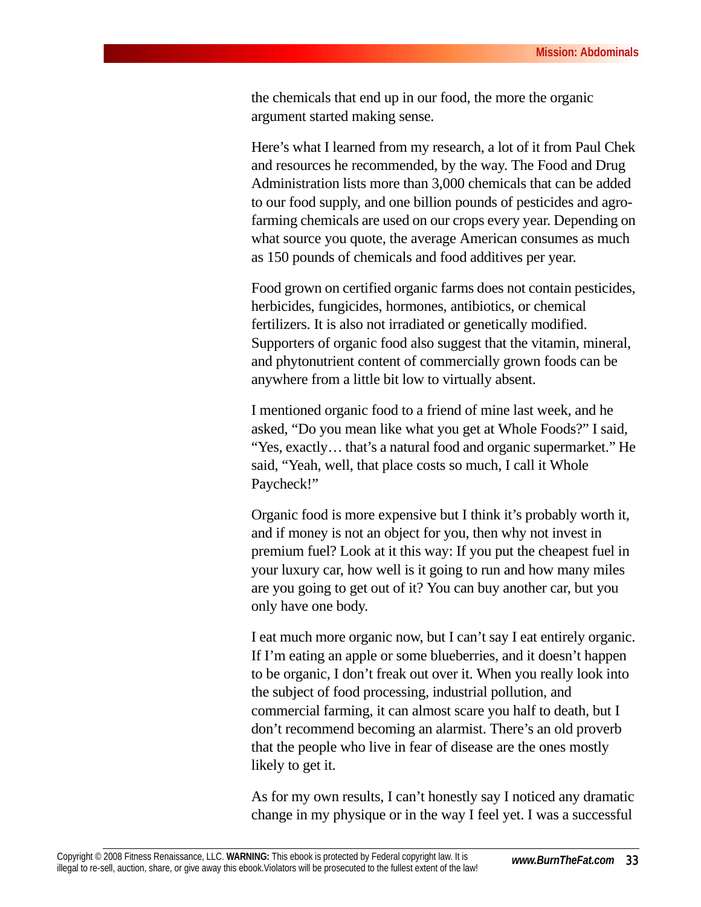the chemicals that end up in our food, the more the organic argument started making sense.

Here's what I learned from my research, a lot of it from Paul Chek and resources he recommended, by the way. The Food and Drug Administration lists more than 3,000 chemicals that can be added to our food supply, and one billion pounds of pesticides and agro-farming chemicals are used on our crops every year. Depending on what source you quote, the average American consumes as much as 150 pounds of chemicals and food additives per year.

Food grown on certified organic farms does not contain pesticides, herbicides, fungicides, hormones, antibiotics, or chemical fertilizers. It is also not irradiated or genetically modified. Supporters of organic food also suggest that the vitamin, mineral, and phytonutrient content of commercially grown foods can be anywhere from a little bit low to virtually absent.

I mentioned organic food to a friend of mine last week, and he asked, "Do you mean like what you get at Whole Foods?" I said, "Yes, exactly… that's a natural food and organic supermarket." He said, "Yeah, well, that place costs so much, I call it Whole Paycheck!"

Organic food is more expensive but I think it's probably worth it, and if money is not an object for you, then why not invest in premium fuel? Look at it this way: If you put the cheapest fuel in your luxury car, how well is it going to run and how many miles are you going to get out of it? You can buy another car, but you only have one body.

I eat much more organic now, but I can't say I eat entirely organic. If I'm eating an apple or some blueberries, and it doesn't happen to be organic, I don't freak out over it. When you really look into the subject of food processing, industrial pollution, and commercial farming, it can almost scare you half to death, but I don't recommend becoming an alarmist. There's an old proverb that the people who live in fear of disease are the ones mostly likely to get it.

As for my own results, I can't honestly say I noticed any dramatic change in my physique or in the way I feel yet. I was a successful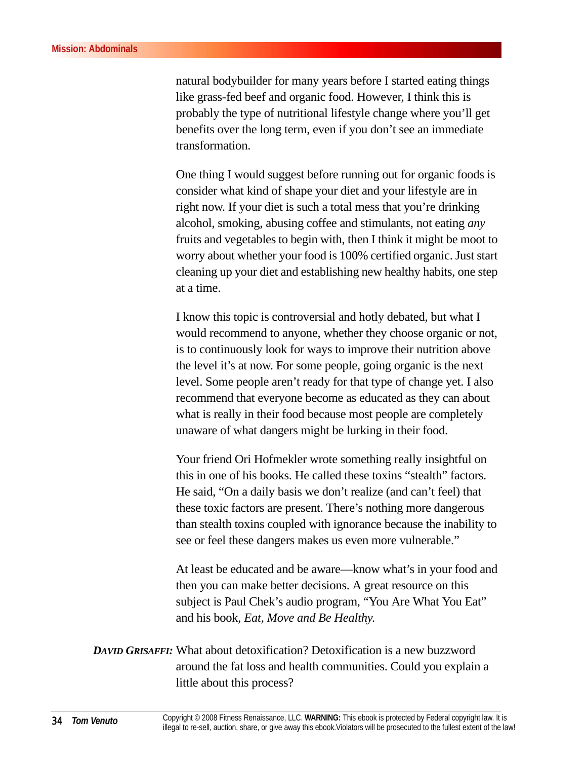natural bodybuilder for many years before I started eating things like grass-fed beef and organic food. However, I think this is probably the type of nutritional lifestyle change where you'll get benefits over the long term, even if you don't see an immediate transformation.

One thing I would suggest before running out for organic foods is consider what kind of shape your diet and your lifestyle are in right now. If your diet is such a total mess that you're drinking alcohol, smoking, abusing coffee and stimulants, not eating *any* fruits and vegetables to begin with, then I think it might be moot to worry about whether your food is 100% certified organic. Just start cleaning up your diet and establishing new healthy habits, one step at a time.

I know this topic is controversial and hotly debated, but what I would recommend to anyone, whether they choose organic or not, is to continuously look for ways to improve their nutrition above the level it's at now. For some people, going organic is the next level. Some people aren't ready for that type of change yet. I also recommend that everyone become as educated as they can about what is really in their food because most people are completely unaware of what dangers might be lurking in their food.

Your friend Ori Hofmekler wrote something really insightful on this in one of his books. He called these toxins "stealth" factors. He said, "On a daily basis we don't realize (and can't feel) that these toxic factors are present. There's nothing more dangerous than stealth toxins coupled with ignorance because the inability to see or feel these dangers makes us even more vulnerable."

At least be educated and be aware—know what's in your food and then you can make better decisions. A great resource on this subject is Paul Chek's audio program, "You Are What You Eat" and his book, *Eat, Move and Be Healthy.*

***DAVID GRISAFFI:*** What about detoxification? Detoxification is a new buzzword around the fat loss and health communities. Could you explain a little about this process?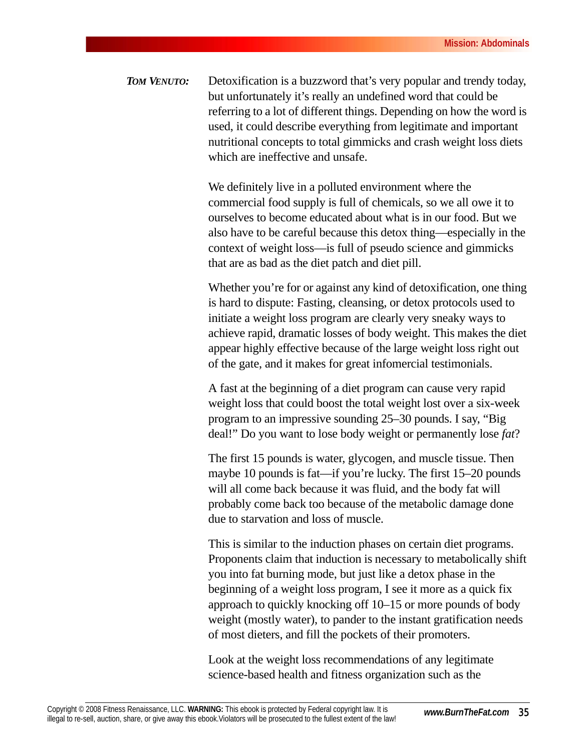***Tom Venuto:*** Detoxification is a buzzword that's very popular and trendy today, but unfortunately it's really an undefined word that could be referring to a lot of different things. Depending on how the word is used, it could describe everything from legitimate and important nutritional concepts to total gimmicks and crash weight loss diets which are ineffective and unsafe.

We definitely live in a polluted environment where the commercial food supply is full of chemicals, so we all owe it to ourselves to become educated about what is in our food. But we also have to be careful because this detox thing—especially in the context of weight loss—is full of pseudo science and gimmicks that are as bad as the diet patch and diet pill.

Whether you're for or against any kind of detoxification, one thing is hard to dispute: Fasting, cleansing, or detox protocols used to initiate a weight loss program are clearly very sneaky ways to achieve rapid, dramatic losses of body weight. This makes the diet appear highly effective because of the large weight loss right out of the gate, and it makes for great infomercial testimonials.

A fast at the beginning of a diet program can cause very rapid weight loss that could boost the total weight lost over a six-week program to an impressive sounding 25–30 pounds. I say, "Big deal!" Do you want to lose body weight or permanently lose *fat*?

The first 15 pounds is water, glycogen, and muscle tissue. Then maybe 10 pounds is fat—if you're lucky. The first 15–20 pounds will all come back because it was fluid, and the body fat will probably come back too because of the metabolic damage done due to starvation and loss of muscle.

This is similar to the induction phases on certain diet programs. Proponents claim that induction is necessary to metabolically shift you into fat burning mode, but just like a detox phase in the beginning of a weight loss program, I see it more as a quick fix approach to quickly knocking off 10–15 or more pounds of body weight (mostly water), to pander to the instant gratification needs of most dieters, and fill the pockets of their promoters.

Look at the weight loss recommendations of any legitimate science-based health and fitness organization such as the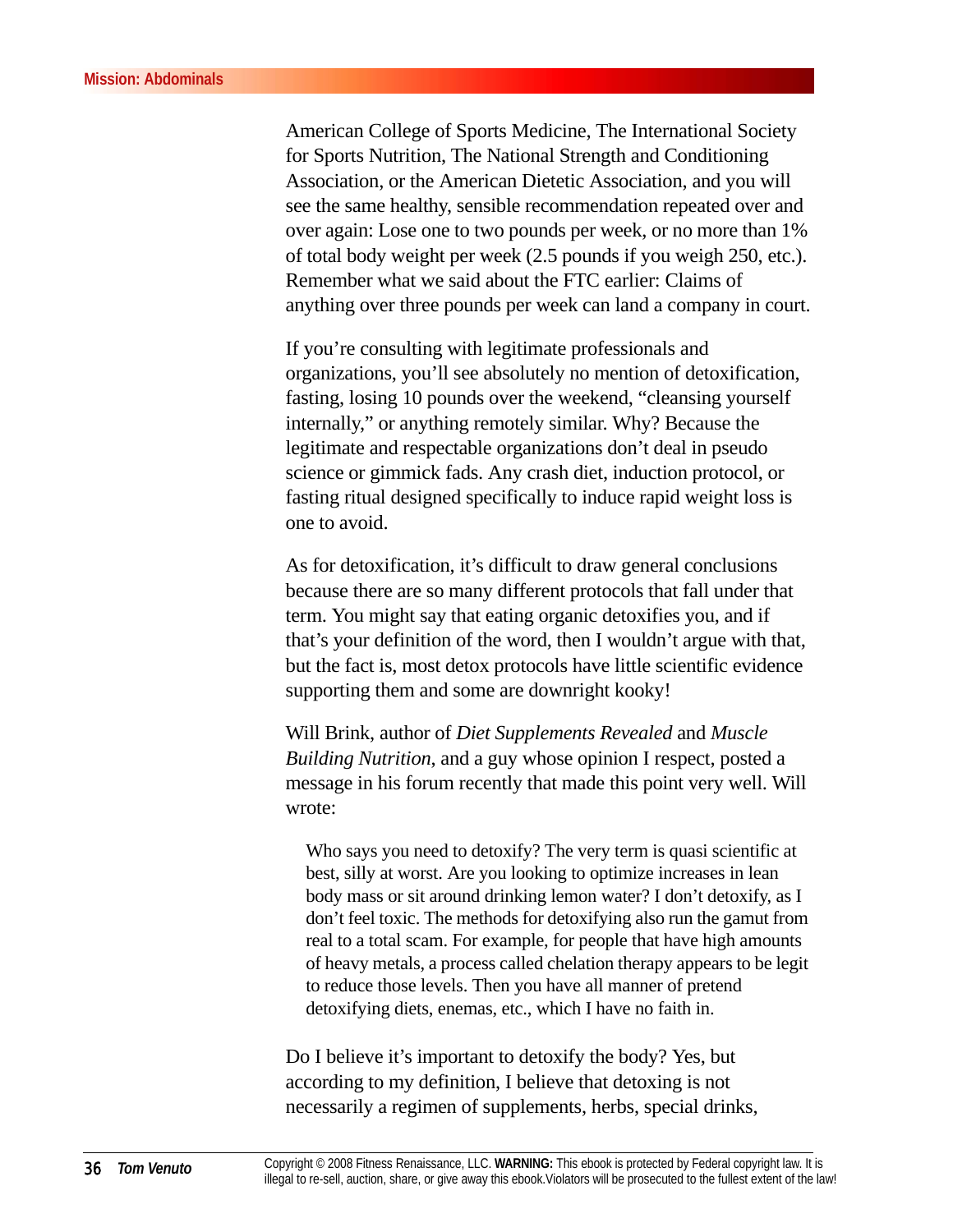American College of Sports Medicine, The International Society for Sports Nutrition, The National Strength and Conditioning Association, or the American Dietetic Association, and you will see the same healthy, sensible recommendation repeated over and over again: Lose one to two pounds per week, or no more than 1% of total body weight per week (2.5 pounds if you weigh 250, etc.). Remember what we said about the FTC earlier: Claims of anything over three pounds per week can land a company in court.

If you're consulting with legitimate professionals and organizations, you'll see absolutely no mention of detoxification, fasting, losing 10 pounds over the weekend, "cleansing yourself internally," or anything remotely similar. Why? Because the legitimate and respectable organizations don't deal in pseudo science or gimmick fads. Any crash diet, induction protocol, or fasting ritual designed specifically to induce rapid weight loss is one to avoid.

As for detoxification, it's difficult to draw general conclusions because there are so many different protocols that fall under that term. You might say that eating organic detoxifies you, and if that's your definition of the word, then I wouldn't argue with that, but the fact is, most detox protocols have little scientific evidence supporting them and some are downright kooky!

Will Brink, author of *Diet Supplements Revealed* and *Muscle Building Nutrition*, and a guy whose opinion I respect, posted a message in his forum recently that made this point very well. Will wrote:

> Who says you need to detoxify? The very term is quasi scientific at best, silly at worst. Are you looking to optimize increases in lean body mass or sit around drinking lemon water? I don't detoxify, as I don't feel toxic. The methods for detoxifying also run the gamut from real to a total scam. For example, for people that have high amounts of heavy metals, a process called chelation therapy appears to be legit to reduce those levels. Then you have all manner of pretend detoxifying diets, enemas, etc., which I have no faith in.

Do I believe it's important to detoxify the body? Yes, but according to my definition, I believe that detoxing is not necessarily a regimen of supplements, herbs, special drinks,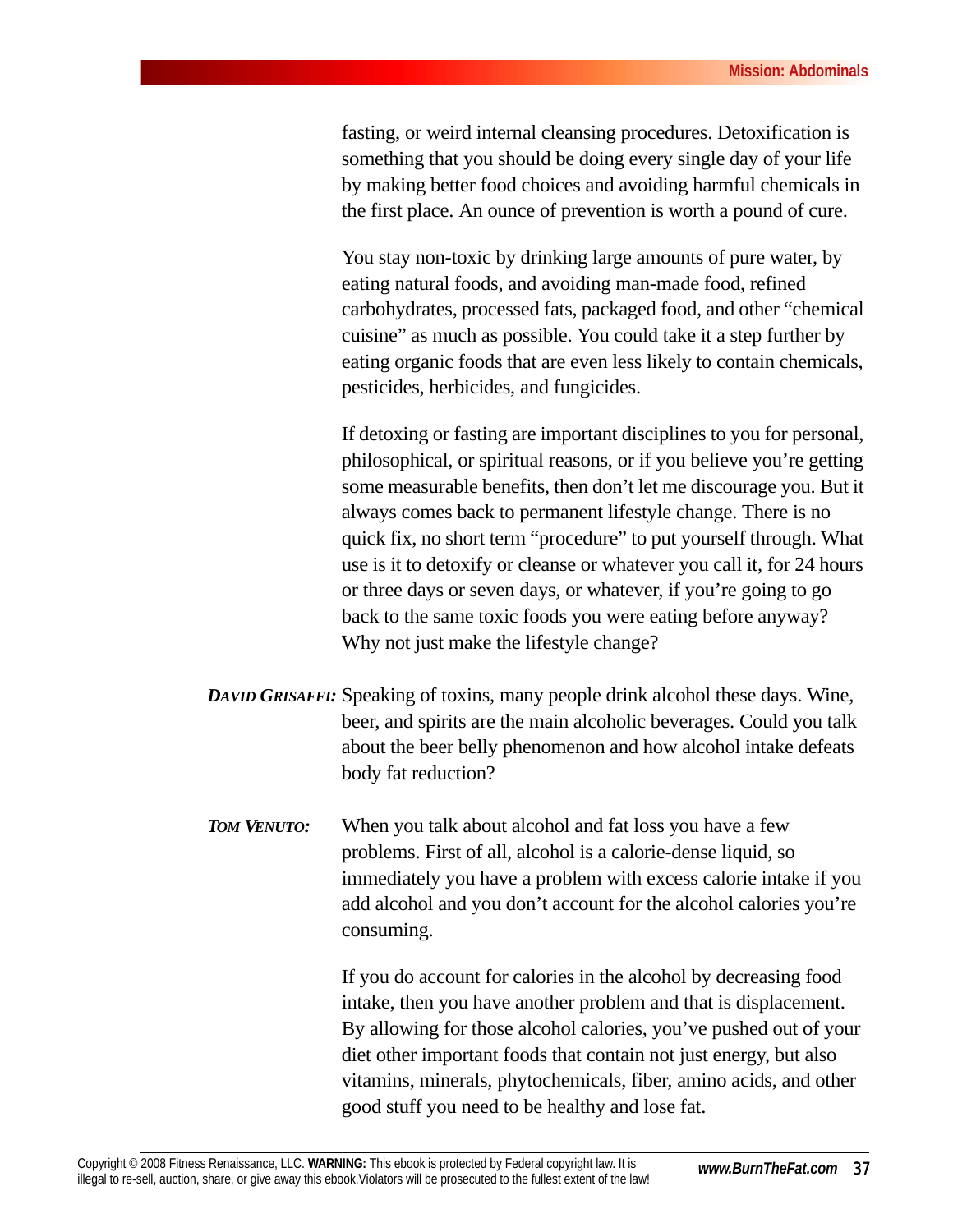fasting, or weird internal cleansing procedures. Detoxification is something that you should be doing every single day of your life by making better food choices and avoiding harmful chemicals in the first place. An ounce of prevention is worth a pound of cure.

You stay non-toxic by drinking large amounts of pure water, by eating natural foods, and avoiding man-made food, refined carbohydrates, processed fats, packaged food, and other "chemical cuisine" as much as possible. You could take it a step further by eating organic foods that are even less likely to contain chemicals, pesticides, herbicides, and fungicides.

If detoxing or fasting are important disciplines to you for personal, philosophical, or spiritual reasons, or if you believe you're getting some measurable benefits, then don't let me discourage you. But it always comes back to permanent lifestyle change. There is no quick fix, no short term "procedure" to put yourself through. What use is it to detoxify or cleanse or whatever you call it, for 24 hours or three days or seven days, or whatever, if you're going to go back to the same toxic foods you were eating before anyway? Why not just make the lifestyle change?

***DAVID GRISAFFI:*** Speaking of toxins, many people drink alcohol these days. Wine, beer, and spirits are the main alcoholic beverages. Could you talk about the beer belly phenomenon and how alcohol intake defeats body fat reduction?

***TOM VENUTO:*** When you talk about alcohol and fat loss you have a few problems. First of all, alcohol is a calorie-dense liquid, so immediately you have a problem with excess calorie intake if you add alcohol and you don't account for the alcohol calories you're consuming.

If you do account for calories in the alcohol by decreasing food intake, then you have another problem and that is displacement. By allowing for those alcohol calories, you've pushed out of your diet other important foods that contain not just energy, but also vitamins, minerals, phytochemicals, fiber, amino acids, and other good stuff you need to be healthy and lose fat.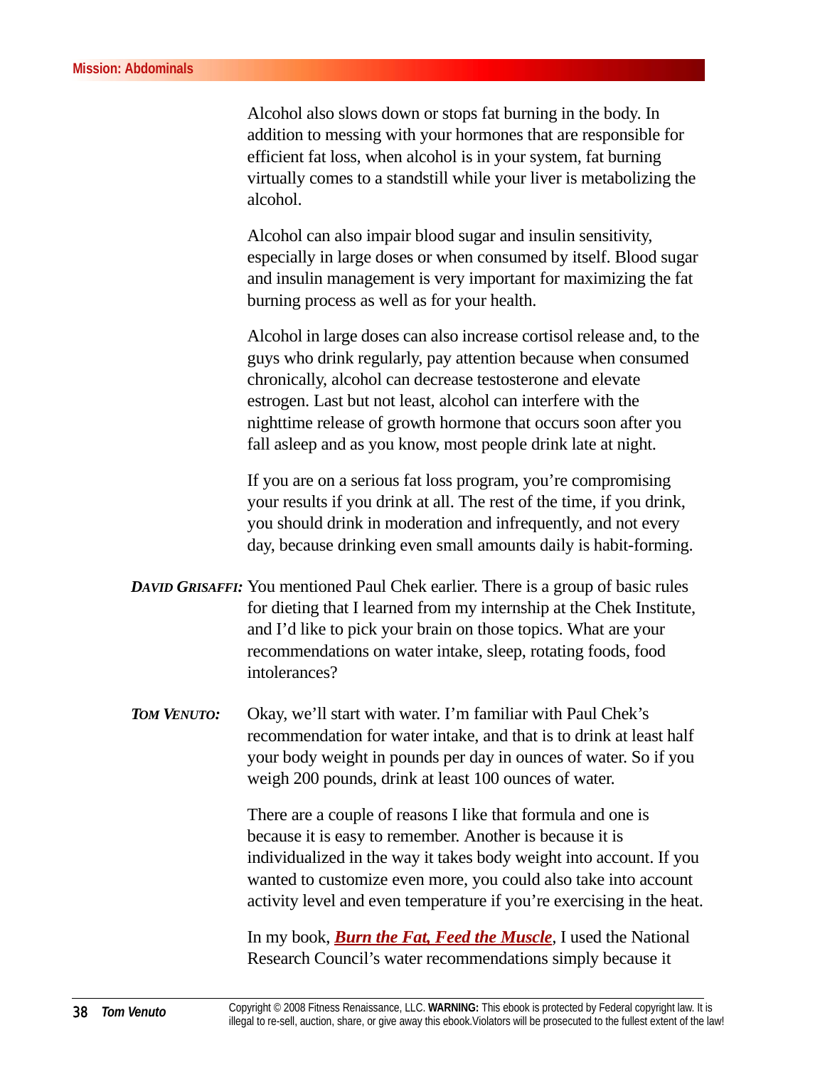Alcohol also slows down or stops fat burning in the body. In addition to messing with your hormones that are responsible for efficient fat loss, when alcohol is in your system, fat burning virtually comes to a standstill while your liver is metabolizing the alcohol.

Alcohol can also impair blood sugar and insulin sensitivity, especially in large doses or when consumed by itself. Blood sugar and insulin management is very important for maximizing the fat burning process as well as for your health.

Alcohol in large doses can also increase cortisol release and, to the guys who drink regularly, pay attention because when consumed chronically, alcohol can decrease testosterone and elevate estrogen. Last but not least, alcohol can interfere with the nighttime release of growth hormone that occurs soon after you fall asleep and as you know, most people drink late at night.

If you are on a serious fat loss program, you're compromising your results if you drink at all. The rest of the time, if you drink, you should drink in moderation and infrequently, and not every day, because drinking even small amounts daily is habit-forming.

***DAVID GRISAFFI:*** You mentioned Paul Chek earlier. There is a group of basic rules for dieting that I learned from my internship at the Chek Institute, and I'd like to pick your brain on those topics. What are your recommendations on water intake, sleep, rotating foods, food intolerances?

***TOM VENUTO:*** Okay, we'll start with water. I'm familiar with Paul Chek's recommendation for water intake, and that is to drink at least half your body weight in pounds per day in ounces of water. So if you weigh 200 pounds, drink at least 100 ounces of water.

There are a couple of reasons I like that formula and one is because it is easy to remember. Another is because it is individualized in the way it takes body weight into account. If you wanted to customize even more, you could also take into account activity level and even temperature if you're exercising in the heat.

In my book, ***Burn the Fat, Feed the Muscle***, I used the National Research Council's water recommendations simply because it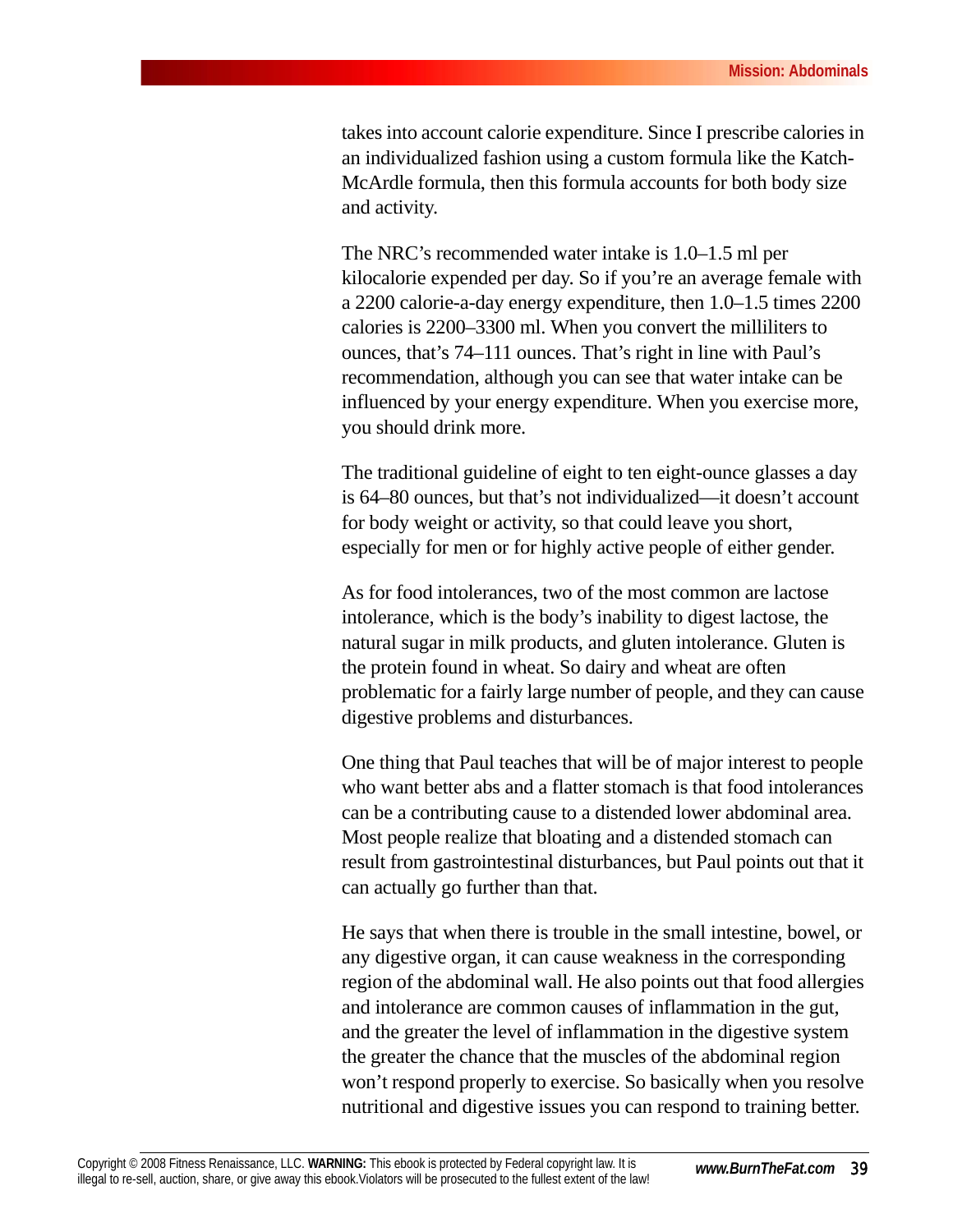takes into account calorie expenditure. Since I prescribe calories in an individualized fashion using a custom formula like the Katch-McArdle formula, then this formula accounts for both body size and activity.

The NRC's recommended water intake is 1.0–1.5 ml per kilocalorie expended per day. So if you're an average female with a 2200 calorie-a-day energy expenditure, then 1.0–1.5 times 2200 calories is 2200–3300 ml. When you convert the milliliters to ounces, that's 74–111 ounces. That's right in line with Paul's recommendation, although you can see that water intake can be influenced by your energy expenditure. When you exercise more, you should drink more.

The traditional guideline of eight to ten eight-ounce glasses a day is 64–80 ounces, but that's not individualized—it doesn't account for body weight or activity, so that could leave you short, especially for men or for highly active people of either gender.

As for food intolerances, two of the most common are lactose intolerance, which is the body's inability to digest lactose, the natural sugar in milk products, and gluten intolerance. Gluten is the protein found in wheat. So dairy and wheat are often problematic for a fairly large number of people, and they can cause digestive problems and disturbances.

One thing that Paul teaches that will be of major interest to people who want better abs and a flatter stomach is that food intolerances can be a contributing cause to a distended lower abdominal area. Most people realize that bloating and a distended stomach can result from gastrointestinal disturbances, but Paul points out that it can actually go further than that.

He says that when there is trouble in the small intestine, bowel, or any digestive organ, it can cause weakness in the corresponding region of the abdominal wall. He also points out that food allergies and intolerance are common causes of inflammation in the gut, and the greater the level of inflammation in the digestive system the greater the chance that the muscles of the abdominal region won't respond properly to exercise. So basically when you resolve nutritional and digestive issues you can respond to training better.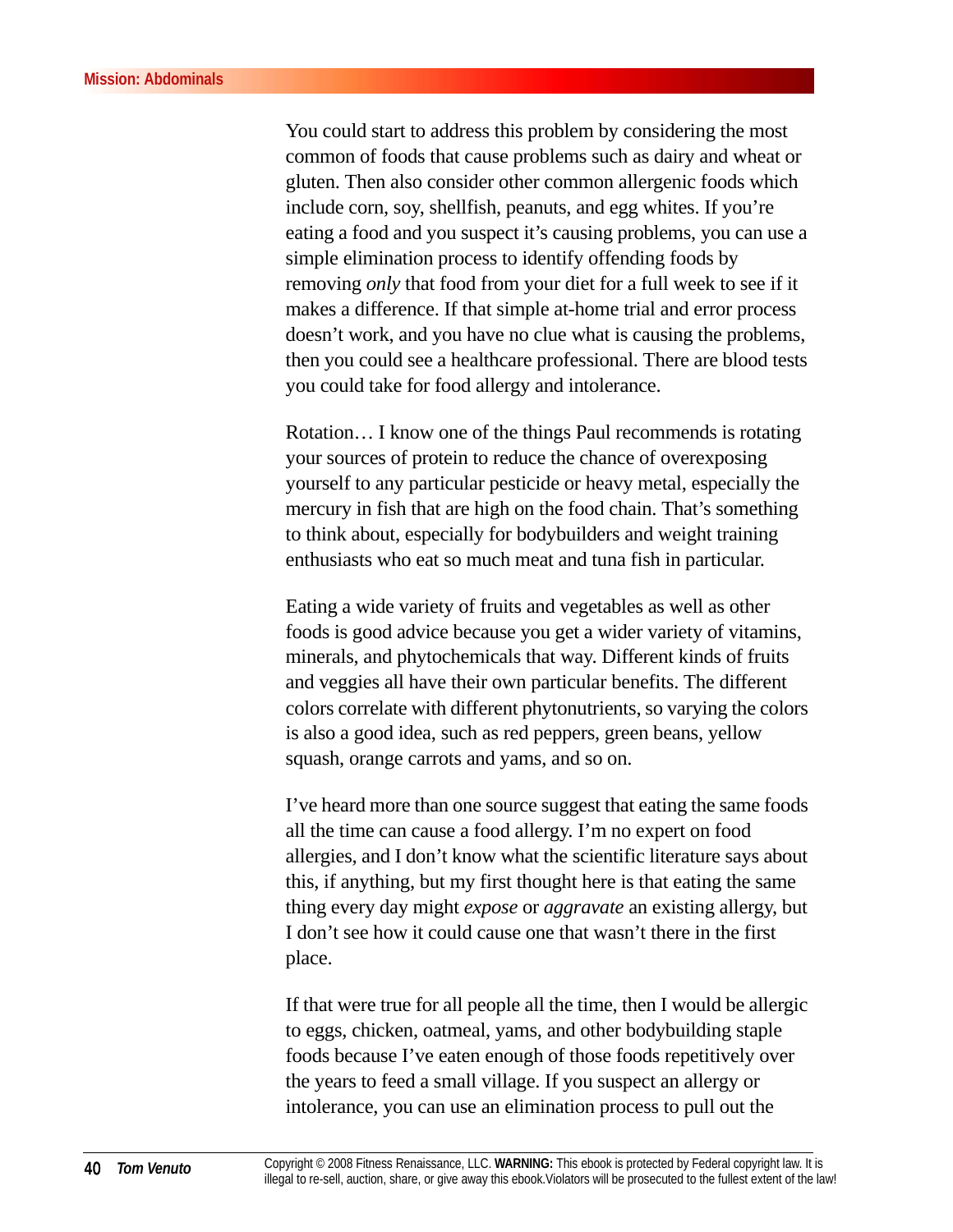You could start to address this problem by considering the most common of foods that cause problems such as dairy and wheat or gluten. Then also consider other common allergenic foods which include corn, soy, shellfish, peanuts, and egg whites. If you're eating a food and you suspect it's causing problems, you can use a simple elimination process to identify offending foods by removing *only* that food from your diet for a full week to see if it makes a difference. If that simple at-home trial and error process doesn't work, and you have no clue what is causing the problems, then you could see a healthcare professional. There are blood tests you could take for food allergy and intolerance.

Rotation… I know one of the things Paul recommends is rotating your sources of protein to reduce the chance of overexposing yourself to any particular pesticide or heavy metal, especially the mercury in fish that are high on the food chain. That's something to think about, especially for bodybuilders and weight training enthusiasts who eat so much meat and tuna fish in particular.

Eating a wide variety of fruits and vegetables as well as other foods is good advice because you get a wider variety of vitamins, minerals, and phytochemicals that way. Different kinds of fruits and veggies all have their own particular benefits. The different colors correlate with different phytonutrients, so varying the colors is also a good idea, such as red peppers, green beans, yellow squash, orange carrots and yams, and so on.

I've heard more than one source suggest that eating the same foods all the time can cause a food allergy. I'm no expert on food allergies, and I don't know what the scientific literature says about this, if anything, but my first thought here is that eating the same thing every day might *expose* or *aggravate* an existing allergy, but I don't see how it could cause one that wasn't there in the first place.

If that were true for all people all the time, then I would be allergic to eggs, chicken, oatmeal, yams, and other bodybuilding staple foods because I've eaten enough of those foods repetitively over the years to feed a small village. If you suspect an allergy or intolerance, you can use an elimination process to pull out the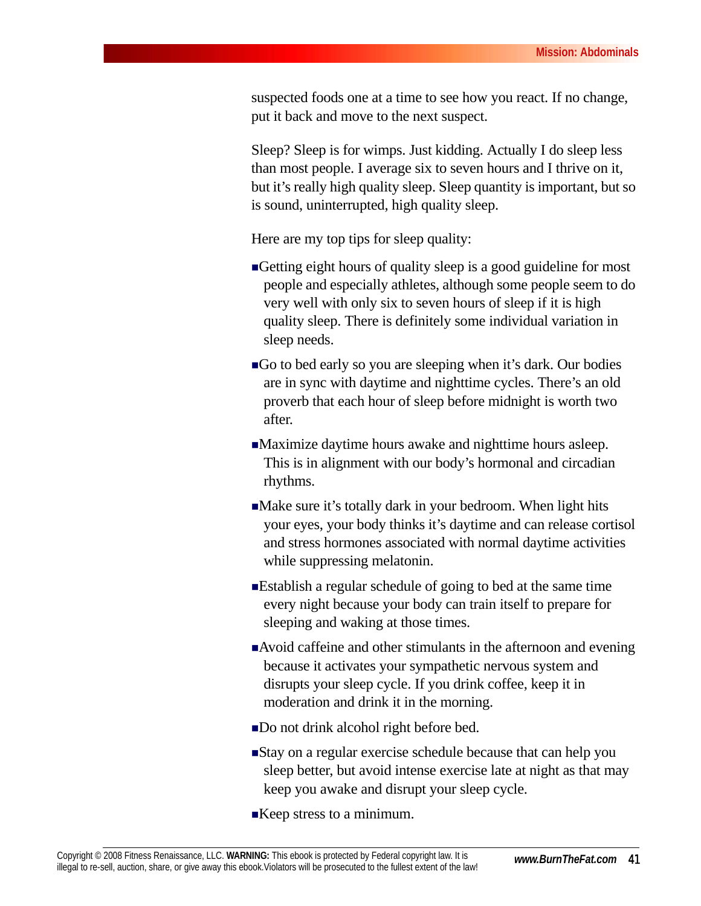suspected foods one at a time to see how you react. If no change, put it back and move to the next suspect.

Sleep? Sleep is for wimps. Just kidding. Actually I do sleep less than most people. I average six to seven hours and I thrive on it, but it's really high quality sleep. Sleep quantity is important, but so is sound, uninterrupted, high quality sleep.

Here are my top tips for sleep quality:

- Getting eight hours of quality sleep is a good guideline for most people and especially athletes, although some people seem to do very well with only six to seven hours of sleep if it is high quality sleep. There is definitely some individual variation in sleep needs.
- Go to bed early so you are sleeping when it's dark. Our bodies are in sync with daytime and nighttime cycles. There's an old proverb that each hour of sleep before midnight is worth two after.
- Maximize daytime hours awake and nighttime hours asleep. This is in alignment with our body's hormonal and circadian rhythms.
- Make sure it's totally dark in your bedroom. When light hits your eyes, your body thinks it's daytime and can release cortisol and stress hormones associated with normal daytime activities while suppressing melatonin.
- Establish a regular schedule of going to bed at the same time every night because your body can train itself to prepare for sleeping and waking at those times.
- Avoid caffeine and other stimulants in the afternoon and evening because it activates your sympathetic nervous system and disrupts your sleep cycle. If you drink coffee, keep it in moderation and drink it in the morning.
- Do not drink alcohol right before bed.
- Stay on a regular exercise schedule because that can help you sleep better, but avoid intense exercise late at night as that may keep you awake and disrupt your sleep cycle.
- Keep stress to a minimum.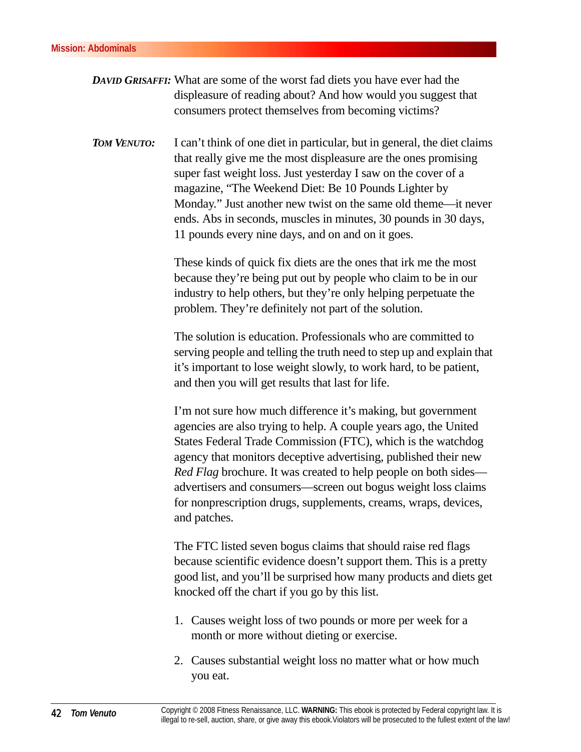**DAVID GRISAFFI:** What are some of the worst fad diets you have ever had the displeasure of reading about? And how would you suggest that consumers protect themselves from becoming victims?

**TOM VENUTO:** I can't think of one diet in particular, but in general, the diet claims that really give me the most displeasure are the ones promising super fast weight loss. Just yesterday I saw on the cover of a magazine, "The Weekend Diet: Be 10 Pounds Lighter by Monday." Just another new twist on the same old theme—it never ends. Abs in seconds, muscles in minutes, 30 pounds in 30 days, 11 pounds every nine days, and on and on it goes.

These kinds of quick fix diets are the ones that irk me the most because they're being put out by people who claim to be in our industry to help others, but they're only helping perpetuate the problem. They're definitely not part of the solution.

The solution is education. Professionals who are committed to serving people and telling the truth need to step up and explain that it's important to lose weight slowly, to work hard, to be patient, and then you will get results that last for life.

I'm not sure how much difference it's making, but government agencies are also trying to help. A couple years ago, the United States Federal Trade Commission (FTC), which is the watchdog agency that monitors deceptive advertising, published their new *Red Flag* brochure. It was created to help people on both sides—advertisers and consumers—screen out bogus weight loss claims for nonprescription drugs, supplements, creams, wraps, devices, and patches.

The FTC listed seven bogus claims that should raise red flags because scientific evidence doesn't support them. This is a pretty good list, and you'll be surprised how many products and diets get knocked off the chart if you go by this list.

1. Causes weight loss of two pounds or more per week for a month or more without dieting or exercise.
2. Causes substantial weight loss no matter what or how much you eat.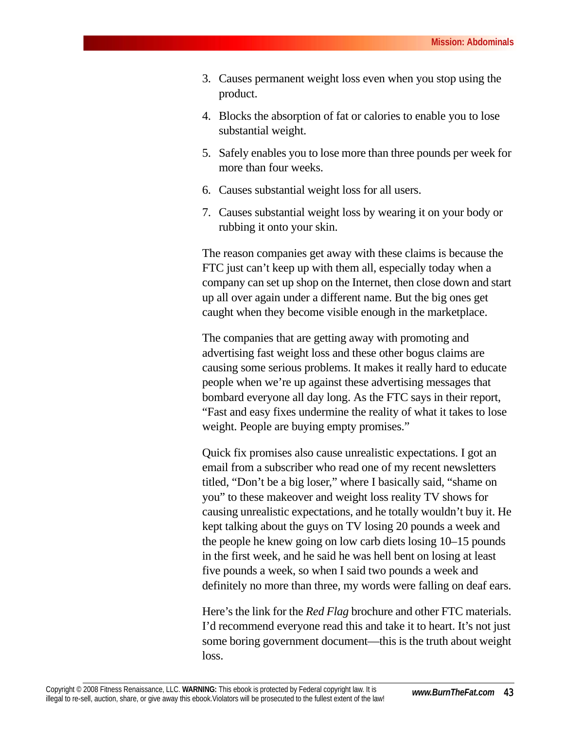3. Causes permanent weight loss even when you stop using the product.
4. Blocks the absorption of fat or calories to enable you to lose substantial weight.
5. Safely enables you to lose more than three pounds per week for more than four weeks.
6. Causes substantial weight loss for all users.
7. Causes substantial weight loss by wearing it on your body or rubbing it onto your skin.

The reason companies get away with these claims is because the FTC just can't keep up with them all, especially today when a company can set up shop on the Internet, then close down and start up all over again under a different name. But the big ones get caught when they become visible enough in the marketplace.

The companies that are getting away with promoting and advertising fast weight loss and these other bogus claims are causing some serious problems. It makes it really hard to educate people when we're up against these advertising messages that bombard everyone all day long. As the FTC says in their report, "Fast and easy fixes undermine the reality of what it takes to lose weight. People are buying empty promises."

Quick fix promises also cause unrealistic expectations. I got an email from a subscriber who read one of my recent newsletters titled, "Don't be a big loser," where I basically said, "shame on you" to these makeover and weight loss reality TV shows for causing unrealistic expectations, and he totally wouldn't buy it. He kept talking about the guys on TV losing 20 pounds a week and the people he knew going on low carb diets losing 10–15 pounds in the first week, and he said he was hell bent on losing at least five pounds a week, so when I said two pounds a week and definitely no more than three, my words were falling on deaf ears.

Here's the link for the *Red Flag* brochure and other FTC materials. I'd recommend everyone read this and take it to heart. It's not just some boring government document—this is the truth about weight loss.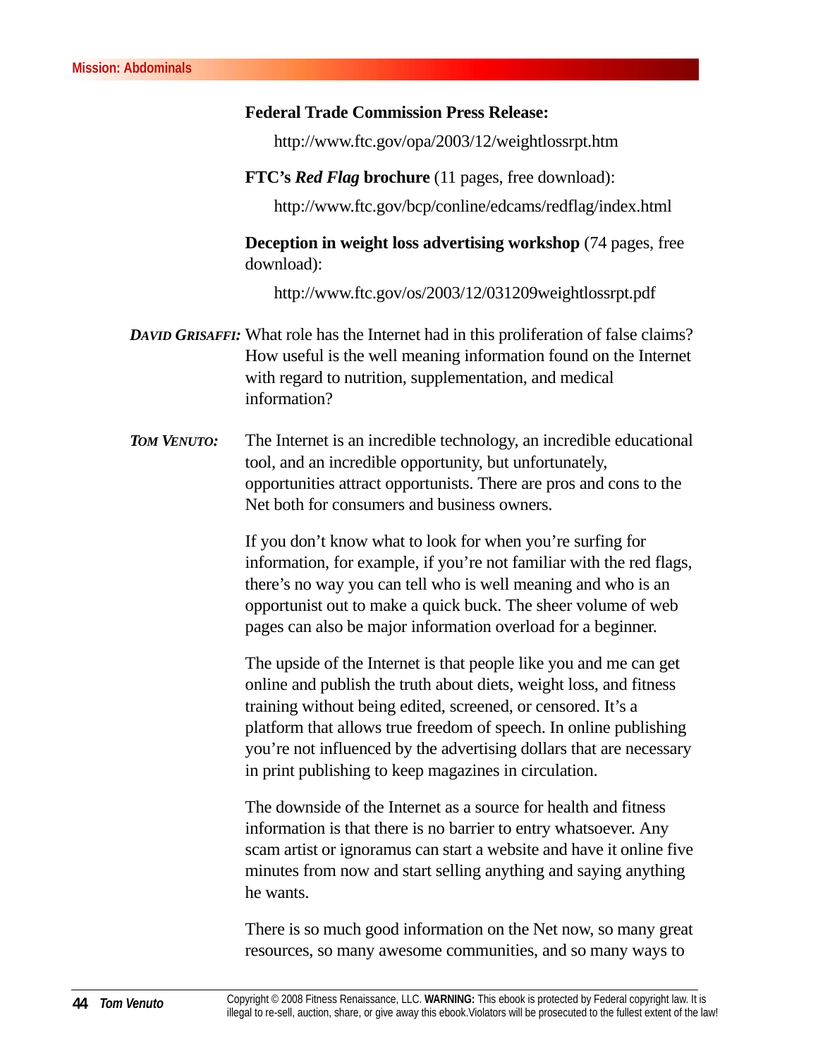**Federal Trade Commission Press Release:**

http://www.ftc.gov/opa/2003/12/weightlossrpt.htm

**FTC's *Red Flag* brochure** (11 pages, free download):

http://www.ftc.gov/bcp/conline/edcams/redflag/index.html

**Deception in weight loss advertising workshop** (74 pages, free download):

http://www.ftc.gov/os/2003/12/031209weightlossrpt.pdf

***DAVID GRISAFFI:*** What role has the Internet had in this proliferation of false claims? How useful is the well meaning information found on the Internet with regard to nutrition, supplementation, and medical information?

***TOM VENUTO:*** The Internet is an incredible technology, an incredible educational tool, and an incredible opportunity, but unfortunately, opportunities attract opportunists. There are pros and cons to the Net both for consumers and business owners.

If you don't know what to look for when you're surfing for information, for example, if you're not familiar with the red flags, there's no way you can tell who is well meaning and who is an opportunist out to make a quick buck. The sheer volume of web pages can also be major information overload for a beginner.

The upside of the Internet is that people like you and me can get online and publish the truth about diets, weight loss, and fitness training without being edited, screened, or censored. It's a platform that allows true freedom of speech. In online publishing you're not influenced by the advertising dollars that are necessary in print publishing to keep magazines in circulation.

The downside of the Internet as a source for health and fitness information is that there is no barrier to entry whatsoever. Any scam artist or ignoramus can start a website and have it online five minutes from now and start selling anything and saying anything he wants.

There is so much good information on the Net now, so many great resources, so many awesome communities, and so many ways to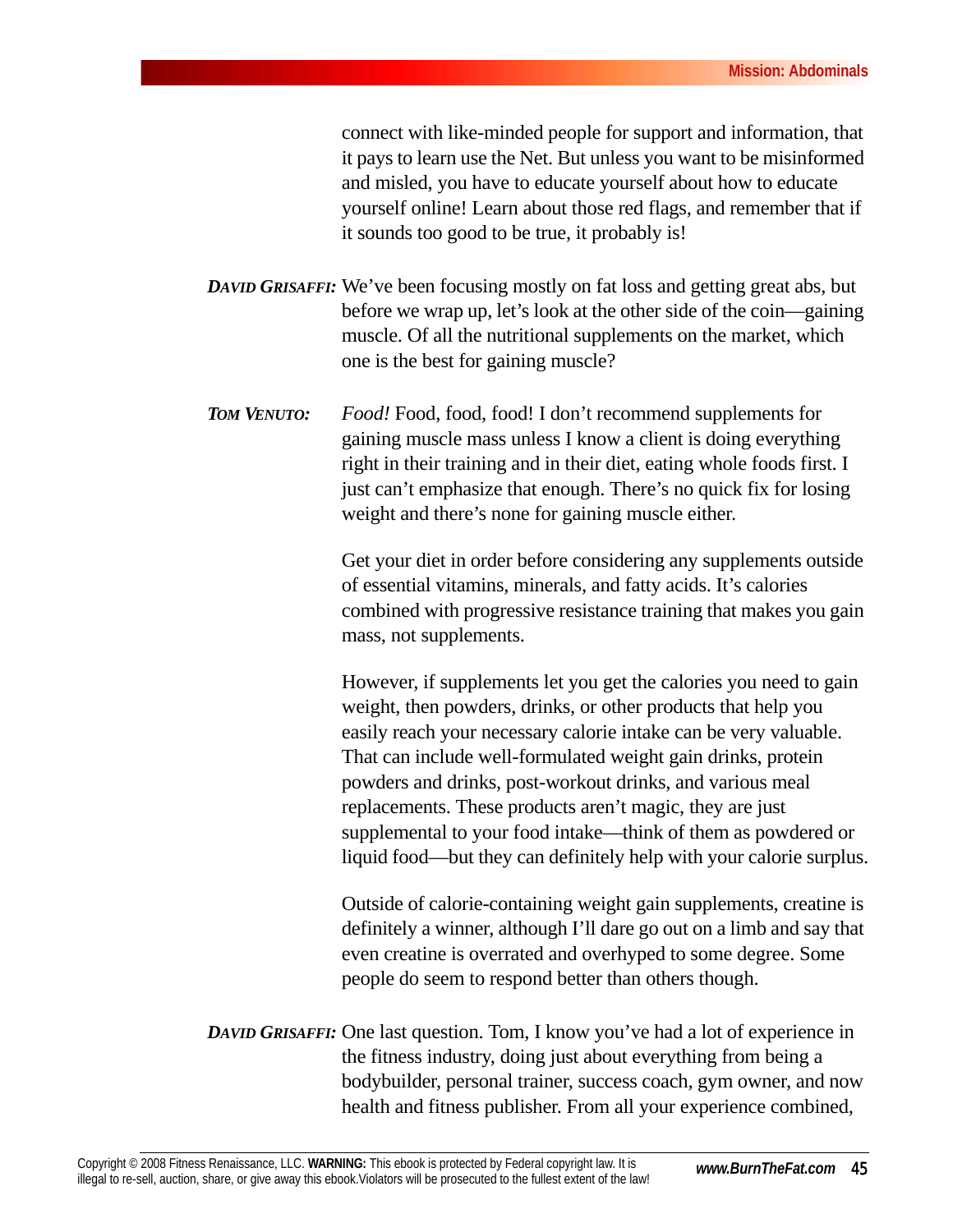connect with like-minded people for support and information, that it pays to learn use the Net. But unless you want to be misinformed and misled, you have to educate yourself about how to educate yourself online! Learn about those red flags, and remember that if it sounds too good to be true, it probably is!

***DAVID GRISAFFI:*** We've been focusing mostly on fat loss and getting great abs, but before we wrap up, let's look at the other side of the coin—gaining muscle. Of all the nutritional supplements on the market, which one is the best for gaining muscle?

***TOM VENUTO:*** *Food!* Food, food, food! I don't recommend supplements for gaining muscle mass unless I know a client is doing everything right in their training and in their diet, eating whole foods first. I just can't emphasize that enough. There's no quick fix for losing weight and there's none for gaining muscle either.

Get your diet in order before considering any supplements outside of essential vitamins, minerals, and fatty acids. It's calories combined with progressive resistance training that makes you gain mass, not supplements.

However, if supplements let you get the calories you need to gain weight, then powders, drinks, or other products that help you easily reach your necessary calorie intake can be very valuable. That can include well-formulated weight gain drinks, protein powders and drinks, post-workout drinks, and various meal replacements. These products aren't magic, they are just supplemental to your food intake—think of them as powdered or liquid food—but they can definitely help with your calorie surplus.

Outside of calorie-containing weight gain supplements, creatine is definitely a winner, although I'll dare go out on a limb and say that even creatine is overrated and overhyped to some degree. Some people do seem to respond better than others though.

***DAVID GRISAFFI:*** One last question. Tom, I know you've had a lot of experience in the fitness industry, doing just about everything from being a bodybuilder, personal trainer, success coach, gym owner, and now health and fitness publisher. From all your experience combined,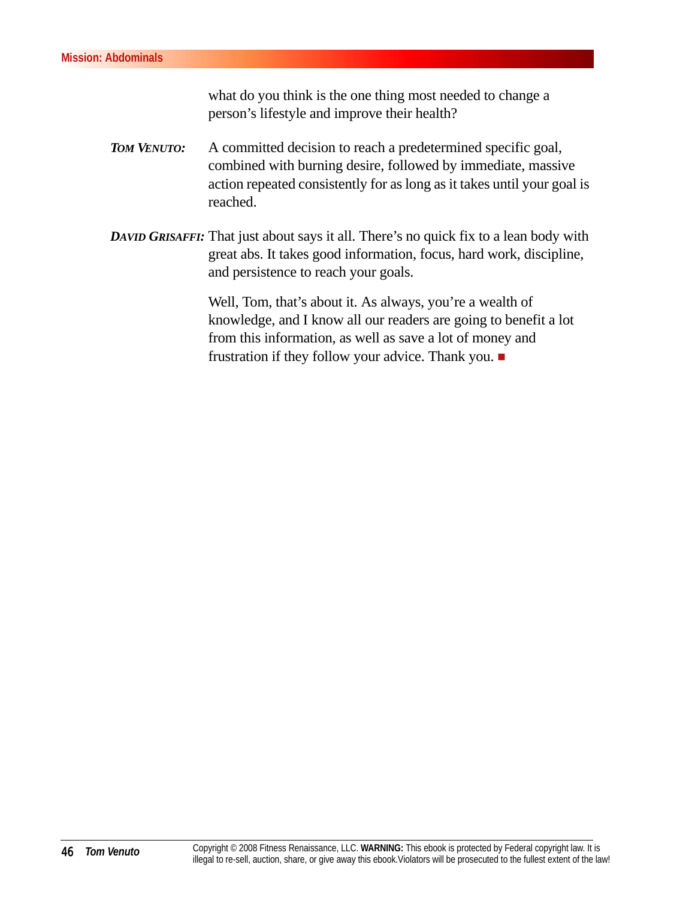what do you think is the one thing most needed to change a person's lifestyle and improve their health?

***TOM VENUTO:*** A committed decision to reach a predetermined specific goal, combined with burning desire, followed by immediate, massive action repeated consistently for as long as it takes until your goal is reached.

***DAVID GRISAFFI:*** That just about says it all. There's no quick fix to a lean body with great abs. It takes good information, focus, hard work, discipline, and persistence to reach your goals.

Well, Tom, that's about it. As always, you're a wealth of knowledge, and I know all our readers are going to benefit a lot from this information, as well as save a lot of money and frustration if they follow your advice. Thank you. ■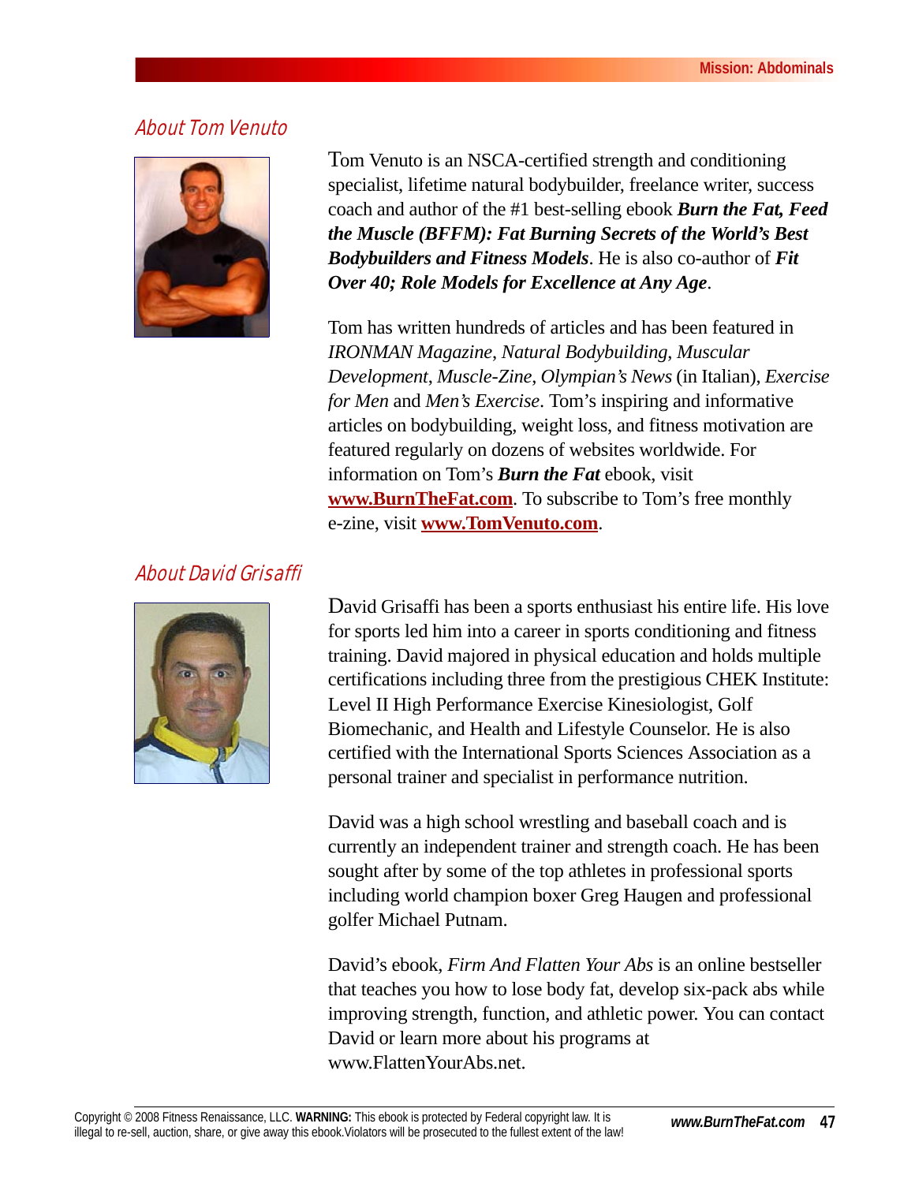## About Tom Venuto

Tom Venuto is an NSCA-certified strength and conditioning specialist, lifetime natural bodybuilder, freelance writer, success coach and author of the #1 best-selling ebook ***Burn the Fat, Feed the Muscle (BFFM): Fat Burning Secrets of the World's Best Bodybuilders and Fitness Models***. He is also co-author of ***Fit Over 40; Role Models for Excellence at Any Age***.

Tom has written hundreds of articles and has been featured in *IRONMAN Magazine*, *Natural Bodybuilding*, *Muscular Development*, *Muscle-Zine*, *Olympian's News* (in Italian), *Exercise for Men* and *Men's Exercise*. Tom's inspiring and informative articles on bodybuilding, weight loss, and fitness motivation are featured regularly on dozens of websites worldwide. For information on Tom's ***Burn the Fat*** ebook, visit **www.BurnTheFat.com**. To subscribe to Tom's free monthly e-zine, visit **www.TomVenuto.com**.

## About David Grisaffi

David Grisaffi has been a sports enthusiast his entire life. His love for sports led him into a career in sports conditioning and fitness training. David majored in physical education and holds multiple certifications including three from the prestigious CHEK Institute: Level II High Performance Exercise Kinesiologist, Golf Biomechanic, and Health and Lifestyle Counselor. He is also certified with the International Sports Sciences Association as a personal trainer and specialist in performance nutrition.

David was a high school wrestling and baseball coach and is currently an independent trainer and strength coach. He has been sought after by some of the top athletes in professional sports including world champion boxer Greg Haugen and professional golfer Michael Putnam.

David's ebook, *Firm And Flatten Your Abs* is an online bestseller that teaches you how to lose body fat, develop six-pack abs while improving strength, function, and athletic power. You can contact David or learn more about his programs at www.FlattenYourAbs.net.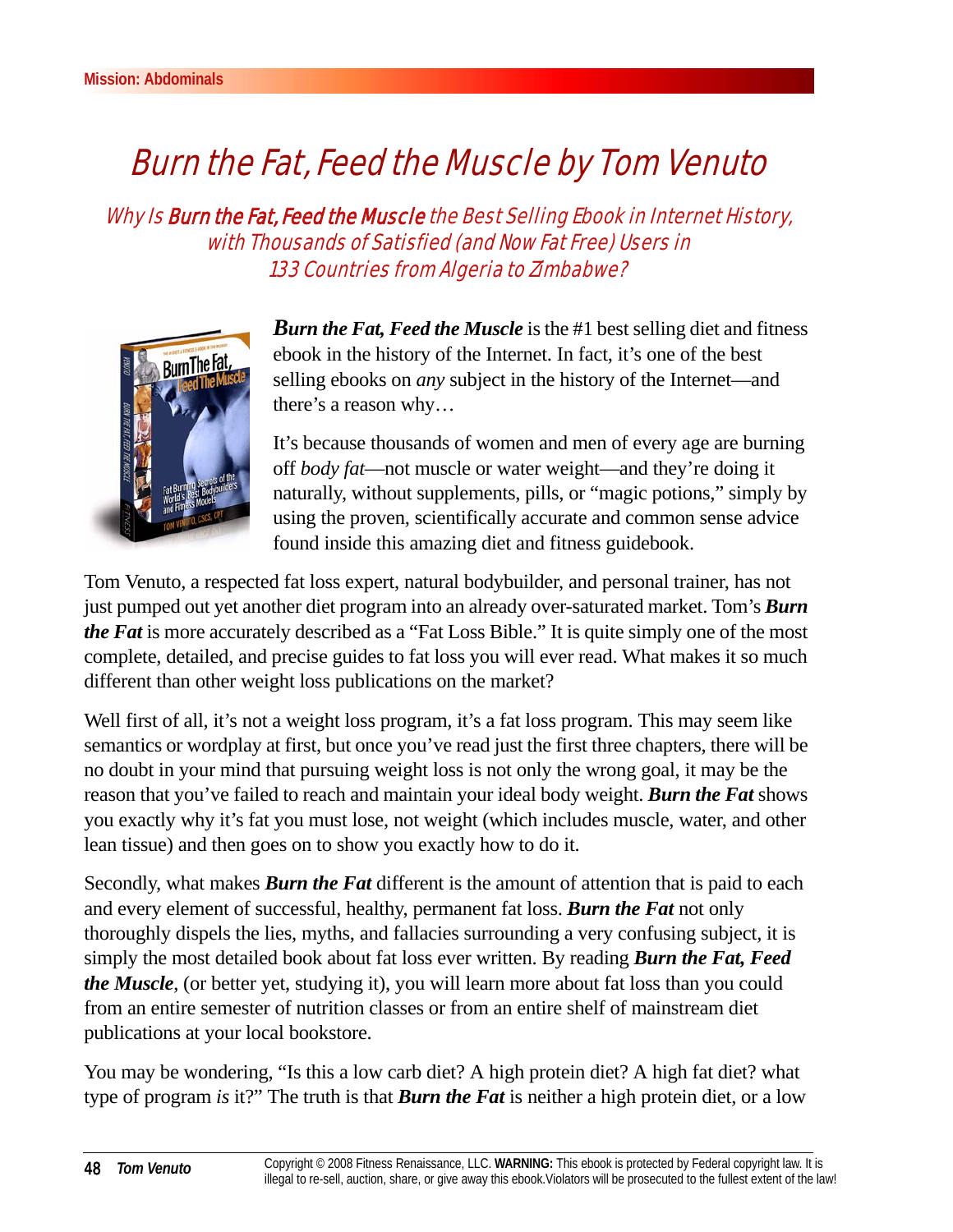# Burn the Fat, Feed the Muscle by Tom Venuto

*Why Is **Burn the Fat, Feed the Muscle** the Best Selling Ebook in Internet History, with Thousands of Satisfied (and Now Fat Free) Users in 133 Countries from Algeria to Zimbabwe?*

***Burn the Fat, Feed the Muscle*** is the #1 best selling diet and fitness ebook in the history of the Internet. In fact, it's one of the best selling ebooks on *any* subject in the history of the Internet—and there's a reason why…

It's because thousands of women and men of every age are burning off *body fat*—not muscle or water weight—and they're doing it naturally, without supplements, pills, or "magic potions," simply by using the proven, scientifically accurate and common sense advice found inside this amazing diet and fitness guidebook.

Tom Venuto, a respected fat loss expert, natural bodybuilder, and personal trainer, has not just pumped out yet another diet program into an already over-saturated market. Tom's ***Burn the Fat*** is more accurately described as a "Fat Loss Bible." It is quite simply one of the most complete, detailed, and precise guides to fat loss you will ever read. What makes it so much different than other weight loss publications on the market?

Well first of all, it's not a weight loss program, it's a fat loss program. This may seem like semantics or wordplay at first, but once you've read just the first three chapters, there will be no doubt in your mind that pursuing weight loss is not only the wrong goal, it may be the reason that you've failed to reach and maintain your ideal body weight. ***Burn the Fat*** shows you exactly why it's fat you must lose, not weight (which includes muscle, water, and other lean tissue) and then goes on to show you exactly how to do it.

Secondly, what makes ***Burn the Fat*** different is the amount of attention that is paid to each and every element of successful, healthy, permanent fat loss. ***Burn the Fat*** not only thoroughly dispels the lies, myths, and fallacies surrounding a very confusing subject, it is simply the most detailed book about fat loss ever written. By reading ***Burn the Fat, Feed the Muscle***, (or better yet, studying it), you will learn more about fat loss than you could from an entire semester of nutrition classes or from an entire shelf of mainstream diet publications at your local bookstore.

You may be wondering, "Is this a low carb diet? A high protein diet? A high fat diet? what type of program *is* it?" The truth is that ***Burn the Fat*** is neither a high protein diet, or a low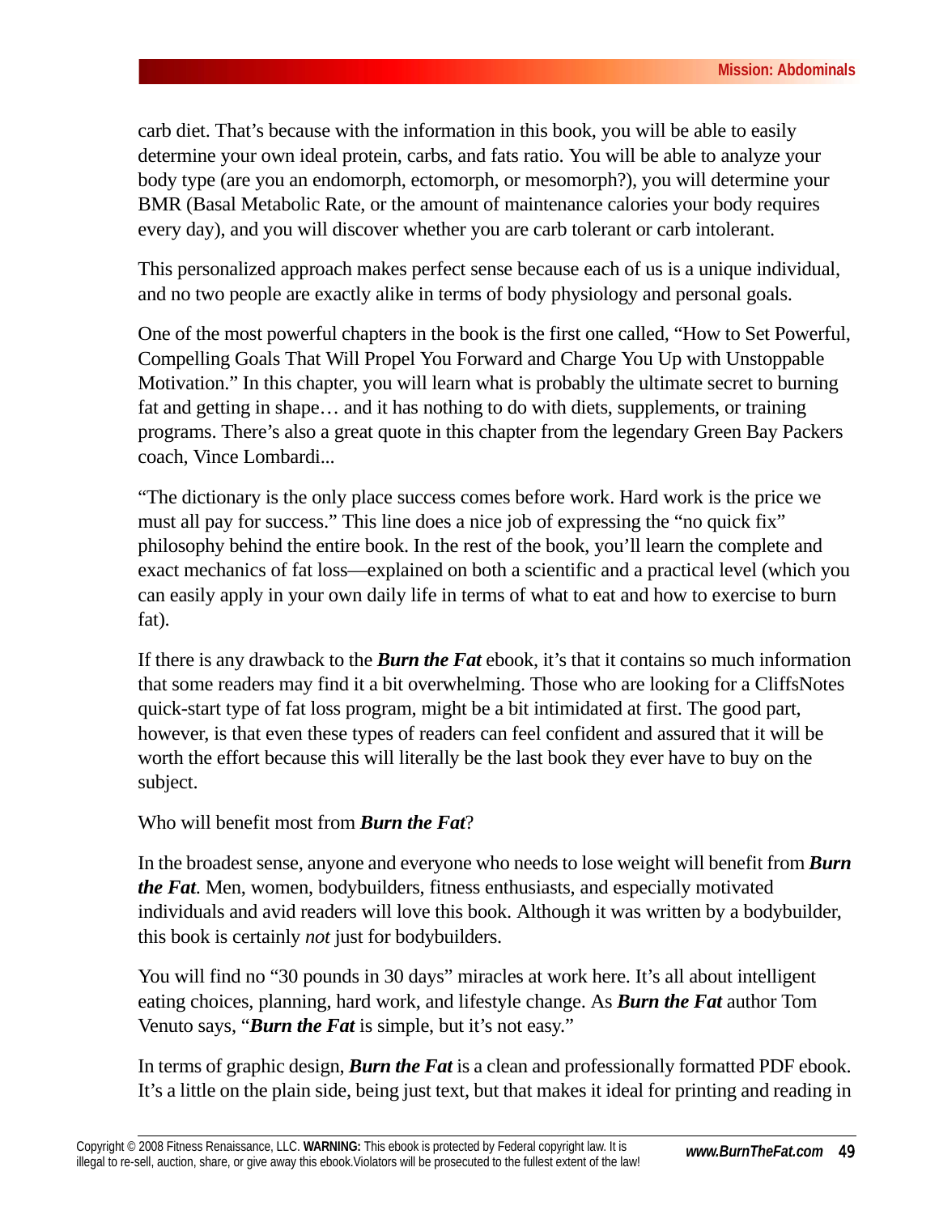carb diet. That's because with the information in this book, you will be able to easily determine your own ideal protein, carbs, and fats ratio. You will be able to analyze your body type (are you an endomorph, ectomorph, or mesomorph?), you will determine your BMR (Basal Metabolic Rate, or the amount of maintenance calories your body requires every day), and you will discover whether you are carb tolerant or carb intolerant.

This personalized approach makes perfect sense because each of us is a unique individual, and no two people are exactly alike in terms of body physiology and personal goals.

One of the most powerful chapters in the book is the first one called, "How to Set Powerful, Compelling Goals That Will Propel You Forward and Charge You Up with Unstoppable Motivation." In this chapter, you will learn what is probably the ultimate secret to burning fat and getting in shape… and it has nothing to do with diets, supplements, or training programs. There's also a great quote in this chapter from the legendary Green Bay Packers coach, Vince Lombardi...

"The dictionary is the only place success comes before work. Hard work is the price we must all pay for success." This line does a nice job of expressing the "no quick fix" philosophy behind the entire book. In the rest of the book, you'll learn the complete and exact mechanics of fat loss—explained on both a scientific and a practical level (which you can easily apply in your own daily life in terms of what to eat and how to exercise to burn fat).

If there is any drawback to the ***Burn the Fat*** ebook, it's that it contains so much information that some readers may find it a bit overwhelming. Those who are looking for a CliffsNotes quick-start type of fat loss program, might be a bit intimidated at first. The good part, however, is that even these types of readers can feel confident and assured that it will be worth the effort because this will literally be the last book they ever have to buy on the subject.

Who will benefit most from ***Burn the Fat***?

In the broadest sense, anyone and everyone who needs to lose weight will benefit from ***Burn the Fat***. Men, women, bodybuilders, fitness enthusiasts, and especially motivated individuals and avid readers will love this book. Although it was written by a bodybuilder, this book is certainly *not* just for bodybuilders.

You will find no "30 pounds in 30 days" miracles at work here. It's all about intelligent eating choices, planning, hard work, and lifestyle change. As ***Burn the Fat*** author Tom Venuto says, "***Burn the Fat*** is simple, but it's not easy."

In terms of graphic design, ***Burn the Fat*** is a clean and professionally formatted PDF ebook. It's a little on the plain side, being just text, but that makes it ideal for printing and reading in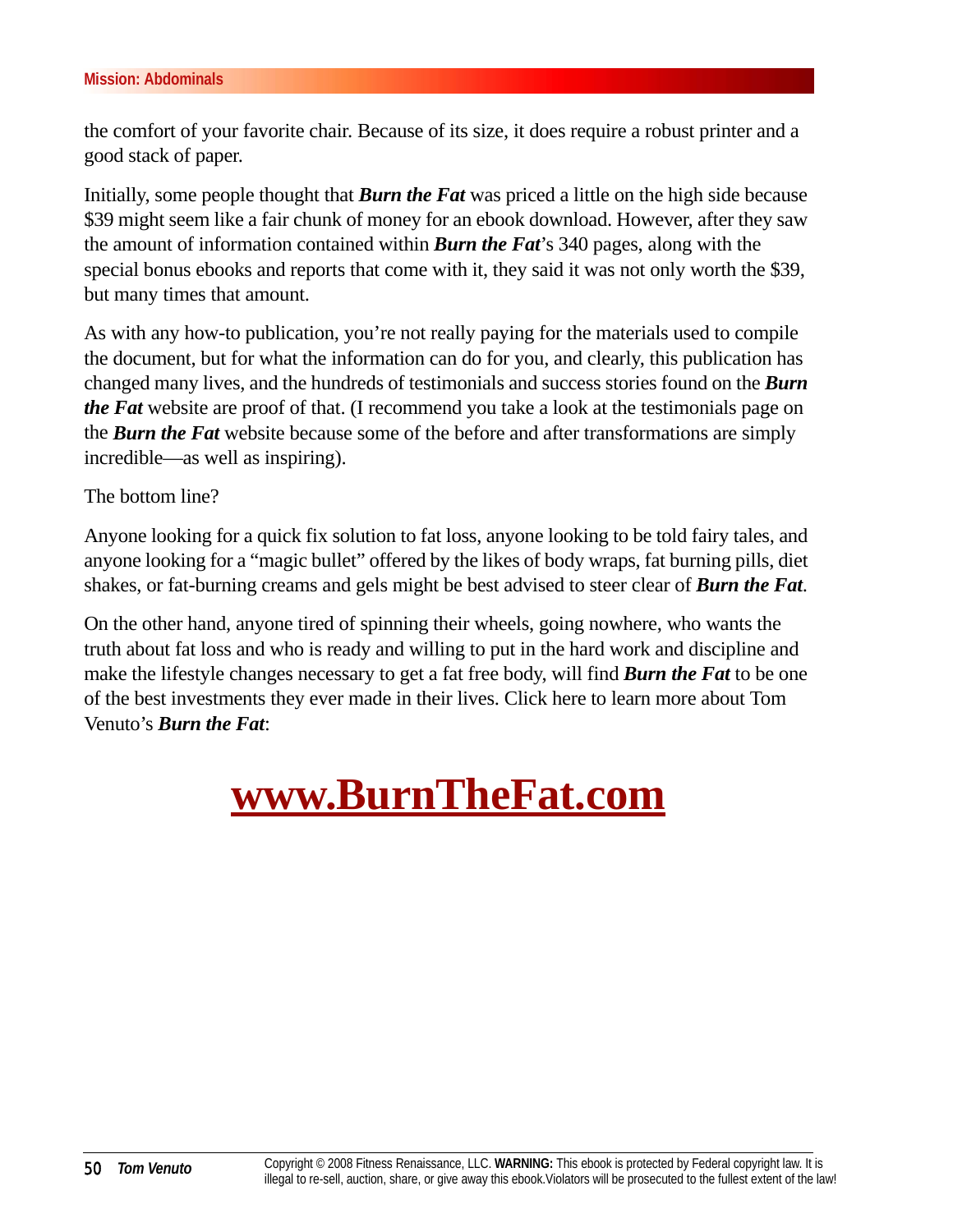the comfort of your favorite chair. Because of its size, it does require a robust printer and a good stack of paper.

Initially, some people thought that ***Burn the Fat*** was priced a little on the high side because $39 might seem like a fair chunk of money for an ebook download. However, after they saw the amount of information contained within ***Burn the Fat***'s 340 pages, along with the special bonus ebooks and reports that come with it, they said it was not only worth the $39, but many times that amount.

As with any how-to publication, you're not really paying for the materials used to compile the document, but for what the information can do for you, and clearly, this publication has changed many lives, and the hundreds of testimonials and success stories found on the ***Burn the Fat*** website are proof of that. (I recommend you take a look at the testimonials page on the ***Burn the Fat*** website because some of the before and after transformations are simply incredible—as well as inspiring).

The bottom line?

Anyone looking for a quick fix solution to fat loss, anyone looking to be told fairy tales, and anyone looking for a "magic bullet" offered by the likes of body wraps, fat burning pills, diet shakes, or fat-burning creams and gels might be best advised to steer clear of ***Burn the Fat***.

On the other hand, anyone tired of spinning their wheels, going nowhere, who wants the truth about fat loss and who is ready and willing to put in the hard work and discipline and make the lifestyle changes necessary to get a fat free body, will find ***Burn the Fat*** to be one of the best investments they ever made in their lives. Click here to learn more about Tom Venuto's ***Burn the Fat***:

# [www.BurnTheFat.com](http://www.BurnTheFat.com)